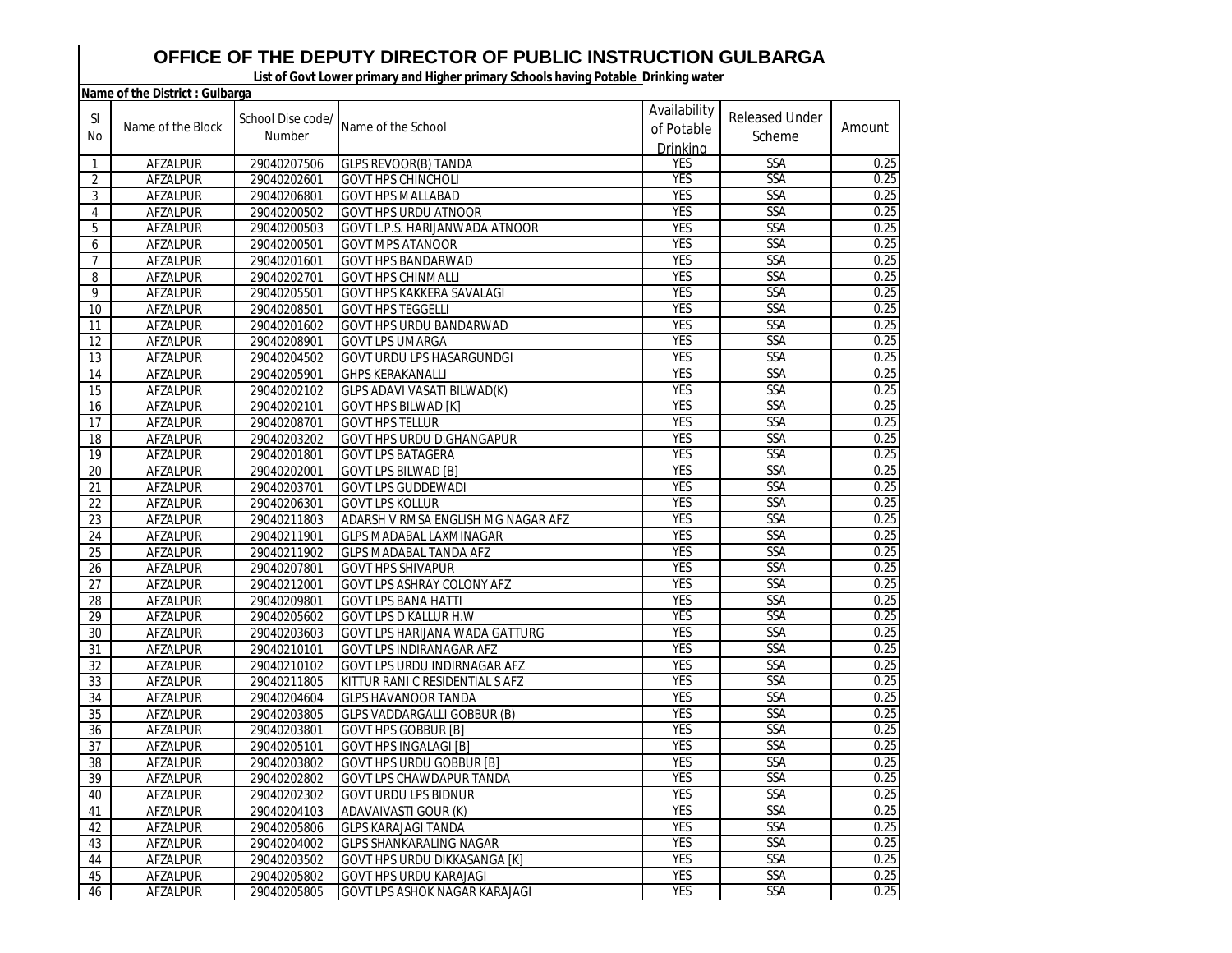# OFFICE OF THE DEPUTY DIRECTOR OF PUBLIC INSTRUCTION GULBARGA

**List of Govt Lower primary and Higher primary Schools having Potable Drinking water**

**Name of the District : Gulbarga**

| Sl No | Name of the Block | School Dise code/ Number | Name of the School | Availability of Potable Drinking | Released Under Scheme | Amount |
|---|---|---|---|---|---|---|
| 1 | AFZALPUR | 29040207506 | GLPS REVOOR(B) TANDA | YES | SSA | 0.25 |
| 2 | AFZALPUR | 29040202601 | GOVT HPS CHINCHOLI | YES | SSA | 0.25 |
| 3 | AFZALPUR | 29040206801 | GOVT HPS MALLABAD | YES | SSA | 0.25 |
| 4 | AFZALPUR | 29040200502 | GOVT HPS URDU ATNOOR | YES | SSA | 0.25 |
| 5 | AFZALPUR | 29040200503 | GOVT L.P.S. HARIJANWADA ATNOOR | YES | SSA | 0.25 |
| 6 | AFZALPUR | 29040200501 | GOVT MPS ATANOOR | YES | SSA | 0.25 |
| 7 | AFZALPUR | 29040201601 | GOVT HPS BANDARWAD | YES | SSA | 0.25 |
| 8 | AFZALPUR | 29040202701 | GOVT HPS CHINMALLI | YES | SSA | 0.25 |
| 9 | AFZALPUR | 29040205501 | GOVT HPS KAKKERA SAVALAGI | YES | SSA | 0.25 |
| 10 | AFZALPUR | 29040208501 | GOVT HPS TEGGELLI | YES | SSA | 0.25 |
| 11 | AFZALPUR | 29040201602 | GOVT HPS URDU BANDARWAD | YES | SSA | 0.25 |
| 12 | AFZALPUR | 29040208901 | GOVT LPS UMARGA | YES | SSA | 0.25 |
| 13 | AFZALPUR | 29040204502 | GOVT URDU LPS HASARGUNDGI | YES | SSA | 0.25 |
| 14 | AFZALPUR | 29040205901 | GHPS KERAKANALLI | YES | SSA | 0.25 |
| 15 | AFZALPUR | 29040202102 | GLPS ADAVI VASATI BILWAD(K) | YES | SSA | 0.25 |
| 16 | AFZALPUR | 29040202101 | GOVT HPS BILWAD [K] | YES | SSA | 0.25 |
| 17 | AFZALPUR | 29040208701 | GOVT HPS TELLUR | YES | SSA | 0.25 |
| 18 | AFZALPUR | 29040203202 | GOVT HPS URDU D.GHANGAPUR | YES | SSA | 0.25 |
| 19 | AFZALPUR | 29040201801 | GOVT LPS BATAGERA | YES | SSA | 0.25 |
| 20 | AFZALPUR | 29040202001 | GOVT LPS BILWAD [B] | YES | SSA | 0.25 |
| 21 | AFZALPUR | 29040203701 | GOVT LPS GUDDEWADI | YES | SSA | 0.25 |
| 22 | AFZALPUR | 29040206301 | GOVT LPS KOLLUR | YES | SSA | 0.25 |
| 23 | AFZALPUR | 29040211803 | ADARSH V RMSA ENGLISH M G NAGAR AFZ | YES | SSA | 0.25 |
| 24 | AFZALPUR | 29040211901 | GLPS MADABAL LAXMINAGAR | YES | SSA | 0.25 |
| 25 | AFZALPUR | 29040211902 | GLPS MADABAL TANDA AFZ | YES | SSA | 0.25 |
| 26 | AFZALPUR | 29040207801 | GOVT HPS SHIVAPUR | YES | SSA | 0.25 |
| 27 | AFZALPUR | 29040212001 | GOVT LPS ASHRAY COLONY AFZ | YES | SSA | 0.25 |
| 28 | AFZALPUR | 29040209801 | GOVT LPS BANA HATTI | YES | SSA | 0.25 |
| 29 | AFZALPUR | 29040205602 | GOVT LPS D KALLUR H.W | YES | SSA | 0.25 |
| 30 | AFZALPUR | 29040203603 | GOVT LPS HARIJANA WADA GATTURG | YES | SSA | 0.25 |
| 31 | AFZALPUR | 29040210101 | GOVT LPS INDIRANAGAR AFZ | YES | SSA | 0.25 |
| 32 | AFZALPUR | 29040210102 | GOVT LPS URDU INDIRNAGAR AFZ | YES | SSA | 0.25 |
| 33 | AFZALPUR | 29040211805 | KITTUR RANI C RESIDENTIAL S AFZ | YES | SSA | 0.25 |
| 34 | AFZALPUR | 29040204604 | GLPS HAVANOOR TANDA | YES | SSA | 0.25 |
| 35 | AFZALPUR | 29040203805 | GLPS VADDARGALLI GOBBUR (B) | YES | SSA | 0.25 |
| 36 | AFZALPUR | 29040203801 | GOVT HPS GOBBUR [B] | YES | SSA | 0.25 |
| 37 | AFZALPUR | 29040205101 | GOVT HPS INGALAGI [B] | YES | SSA | 0.25 |
| 38 | AFZALPUR | 29040203802 | GOVT HPS URDU GOBBUR [B] | YES | SSA | 0.25 |
| 39 | AFZALPUR | 29040202802 | GOVT LPS CHAWDAPUR TANDA | YES | SSA | 0.25 |
| 40 | AFZALPUR | 29040202302 | GOVT URDU LPS BIDNUR | YES | SSA | 0.25 |
| 41 | AFZALPUR | 29040204103 | ADAVAIVASTI GOUR (K) | YES | SSA | 0.25 |
| 42 | AFZALPUR | 29040205806 | GLPS KARAJAGI TANDA | YES | SSA | 0.25 |
| 43 | AFZALPUR | 29040204002 | GLPS SHANKARALING NAGAR | YES | SSA | 0.25 |
| 44 | AFZALPUR | 29040203502 | GOVT HPS URDU DIKKASANGA [K] | YES | SSA | 0.25 |
| 45 | AFZALPUR | 29040205802 | GOVT HPS URDU KARAJAGI | YES | SSA | 0.25 |
| 46 | AFZALPUR | 29040205805 | GOVT LPS ASHOK NAGAR KARAJAGI | YES | SSA | 0.25 |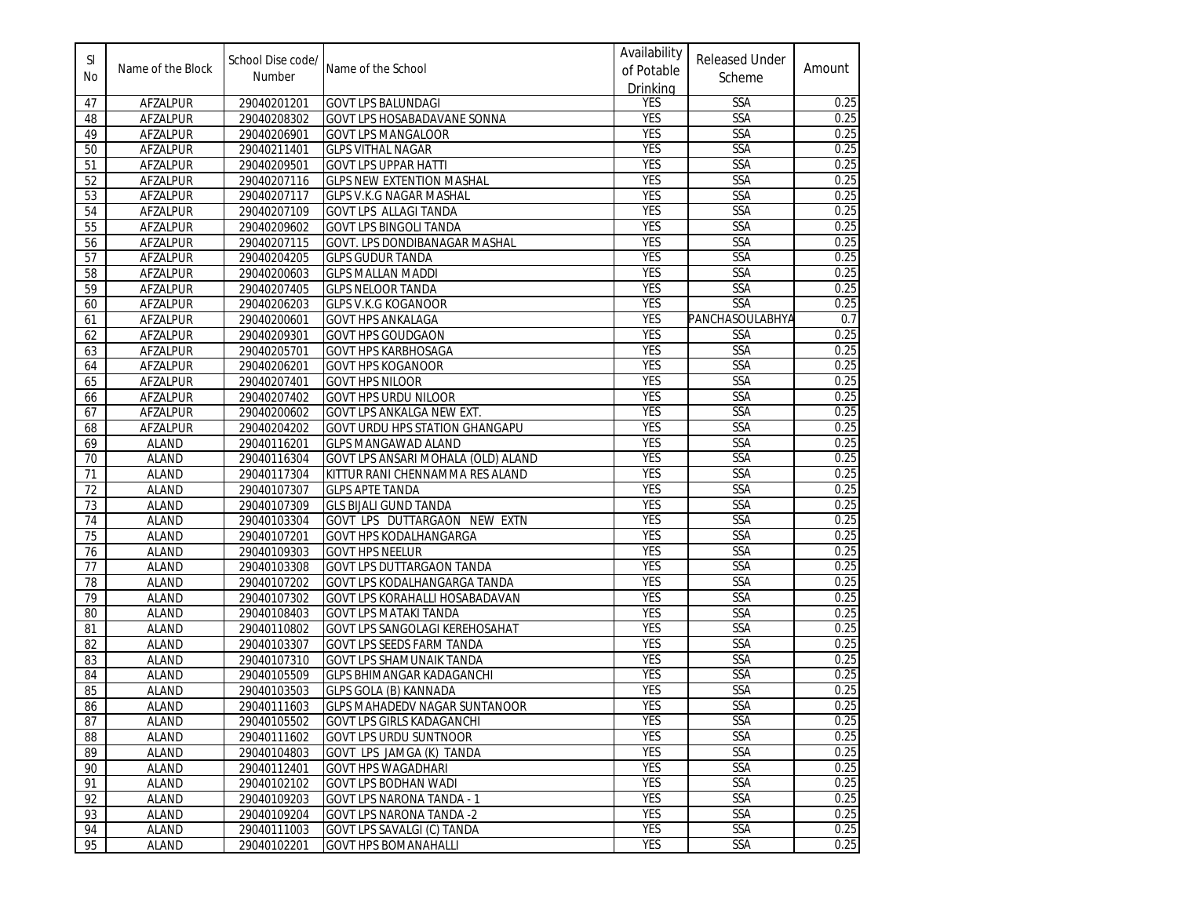| Sl No | Name of the Block | School Dise code/ Number | Name of the School | Availability of Potable Drinking | Released Under Scheme | Amount |
|---|---|---|---|---|---|---|
| 47 | AFZALPUR | 29040201201 | GOVT LPS BALUNDAGI | YES | SSA | 0.25 |
| 48 | AFZALPUR | 29040208302 | GOVT LPS HOSABADAVANE SONNA | YES | SSA | 0.25 |
| 49 | AFZALPUR | 29040206901 | GOVT LPS MANGALOOR | YES | SSA | 0.25 |
| 50 | AFZALPUR | 29040211401 | GLPS VITHAL NAGAR | YES | SSA | 0.25 |
| 51 | AFZALPUR | 29040209501 | GOVT LPS UPPAR HATTI | YES | SSA | 0.25 |
| 52 | AFZALPUR | 29040207116 | GLPS NEW EXTENTION MASHAL | YES | SSA | 0.25 |
| 53 | AFZALPUR | 29040207117 | GLPS V.K.G NAGAR MASHAL | YES | SSA | 0.25 |
| 54 | AFZALPUR | 29040207109 | GOVT LPS ALLAGI TANDA | YES | SSA | 0.25 |
| 55 | AFZALPUR | 29040209602 | GOVT LPS BINGOLI TANDA | YES | SSA | 0.25 |
| 56 | AFZALPUR | 29040207115 | GOVT. LPS DONDIBANAGAR MASHAL | YES | SSA | 0.25 |
| 57 | AFZALPUR | 29040204205 | GLPS GUDUR TANDA | YES | SSA | 0.25 |
| 58 | AFZALPUR | 29040200603 | GLPS MALLAN MADDI | YES | SSA | 0.25 |
| 59 | AFZALPUR | 29040207405 | GLPS NELOOR TANDA | YES | SSA | 0.25 |
| 60 | AFZALPUR | 29040206203 | GLPS V.K.G KOGANOOR | YES | SSA | 0.25 |
| 61 | AFZALPUR | 29040200601 | GOVT HPS ANKALAGA | YES | PANCHASOULABHYA | 0.7 |
| 62 | AFZALPUR | 29040209301 | GOVT HPS GOUDGAON | YES | SSA | 0.25 |
| 63 | AFZALPUR | 29040205701 | GOVT HPS KARBHOSAGA | YES | SSA | 0.25 |
| 64 | AFZALPUR | 29040206201 | GOVT HPS KOGANOOR | YES | SSA | 0.25 |
| 65 | AFZALPUR | 29040207401 | GOVT HPS NILOOR | YES | SSA | 0.25 |
| 66 | AFZALPUR | 29040207402 | GOVT HPS URDU NILOOR | YES | SSA | 0.25 |
| 67 | AFZALPUR | 29040200602 | GOVT LPS ANKALGA NEW EXT. | YES | SSA | 0.25 |
| 68 | AFZALPUR | 29040204202 | GOVT URDU HPS STATION GHANGAPU | YES | SSA | 0.25 |
| 69 | ALAND | 29040116201 | GLPS MANGAWAD ALAND | YES | SSA | 0.25 |
| 70 | ALAND | 29040116304 | GOVT LPS ANSARI MOHALA (OLD) ALAND | YES | SSA | 0.25 |
| 71 | ALAND | 29040117304 | KITTUR RANI CHENNAMMA RES ALAND | YES | SSA | 0.25 |
| 72 | ALAND | 29040107307 | GLPS APTE TANDA | YES | SSA | 0.25 |
| 73 | ALAND | 29040107309 | GLS BIJALI GUND TANDA | YES | SSA | 0.25 |
| 74 | ALAND | 29040103304 | GOVT LPS DUTTARGAON NEW EXTN | YES | SSA | 0.25 |
| 75 | ALAND | 29040107201 | GOVT HPS KODALHANGARGA | YES | SSA | 0.25 |
| 76 | ALAND | 29040109303 | GOVT HPS NEELUR | YES | SSA | 0.25 |
| 77 | ALAND | 29040103308 | GOVT LPS DUTTARGAON TANDA | YES | SSA | 0.25 |
| 78 | ALAND | 29040107202 | GOVT LPS KODALHANGARGA TANDA | YES | SSA | 0.25 |
| 79 | ALAND | 29040107302 | GOVT LPS KORAHALLI HOSABADAVAN | YES | SSA | 0.25 |
| 80 | ALAND | 29040108403 | GOVT LPS MATAKI TANDA | YES | SSA | 0.25 |
| 81 | ALAND | 29040110802 | GOVT LPS SANGOLAGI KEREHOSAHAT | YES | SSA | 0.25 |
| 82 | ALAND | 29040103307 | GOVT LPS SEEDS FARM TANDA | YES | SSA | 0.25 |
| 83 | ALAND | 29040107310 | GOVT LPS SHAMUNAIK TANDA | YES | SSA | 0.25 |
| 84 | ALAND | 29040105509 | GLPS BHIMANGAR KADAGANCHI | YES | SSA | 0.25 |
| 85 | ALAND | 29040103503 | GLPS GOLA (B) KANNADA | YES | SSA | 0.25 |
| 86 | ALAND | 29040111603 | GLPS MAHADEDV NAGAR SUNTANOOR | YES | SSA | 0.25 |
| 87 | ALAND | 29040105502 | GOVT LPS GIRLS KADAGANCHI | YES | SSA | 0.25 |
| 88 | ALAND | 29040111602 | GOVT LPS URDU SUNTNOOR | YES | SSA | 0.25 |
| 89 | ALAND | 29040104803 | GOVT LPS JAMGA (K) TANDA | YES | SSA | 0.25 |
| 90 | ALAND | 29040112401 | GOVT HPS WAGADHARI | YES | SSA | 0.25 |
| 91 | ALAND | 29040102102 | GOVT LPS BODHAN WADI | YES | SSA | 0.25 |
| 92 | ALAND | 29040109203 | GOVT LPS NARONA TANDA - 1 | YES | SSA | 0.25 |
| 93 | ALAND | 29040109204 | GOVT LPS NARONA TANDA -2 | YES | SSA | 0.25 |
| 94 | ALAND | 29040111003 | GOVT LPS SAVALGI (C) TANDA | YES | SSA | 0.25 |
| 95 | ALAND | 29040102201 | GOVT HPS BOMANAHALLI | YES | SSA | 0.25 |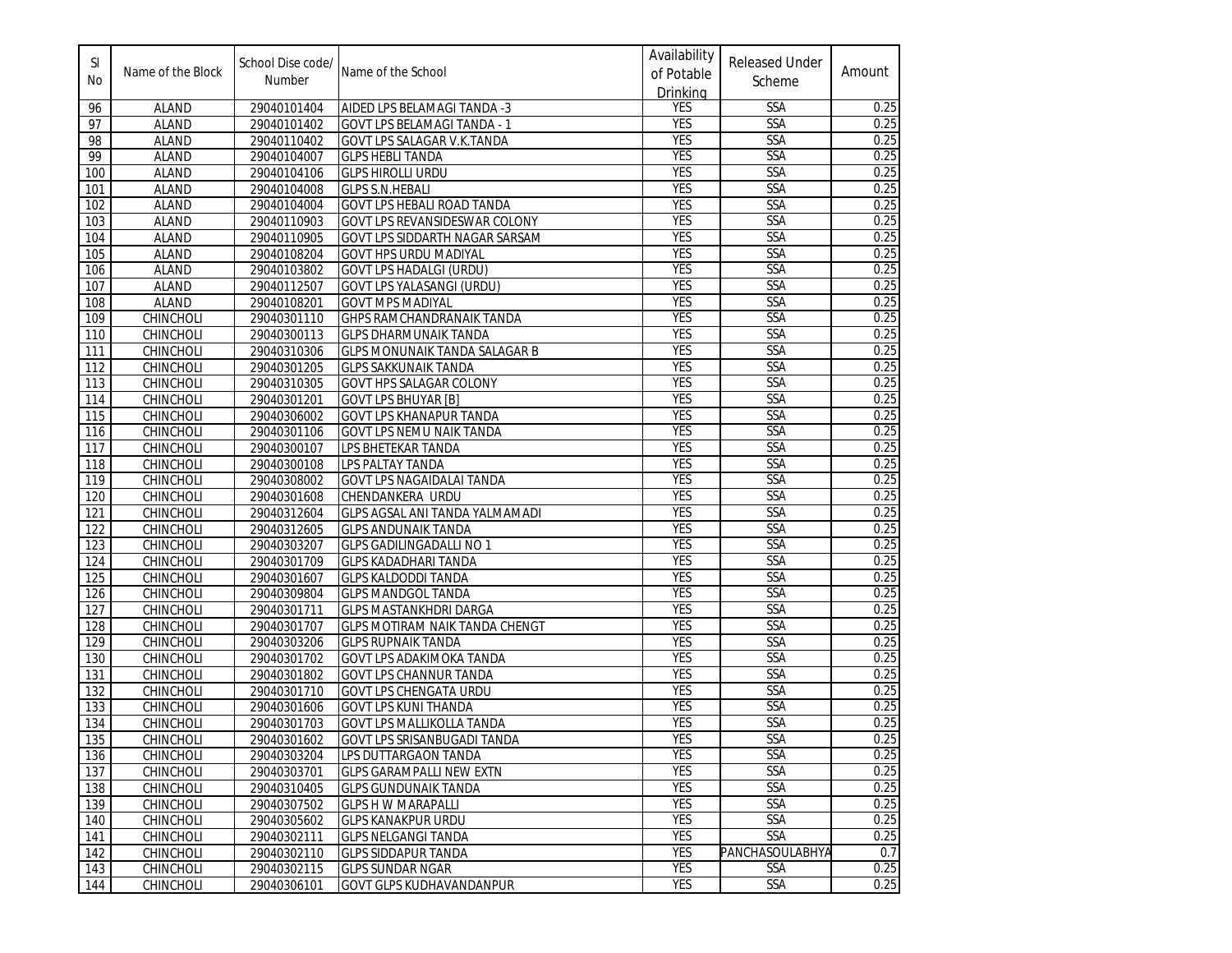| Sl No | Name of the Block | School Dise code/ Number | Name of the School | Availability of Potable Drinking | Released Under Scheme | Amount |
|---|---|---|---|---|---|---|
| 96 | ALAND | 29040101404 | AIDED LPS BELAMAGI TANDA -3 | YES | SSA | 0.25 |
| 97 | ALAND | 29040101402 | GOVT LPS BELAMAGI TANDA - 1 | YES | SSA | 0.25 |
| 98 | ALAND | 29040110402 | GOVT LPS SALAGAR V.K.TANDA | YES | SSA | 0.25 |
| 99 | ALAND | 29040104007 | GLPS HEBLI TANDA | YES | SSA | 0.25 |
| 100 | ALAND | 29040104106 | GLPS HIROLLI URDU | YES | SSA | 0.25 |
| 101 | ALAND | 29040104008 | GLPS S.N.HEBALI | YES | SSA | 0.25 |
| 102 | ALAND | 29040104004 | GOVT LPS HEBALI ROAD TANDA | YES | SSA | 0.25 |
| 103 | ALAND | 29040110903 | GOVT LPS REVANSIDESWAR COLONY | YES | SSA | 0.25 |
| 104 | ALAND | 29040110905 | GOVT LPS SIDDARTH NAGAR SARSAM | YES | SSA | 0.25 |
| 105 | ALAND | 29040108204 | GOVT HPS URDU MADIYAL | YES | SSA | 0.25 |
| 106 | ALAND | 29040103802 | GOVT LPS HADALGI (URDU) | YES | SSA | 0.25 |
| 107 | ALAND | 29040112507 | GOVT LPS YALASANGI (URDU) | YES | SSA | 0.25 |
| 108 | ALAND | 29040108201 | GOVT MPS MADIYAL | YES | SSA | 0.25 |
| 109 | CHINCHOLI | 29040301110 | GHPS RAMCHANDRANAIK TANDA | YES | SSA | 0.25 |
| 110 | CHINCHOLI | 29040300113 | GLPS DHARMUNAIK TANDA | YES | SSA | 0.25 |
| 111 | CHINCHOLI | 29040310306 | GLPS MONUNAIK TANDA SALAGAR B | YES | SSA | 0.25 |
| 112 | CHINCHOLI | 29040301205 | GLPS SAKKUNAIK TANDA | YES | SSA | 0.25 |
| 113 | CHINCHOLI | 29040310305 | GOVT HPS SALAGAR COLONY | YES | SSA | 0.25 |
| 114 | CHINCHOLI | 29040301201 | GOVT LPS BHUYAR [B] | YES | SSA | 0.25 |
| 115 | CHINCHOLI | 29040306002 | GOVT LPS KHANAPUR TANDA | YES | SSA | 0.25 |
| 116 | CHINCHOLI | 29040301106 | GOVT LPS NEMU NAIK TANDA | YES | SSA | 0.25 |
| 117 | CHINCHOLI | 29040300107 | LPS BHETEKAR TANDA | YES | SSA | 0.25 |
| 118 | CHINCHOLI | 29040300108 | LPS PALTAY TANDA | YES | SSA | 0.25 |
| 119 | CHINCHOLI | 29040308002 | GOVT LPS NAGAIDALAI TANDA | YES | SSA | 0.25 |
| 120 | CHINCHOLI | 29040301608 | CHENDANKERA URDU | YES | SSA | 0.25 |
| 121 | CHINCHOLI | 29040312604 | GLPS AGSAL ANI TANDA YALMAMADI | YES | SSA | 0.25 |
| 122 | CHINCHOLI | 29040312605 | GLPS ANDUNAIK TANDA | YES | SSA | 0.25 |
| 123 | CHINCHOLI | 29040303207 | GLPS GADILINGADALLI NO 1 | YES | SSA | 0.25 |
| 124 | CHINCHOLI | 29040301709 | GLPS KADADHARI TANDA | YES | SSA | 0.25 |
| 125 | CHINCHOLI | 29040301607 | GLPS KALDODDI TANDA | YES | SSA | 0.25 |
| 126 | CHINCHOLI | 29040309804 | GLPS MANDGOL TANDA | YES | SSA | 0.25 |
| 127 | CHINCHOLI | 29040301711 | GLPS MASTANKHDRI DARGA | YES | SSA | 0.25 |
| 128 | CHINCHOLI | 29040301707 | GLPS MOTIRAM NAIK TANDA CHENGT | YES | SSA | 0.25 |
| 129 | CHINCHOLI | 29040303206 | GLPS RUPNAIK TANDA | YES | SSA | 0.25 |
| 130 | CHINCHOLI | 29040301702 | GOVT LPS ADAKIMOKA TANDA | YES | SSA | 0.25 |
| 131 | CHINCHOLI | 29040301802 | GOVT LPS CHANNUR TANDA | YES | SSA | 0.25 |
| 132 | CHINCHOLI | 29040301710 | GOVT LPS CHENGATA URDU | YES | SSA | 0.25 |
| 133 | CHINCHOLI | 29040301606 | GOVT LPS KUNI THANDA | YES | SSA | 0.25 |
| 134 | CHINCHOLI | 29040301703 | GOVT LPS MALLIKOLLA TANDA | YES | SSA | 0.25 |
| 135 | CHINCHOLI | 29040301602 | GOVT LPS SRISANBUGADI TANDA | YES | SSA | 0.25 |
| 136 | CHINCHOLI | 29040303204 | LPS DUTTARGAON TANDA | YES | SSA | 0.25 |
| 137 | CHINCHOLI | 29040303701 | GLPS GARAMPALLI NEW EXTN | YES | SSA | 0.25 |
| 138 | CHINCHOLI | 29040310405 | GLPS GUNDUNAIK TANDA | YES | SSA | 0.25 |
| 139 | CHINCHOLI | 29040307502 | GLPS H W MARAPALLI | YES | SSA | 0.25 |
| 140 | CHINCHOLI | 29040305602 | GLPS KANAKPUR URDU | YES | SSA | 0.25 |
| 141 | CHINCHOLI | 29040302111 | GLPS NELGANGI TANDA | YES | SSA | 0.25 |
| 142 | CHINCHOLI | 29040302110 | GLPS SIDDAPUR TANDA | YES | PANCHASOULABHYA | 0.7 |
| 143 | CHINCHOLI | 29040302115 | GLPS SUNDAR NGAR | YES | SSA | 0.25 |
| 144 | CHINCHOLI | 29040306101 | GOVT GLPS KUDHAVANDANPUR | YES | SSA | 0.25 |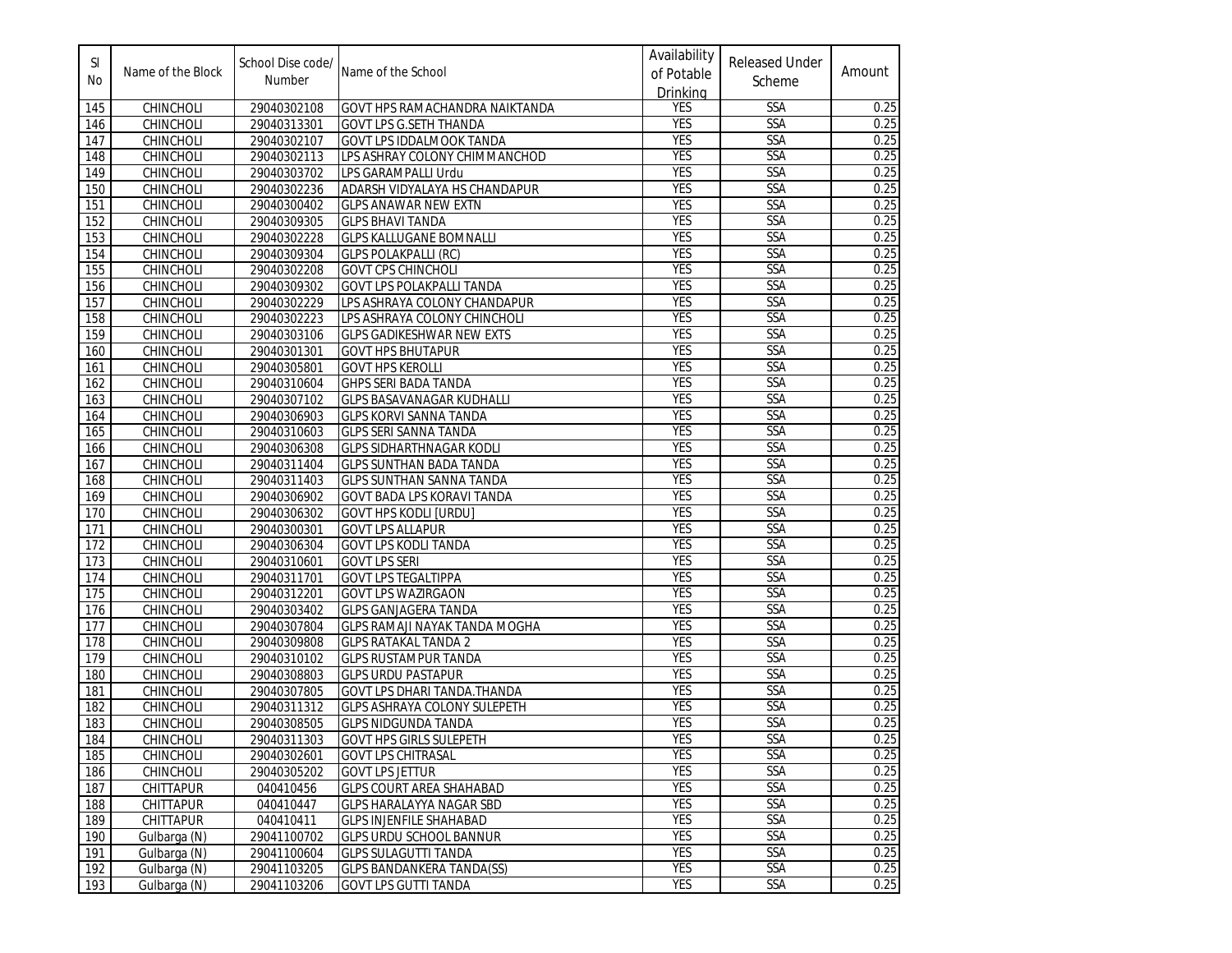| Sl No | Name of the Block | School Dise code/ Number | Name of the School | Availability of Potable Drinking | Released Under Scheme | Amount |
|---|---|---|---|---|---|---|
| 145 | CHINCHOLI | 29040302108 | GOVT HPS RAMACHANDRA NAIKTANDA | YES | SSA | 0.25 |
| 146 | CHINCHOLI | 29040313301 | GOVT LPS G.SETH THANDA | YES | SSA | 0.25 |
| 147 | CHINCHOLI | 29040302107 | GOVT LPS IDDALMOOK TANDA | YES | SSA | 0.25 |
| 148 | CHINCHOLI | 29040302113 | LPS ASHRAY COLONY CHIMMANCHOD | YES | SSA | 0.25 |
| 149 | CHINCHOLI | 29040303702 | LPS GARAMPALLI Urdu | YES | SSA | 0.25 |
| 150 | CHINCHOLI | 29040302236 | ADARSH VIDYALAYA HS CHANDAPUR | YES | SSA | 0.25 |
| 151 | CHINCHOLI | 29040300402 | GLPS ANAWAR NEW EXTN | YES | SSA | 0.25 |
| 152 | CHINCHOLI | 29040309305 | GLPS BHAVI TANDA | YES | SSA | 0.25 |
| 153 | CHINCHOLI | 29040302228 | GLPS KALLUGANE BOMNALLI | YES | SSA | 0.25 |
| 154 | CHINCHOLI | 29040309304 | GLPS POLAKPALLI (RC) | YES | SSA | 0.25 |
| 155 | CHINCHOLI | 29040302208 | GOVT CPS CHINCHOLI | YES | SSA | 0.25 |
| 156 | CHINCHOLI | 29040309302 | GOVT LPS POLAKPALLI TANDA | YES | SSA | 0.25 |
| 157 | CHINCHOLI | 29040302229 | LPS ASHRAYA COLONY CHANDAPUR | YES | SSA | 0.25 |
| 158 | CHINCHOLI | 29040302223 | LPS ASHRAYA COLONY CHINCHOLI | YES | SSA | 0.25 |
| 159 | CHINCHOLI | 29040303106 | GLPS GADIKESHWAR NEW EXTS | YES | SSA | 0.25 |
| 160 | CHINCHOLI | 29040301301 | GOVT HPS BHUTAPUR | YES | SSA | 0.25 |
| 161 | CHINCHOLI | 29040305801 | GOVT HPS KEROLLI | YES | SSA | 0.25 |
| 162 | CHINCHOLI | 29040310604 | GHPS SERI BADA TANDA | YES | SSA | 0.25 |
| 163 | CHINCHOLI | 29040307102 | GLPS BASAVANAGAR KUDHALLI | YES | SSA | 0.25 |
| 164 | CHINCHOLI | 29040306903 | GLPS KORVI SANNA TANDA | YES | SSA | 0.25 |
| 165 | CHINCHOLI | 29040310603 | GLPS SERI SANNA TANDA | YES | SSA | 0.25 |
| 166 | CHINCHOLI | 29040306308 | GLPS SIDHARTHNAGAR KODLI | YES | SSA | 0.25 |
| 167 | CHINCHOLI | 29040311404 | GLPS SUNTHAN BADA TANDA | YES | SSA | 0.25 |
| 168 | CHINCHOLI | 29040311403 | GLPS SUNTHAN SANNA TANDA | YES | SSA | 0.25 |
| 169 | CHINCHOLI | 29040306902 | GOVT BADA LPS KORAVI TANDA | YES | SSA | 0.25 |
| 170 | CHINCHOLI | 29040306302 | GOVT HPS KODLI [URDU] | YES | SSA | 0.25 |
| 171 | CHINCHOLI | 29040300301 | GOVT LPS ALLAPUR | YES | SSA | 0.25 |
| 172 | CHINCHOLI | 29040306304 | GOVT LPS KODLI TANDA | YES | SSA | 0.25 |
| 173 | CHINCHOLI | 29040310601 | GOVT LPS SERI | YES | SSA | 0.25 |
| 174 | CHINCHOLI | 29040311701 | GOVT LPS TEGALTIPPA | YES | SSA | 0.25 |
| 175 | CHINCHOLI | 29040312201 | GOVT LPS WAZIRGAON | YES | SSA | 0.25 |
| 176 | CHINCHOLI | 29040303402 | GLPS GANJAGERA TANDA | YES | SSA | 0.25 |
| 177 | CHINCHOLI | 29040307804 | GLPS RAMAJI NAYAK TANDA MOGHA | YES | SSA | 0.25 |
| 178 | CHINCHOLI | 29040309808 | GLPS RATAKAL TANDA 2 | YES | SSA | 0.25 |
| 179 | CHINCHOLI | 29040310102 | GLPS RUSTAMPUR TANDA | YES | SSA | 0.25 |
| 180 | CHINCHOLI | 29040308803 | GLPS URDU PASTAPUR | YES | SSA | 0.25 |
| 181 | CHINCHOLI | 29040307805 | GOVT LPS DHARI TANDA.THANDA | YES | SSA | 0.25 |
| 182 | CHINCHOLI | 29040311312 | GLPS ASHRAYA COLONY SULEPETH | YES | SSA | 0.25 |
| 183 | CHINCHOLI | 29040308505 | GLPS NIDGUNDA TANDA | YES | SSA | 0.25 |
| 184 | CHINCHOLI | 29040311303 | GOVT HPS GIRLS SULEPETH | YES | SSA | 0.25 |
| 185 | CHINCHOLI | 29040302601 | GOVT LPS CHITRASAL | YES | SSA | 0.25 |
| 186 | CHINCHOLI | 29040305202 | GOVT LPS JETTUR | YES | SSA | 0.25 |
| 187 | CHITTAPUR | 040410456 | GLPS COURT AREA SHAHABAD | YES | SSA | 0.25 |
| 188 | CHITTAPUR | 040410447 | GLPS HARALAYYA NAGAR SBD | YES | SSA | 0.25 |
| 189 | CHITTAPUR | 040410411 | GLPS INJENFILE SHAHABAD | YES | SSA | 0.25 |
| 190 | Gulbarga (N) | 29041100702 | GLPS URDU SCHOOL BANNUR | YES | SSA | 0.25 |
| 191 | Gulbarga (N) | 29041100604 | GLPS SULAGUTTI TANDA | YES | SSA | 0.25 |
| 192 | Gulbarga (N) | 29041103205 | GLPS BANDANKERA TANDA(SS) | YES | SSA | 0.25 |
| 193 | Gulbarga (N) | 29041103206 | GOVT LPS GUTTI TANDA | YES | SSA | 0.25 |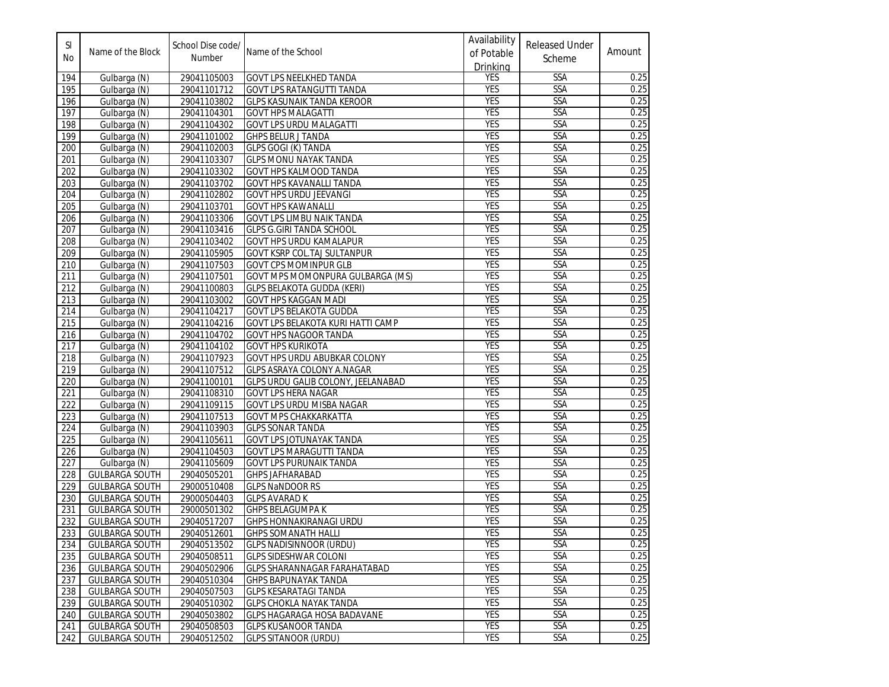| Sl No | Name of the Block | School Dise code/ Number | Name of the School | Availability of Potable Drinking | Released Under Scheme | Amount |
|---|---|---|---|---|---|---|
| 194 | Gulbarga (N) | 29041105003 | GOVT LPS NEELKHED TANDA | YES | SSA | 0.25 |
| 195 | Gulbarga (N) | 29041101712 | GOVT LPS RATANGUTTI TANDA | YES | SSA | 0.25 |
| 196 | Gulbarga (N) | 29041103802 | GLPS KASUNAIK TANDA KEROOR | YES | SSA | 0.25 |
| 197 | Gulbarga (N) | 29041104301 | GOVT HPS MALAGATTI | YES | SSA | 0.25 |
| 198 | Gulbarga (N) | 29041104302 | GOVT LPS URDU MALAGATTI | YES | SSA | 0.25 |
| 199 | Gulbarga (N) | 29041101002 | GHPS BELUR J TANDA | YES | SSA | 0.25 |
| 200 | Gulbarga (N) | 29041102003 | GLPS GOGI (K) TANDA | YES | SSA | 0.25 |
| 201 | Gulbarga (N) | 29041103307 | GLPS MONU NAYAK TANDA | YES | SSA | 0.25 |
| 202 | Gulbarga (N) | 29041103302 | GOVT HPS KALMOOD TANDA | YES | SSA | 0.25 |
| 203 | Gulbarga (N) | 29041103702 | GOVT HPS KAVANALLI TANDA | YES | SSA | 0.25 |
| 204 | Gulbarga (N) | 29041102802 | GOVT HPS URDU JEEVANGI | YES | SSA | 0.25 |
| 205 | Gulbarga (N) | 29041103701 | GOVT HPS KAWANALLI | YES | SSA | 0.25 |
| 206 | Gulbarga (N) | 29041103306 | GOVT LPS LIMBU NAIK TANDA | YES | SSA | 0.25 |
| 207 | Gulbarga (N) | 29041103416 | GLPS G.GIRI TANDA SCHOOL | YES | SSA | 0.25 |
| 208 | Gulbarga (N) | 29041103402 | GOVT HPS URDU KAMALAPUR | YES | SSA | 0.25 |
| 209 | Gulbarga (N) | 29041105905 | GOVT KSRP COL.TAJ SULTANPUR | YES | SSA | 0.25 |
| 210 | Gulbarga (N) | 29041107503 | GOVT CPS MOMINPUR GLB | YES | SSA | 0.25 |
| 211 | Gulbarga (N) | 29041107501 | GOVT MPS MOMONPURA GULBARGA (MS) | YES | SSA | 0.25 |
| 212 | Gulbarga (N) | 29041100803 | GLPS BELAKOTA GUDDA (KERI) | YES | SSA | 0.25 |
| 213 | Gulbarga (N) | 29041103002 | GOVT HPS KAGGAN MADI | YES | SSA | 0.25 |
| 214 | Gulbarga (N) | 29041104217 | GOVT LPS BELAKOTA GUDDA | YES | SSA | 0.25 |
| 215 | Gulbarga (N) | 29041104216 | GOVT LPS BELAKOTA KURI HATTI CAMP | YES | SSA | 0.25 |
| 216 | Gulbarga (N) | 29041104702 | GOVT HPS NAGOOR TANDA | YES | SSA | 0.25 |
| 217 | Gulbarga (N) | 29041104102 | GOVT HPS KURIKOTA | YES | SSA | 0.25 |
| 218 | Gulbarga (N) | 29041107923 | GOVT HPS URDU ABUBKAR COLONY | YES | SSA | 0.25 |
| 219 | Gulbarga (N) | 29041107512 | GLPS ASRAYA COLONY A.NAGAR | YES | SSA | 0.25 |
| 220 | Gulbarga (N) | 29041100101 | GLPS URDU GALIB COLONY, JEELANABAD | YES | SSA | 0.25 |
| 221 | Gulbarga (N) | 29041108310 | GOVT LPS HERA NAGAR | YES | SSA | 0.25 |
| 222 | Gulbarga (N) | 29041109115 | GOVT LPS URDU MISBA NAGAR | YES | SSA | 0.25 |
| 223 | Gulbarga (N) | 29041107513 | GOVT MPS CHAKKARKATTA | YES | SSA | 0.25 |
| 224 | Gulbarga (N) | 29041103903 | GLPS SONAR TANDA | YES | SSA | 0.25 |
| 225 | Gulbarga (N) | 29041105611 | GOVT LPS JOTUNAYAK TANDA | YES | SSA | 0.25 |
| 226 | Gulbarga (N) | 29041104503 | GOVT LPS MARAGUTTI TANDA | YES | SSA | 0.25 |
| 227 | Gulbarga (N) | 29041105609 | GOVT LPS PURUNAIK TANDA | YES | SSA | 0.25 |
| 228 | GULBARGA SOUTH | 29040505201 | GHPS JAFHARABAD | YES | SSA | 0.25 |
| 229 | GULBARGA SOUTH | 29000510408 | GLPS NaNDOOR RS | YES | SSA | 0.25 |
| 230 | GULBARGA SOUTH | 29000504403 | GLPS AVARAD K | YES | SSA | 0.25 |
| 231 | GULBARGA SOUTH | 29000501302 | GHPS BELAGUMPA K | YES | SSA | 0.25 |
| 232 | GULBARGA SOUTH | 29040517207 | GHPS HONNAKIRANAGI URDU | YES | SSA | 0.25 |
| 233 | GULBARGA SOUTH | 29040512601 | GHPS SOMANATH HALLI | YES | SSA | 0.25 |
| 234 | GULBARGA SOUTH | 29040513502 | GLPS NADISINNOOR (URDU) | YES | SSA | 0.25 |
| 235 | GULBARGA SOUTH | 29040508511 | GLPS SIDESHWAR COLONI | YES | SSA | 0.25 |
| 236 | GULBARGA SOUTH | 29040502906 | GLPS SHARANNAGAR FARAHATABAD | YES | SSA | 0.25 |
| 237 | GULBARGA SOUTH | 29040510304 | GHPS BAPUNAYAK TANDA | YES | SSA | 0.25 |
| 238 | GULBARGA SOUTH | 29040507503 | GLPS KESARATAGI TANDA | YES | SSA | 0.25 |
| 239 | GULBARGA SOUTH | 29040510302 | GLPS CHOKLA NAYAK TANDA | YES | SSA | 0.25 |
| 240 | GULBARGA SOUTH | 29040503802 | GLPS HAGARAGA HOSA BADAVANE | YES | SSA | 0.25 |
| 241 | GULBARGA SOUTH | 29040508503 | GLPS KUSANOOR TANDA | YES | SSA | 0.25 |
| 242 | GULBARGA SOUTH | 29040512502 | GLPS SITANOOR (URDU) | YES | SSA | 0.25 |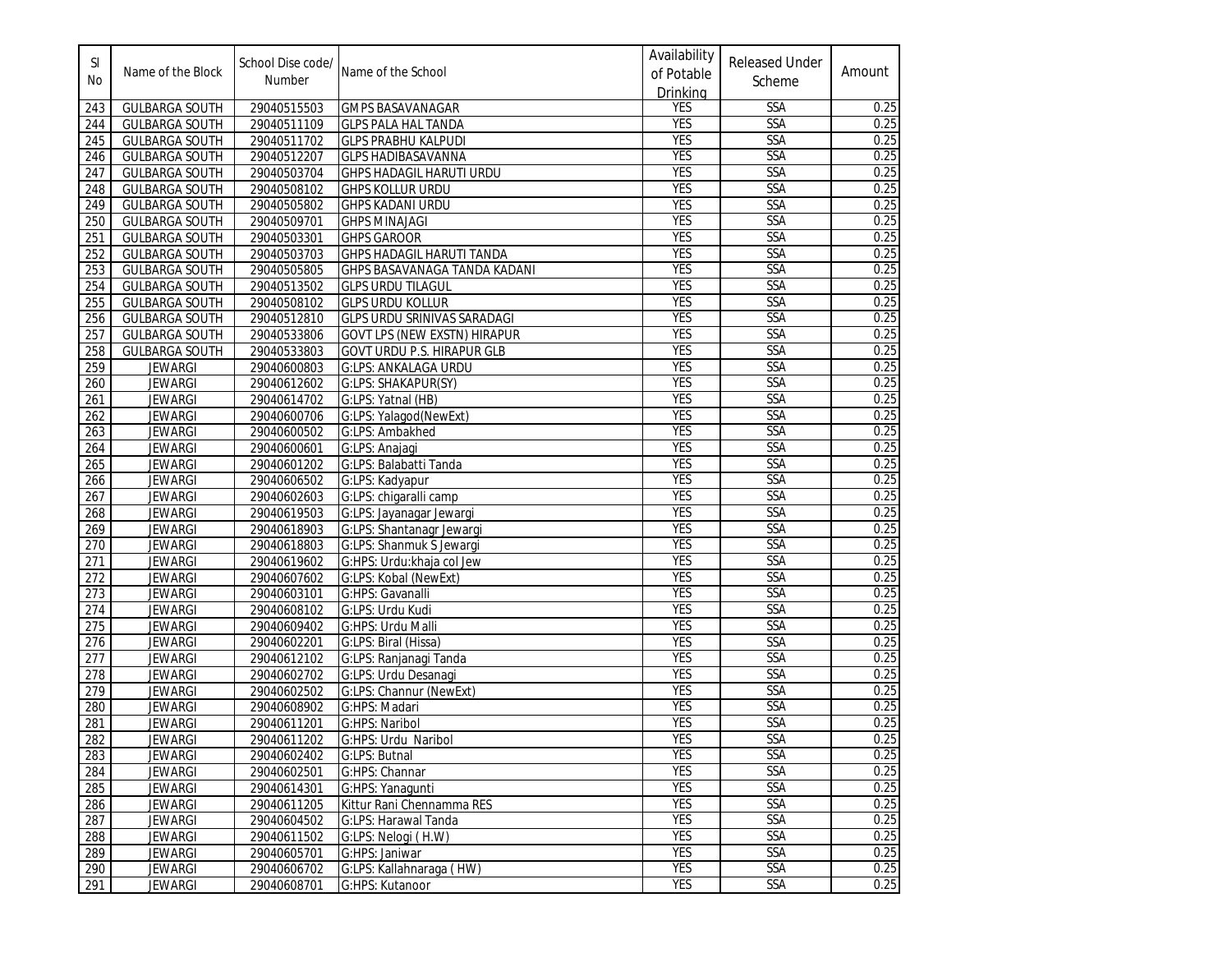| Sl No | Name of the Block | School Dise code/ Number | Name of the School | Availability of Potable Drinking | Released Under Scheme | Amount |
|---|---|---|---|---|---|---|
| 243 | GULBARGA SOUTH | 29040515503 | GMPS BASAVANAGAR | YES | SSA | 0.25 |
| 244 | GULBARGA SOUTH | 29040511109 | GLPS PALA HAL TANDA | YES | SSA | 0.25 |
| 245 | GULBARGA SOUTH | 29040511702 | GLPS PRABHU KALPUDI | YES | SSA | 0.25 |
| 246 | GULBARGA SOUTH | 29040512207 | GLPS HADIBASAVANNA | YES | SSA | 0.25 |
| 247 | GULBARGA SOUTH | 29040503704 | GHPS HADAGIL HARUTI URDU | YES | SSA | 0.25 |
| 248 | GULBARGA SOUTH | 29040508102 | GHPS KOLLUR URDU | YES | SSA | 0.25 |
| 249 | GULBARGA SOUTH | 29040505802 | GHPS KADANI URDU | YES | SSA | 0.25 |
| 250 | GULBARGA SOUTH | 29040509701 | GHPS MINAJAGI | YES | SSA | 0.25 |
| 251 | GULBARGA SOUTH | 29040503301 | GHPS GAROOR | YES | SSA | 0.25 |
| 252 | GULBARGA SOUTH | 29040503703 | GHPS HADAGIL HARUTI TANDA | YES | SSA | 0.25 |
| 253 | GULBARGA SOUTH | 29040505805 | GHPS BASAVANAGA TANDA KADANI | YES | SSA | 0.25 |
| 254 | GULBARGA SOUTH | 29040513502 | GLPS URDU TILAGUL | YES | SSA | 0.25 |
| 255 | GULBARGA SOUTH | 29040508102 | GLPS URDU KOLLUR | YES | SSA | 0.25 |
| 256 | GULBARGA SOUTH | 29040512810 | GLPS URDU SRINIVAS SARADAGI | YES | SSA | 0.25 |
| 257 | GULBARGA SOUTH | 29040533806 | GOVT LPS (NEW EXSTN) HIRAPUR | YES | SSA | 0.25 |
| 258 | GULBARGA SOUTH | 29040533803 | GOVT URDU P.S. HIRAPUR GLB | YES | SSA | 0.25 |
| 259 | JEWARGI | 29040600803 | G:LPS: ANKALAGA URDU | YES | SSA | 0.25 |
| 260 | JEWARGI | 29040612602 | G:LPS: SHAKAPUR(SY) | YES | SSA | 0.25 |
| 261 | JEWARGI | 29040614702 | G:LPS: Yatnal (HB) | YES | SSA | 0.25 |
| 262 | JEWARGI | 29040600706 | G:LPS: Yalagod(NewExt) | YES | SSA | 0.25 |
| 263 | JEWARGI | 29040600502 | G:LPS: Ambakhed | YES | SSA | 0.25 |
| 264 | JEWARGI | 29040600601 | G:LPS: Anajagi | YES | SSA | 0.25 |
| 265 | JEWARGI | 29040601202 | G:LPS: Balabatti Tanda | YES | SSA | 0.25 |
| 266 | JEWARGI | 29040606502 | G:LPS: Kadyapur | YES | SSA | 0.25 |
| 267 | JEWARGI | 29040602603 | G:LPS: chigaralli camp | YES | SSA | 0.25 |
| 268 | JEWARGI | 29040619503 | G:LPS: Jayanagar Jewargi | YES | SSA | 0.25 |
| 269 | JEWARGI | 29040618903 | G:LPS: Shantanagr Jewargi | YES | SSA | 0.25 |
| 270 | JEWARGI | 29040618803 | G:LPS: Shanmuk S Jewargi | YES | SSA | 0.25 |
| 271 | JEWARGI | 29040619602 | G:HPS: Urdu:khaja col Jew | YES | SSA | 0.25 |
| 272 | JEWARGI | 29040607602 | G:LPS: Kobal (NewExt) | YES | SSA | 0.25 |
| 273 | JEWARGI | 29040603101 | G:HPS: Gavanalli | YES | SSA | 0.25 |
| 274 | JEWARGI | 29040608102 | G:LPS: Urdu Kudi | YES | SSA | 0.25 |
| 275 | JEWARGI | 29040609402 | G:HPS: Urdu Malli | YES | SSA | 0.25 |
| 276 | JEWARGI | 29040602201 | G:LPS: Biral (Hissa) | YES | SSA | 0.25 |
| 277 | JEWARGI | 29040612102 | G:LPS: Ranjanagi Tanda | YES | SSA | 0.25 |
| 278 | JEWARGI | 29040602702 | G:LPS: Urdu Desanagi | YES | SSA | 0.25 |
| 279 | JEWARGI | 29040602502 | G:LPS: Channur (NewExt) | YES | SSA | 0.25 |
| 280 | JEWARGI | 29040608902 | G:HPS: Madari | YES | SSA | 0.25 |
| 281 | JEWARGI | 29040611201 | G:HPS: Naribol | YES | SSA | 0.25 |
| 282 | JEWARGI | 29040611202 | G:HPS: Urdu Naribol | YES | SSA | 0.25 |
| 283 | JEWARGI | 29040602402 | G:LPS: Butnal | YES | SSA | 0.25 |
| 284 | JEWARGI | 29040602501 | G:HPS: Channar | YES | SSA | 0.25 |
| 285 | JEWARGI | 29040614301 | G:HPS: Yanagunti | YES | SSA | 0.25 |
| 286 | JEWARGI | 29040611205 | Kittur Rani Chennamma RES | YES | SSA | 0.25 |
| 287 | JEWARGI | 29040604502 | G:LPS: Harawal Tanda | YES | SSA | 0.25 |
| 288 | JEWARGI | 29040611502 | G:LPS: Nelogi ( H.W) | YES | SSA | 0.25 |
| 289 | JEWARGI | 29040605701 | G:HPS: Janiwar | YES | SSA | 0.25 |
| 290 | JEWARGI | 29040606702 | G:LPS: Kallahnaraga ( HW) | YES | SSA | 0.25 |
| 291 | JEWARGI | 29040608701 | G:HPS: Kutanoor | YES | SSA | 0.25 |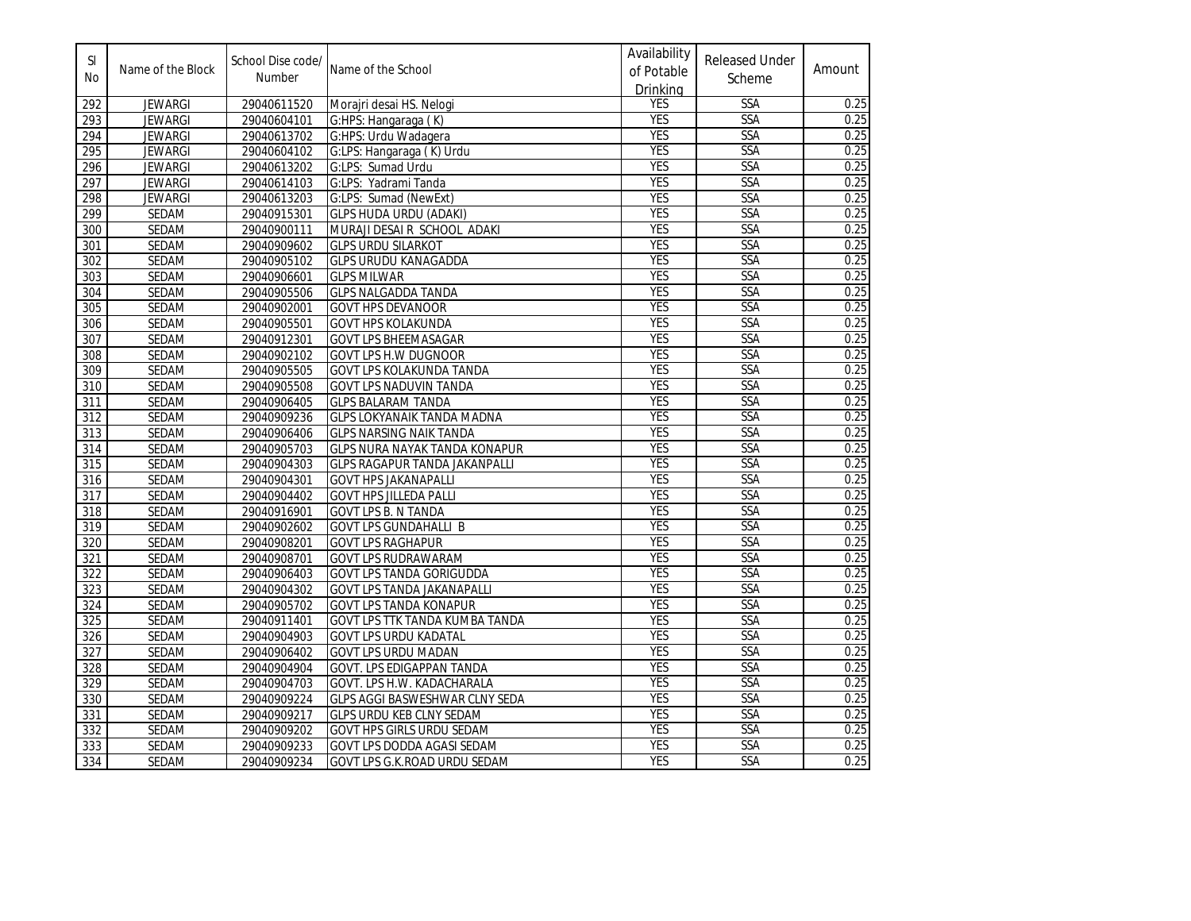| Sl No | Name of the Block | School Dise code/ Number | Name of the School | Availability of Potable Drinking | Released Under Scheme | Amount |
|---|---|---|---|---|---|---|
| 292 | JEWARGI | 29040611520 | Morajri desai HS. Nelogi | YES | SSA | 0.25 |
| 293 | JEWARGI | 29040604101 | G:HPS: Hangaraga ( K) | YES | SSA | 0.25 |
| 294 | JEWARGI | 29040613702 | G:HPS: Urdu Wadagera | YES | SSA | 0.25 |
| 295 | JEWARGI | 29040604102 | G:LPS: Hangaraga ( K) Urdu | YES | SSA | 0.25 |
| 296 | JEWARGI | 29040613202 | G:LPS: Sumad Urdu | YES | SSA | 0.25 |
| 297 | JEWARGI | 29040614103 | G:LPS: Yadrami Tanda | YES | SSA | 0.25 |
| 298 | JEWARGI | 29040613203 | G:LPS: Sumad (NewExt) | YES | SSA | 0.25 |
| 299 | SEDAM | 29040915301 | GLPS HUDA URDU (ADAKI) | YES | SSA | 0.25 |
| 300 | SEDAM | 29040900111 | MURAJI DESAI R SCHOOL ADAKI | YES | SSA | 0.25 |
| 301 | SEDAM | 29040909602 | GLPS URDU SILARKOT | YES | SSA | 0.25 |
| 302 | SEDAM | 29040905102 | GLPS URUDU KANAGADDA | YES | SSA | 0.25 |
| 303 | SEDAM | 29040906601 | GLPS MILWAR | YES | SSA | 0.25 |
| 304 | SEDAM | 29040905506 | GLPS NALGADDA TANDA | YES | SSA | 0.25 |
| 305 | SEDAM | 29040902001 | GOVT HPS DEVANOOR | YES | SSA | 0.25 |
| 306 | SEDAM | 29040905501 | GOVT HPS KOLAKUNDA | YES | SSA | 0.25 |
| 307 | SEDAM | 29040912301 | GOVT LPS BHEEMASAGAR | YES | SSA | 0.25 |
| 308 | SEDAM | 29040902102 | GOVT LPS H.W DUGNOOR | YES | SSA | 0.25 |
| 309 | SEDAM | 29040905505 | GOVT LPS KOLAKUNDA TANDA | YES | SSA | 0.25 |
| 310 | SEDAM | 29040905508 | GOVT LPS NADUVIN TANDA | YES | SSA | 0.25 |
| 311 | SEDAM | 29040906405 | GLPS BALARAM TANDA | YES | SSA | 0.25 |
| 312 | SEDAM | 29040909236 | GLPS LOKYANAIK TANDA MADNA | YES | SSA | 0.25 |
| 313 | SEDAM | 29040906406 | GLPS NARSING NAIK TANDA | YES | SSA | 0.25 |
| 314 | SEDAM | 29040905703 | GLPS NURA NAYAK TANDA KONAPUR | YES | SSA | 0.25 |
| 315 | SEDAM | 29040904303 | GLPS RAGAPUR TANDA JAKANPALLI | YES | SSA | 0.25 |
| 316 | SEDAM | 29040904301 | GOVT HPS JAKANAPALLI | YES | SSA | 0.25 |
| 317 | SEDAM | 29040904402 | GOVT HPS JILLEDA PALLI | YES | SSA | 0.25 |
| 318 | SEDAM | 29040916901 | GOVT LPS B. N TANDA | YES | SSA | 0.25 |
| 319 | SEDAM | 29040902602 | GOVT LPS GUNDAHALLI B | YES | SSA | 0.25 |
| 320 | SEDAM | 29040908201 | GOVT LPS RAGHAPUR | YES | SSA | 0.25 |
| 321 | SEDAM | 29040908701 | GOVT LPS RUDRAWARAM | YES | SSA | 0.25 |
| 322 | SEDAM | 29040906403 | GOVT LPS TANDA GORIGUDDA | YES | SSA | 0.25 |
| 323 | SEDAM | 29040904302 | GOVT LPS TANDA JAKANAPALLI | YES | SSA | 0.25 |
| 324 | SEDAM | 29040905702 | GOVT LPS TANDA KONAPUR | YES | SSA | 0.25 |
| 325 | SEDAM | 29040911401 | GOVT LPS TTK TANDA KUMBA TANDA | YES | SSA | 0.25 |
| 326 | SEDAM | 29040904903 | GOVT LPS URDU KADATAL | YES | SSA | 0.25 |
| 327 | SEDAM | 29040906402 | GOVT LPS URDU MADAN | YES | SSA | 0.25 |
| 328 | SEDAM | 29040904904 | GOVT. LPS EDIGAPPAN TANDA | YES | SSA | 0.25 |
| 329 | SEDAM | 29040904703 | GOVT. LPS H.W. KADACHARALA | YES | SSA | 0.25 |
| 330 | SEDAM | 29040909224 | GLPS AGGI BASWESHWAR CLNY SEDA | YES | SSA | 0.25 |
| 331 | SEDAM | 29040909217 | GLPS URDU KEB CLNY SEDAM | YES | SSA | 0.25 |
| 332 | SEDAM | 29040909202 | GOVT HPS GIRLS URDU SEDAM | YES | SSA | 0.25 |
| 333 | SEDAM | 29040909233 | GOVT LPS DODDA AGASI SEDAM | YES | SSA | 0.25 |
| 334 | SEDAM | 29040909234 | GOVT LPS G.K.ROAD URDU SEDAM | YES | SSA | 0.25 |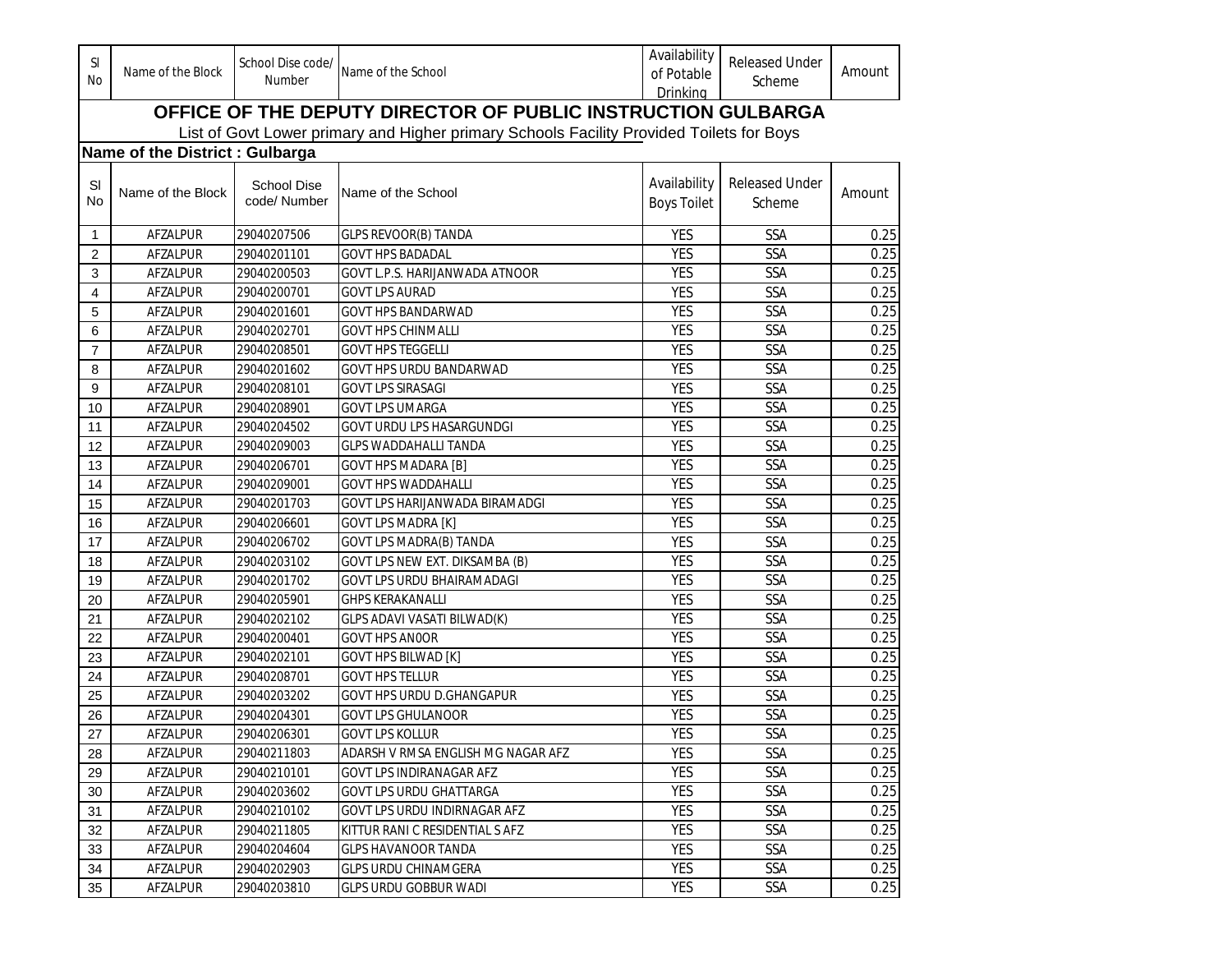| Sl No | Name of the Block | School Dise code/ Number | Name of the School | Availability of Potable Drinking | Released Under Scheme | Amount |
|---|---|---|---|---|---|---|

# OFFICE OF THE DEPUTY DIRECTOR OF PUBLIC INSTRUCTION GULBARGA

List of Govt Lower primary and Higher primary Schools Facility Provided Toilets for Boys

**Name of the District : Gulbarga**

| Sl No | Name of the Block | School Dise code/ Number | Name of the School | Availability Boys Toilet | Released Under Scheme | Amount |
|---|---|---|---|---|---|---|
| 1 | AFZALPUR | 29040207506 | GLPS REVOOR(B) TANDA | YES | SSA | 0.25 |
| 2 | AFZALPUR | 29040201101 | GOVT HPS BADADAL | YES | SSA | 0.25 |
| 3 | AFZALPUR | 29040200503 | GOVT L.P.S. HARIJANWADA ATNOOR | YES | SSA | 0.25 |
| 4 | AFZALPUR | 29040200701 | GOVT LPS AURAD | YES | SSA | 0.25 |
| 5 | AFZALPUR | 29040201601 | GOVT HPS BANDARWAD | YES | SSA | 0.25 |
| 6 | AFZALPUR | 29040202701 | GOVT HPS CHINMALLI | YES | SSA | 0.25 |
| 7 | AFZALPUR | 29040208501 | GOVT HPS TEGGELLI | YES | SSA | 0.25 |
| 8 | AFZALPUR | 29040201602 | GOVT HPS URDU BANDARWAD | YES | SSA | 0.25 |
| 9 | AFZALPUR | 29040208101 | GOVT LPS SIRASAGI | YES | SSA | 0.25 |
| 10 | AFZALPUR | 29040208901 | GOVT LPS UMARGA | YES | SSA | 0.25 |
| 11 | AFZALPUR | 29040204502 | GOVT URDU LPS HASARGUNDGI | YES | SSA | 0.25 |
| 12 | AFZALPUR | 29040209003 | GLPS WADDAHALLI TANDA | YES | SSA | 0.25 |
| 13 | AFZALPUR | 29040206701 | GOVT HPS MADARA [B] | YES | SSA | 0.25 |
| 14 | AFZALPUR | 29040209001 | GOVT HPS WADDAHALLI | YES | SSA | 0.25 |
| 15 | AFZALPUR | 29040201703 | GOVT LPS HARIJANWADA BIRAMADGI | YES | SSA | 0.25 |
| 16 | AFZALPUR | 29040206601 | GOVT LPS MADRA [K] | YES | SSA | 0.25 |
| 17 | AFZALPUR | 29040206702 | GOVT LPS MADRA(B) TANDA | YES | SSA | 0.25 |
| 18 | AFZALPUR | 29040203102 | GOVT LPS NEW EXT. DIKSAMBA (B) | YES | SSA | 0.25 |
| 19 | AFZALPUR | 29040201702 | GOVT LPS URDU BHAIRAMADAGI | YES | SSA | 0.25 |
| 20 | AFZALPUR | 29040205901 | GHPS KERAKANALLI | YES | SSA | 0.25 |
| 21 | AFZALPUR | 29040202102 | GLPS ADAVI VASATI BILWAD(K) | YES | SSA | 0.25 |
| 22 | AFZALPUR | 29040200401 | GOVT HPS ANOOR | YES | SSA | 0.25 |
| 23 | AFZALPUR | 29040202101 | GOVT HPS BILWAD [K] | YES | SSA | 0.25 |
| 24 | AFZALPUR | 29040208701 | GOVT HPS TELLUR | YES | SSA | 0.25 |
| 25 | AFZALPUR | 29040203202 | GOVT HPS URDU D.GHANGAPUR | YES | SSA | 0.25 |
| 26 | AFZALPUR | 29040204301 | GOVT LPS GHULANOOR | YES | SSA | 0.25 |
| 27 | AFZALPUR | 29040206301 | GOVT LPS KOLLUR | YES | SSA | 0.25 |
| 28 | AFZALPUR | 29040211803 | ADARSH V RMSA ENGLISH M G NAGAR AFZ | YES | SSA | 0.25 |
| 29 | AFZALPUR | 29040210101 | GOVT LPS INDIRANAGAR AFZ | YES | SSA | 0.25 |
| 30 | AFZALPUR | 29040203602 | GOVT LPS URDU GHATTARGA | YES | SSA | 0.25 |
| 31 | AFZALPUR | 29040210102 | GOVT LPS URDU INDIRNAGAR AFZ | YES | SSA | 0.25 |
| 32 | AFZALPUR | 29040211805 | KITTUR RANI C RESIDENTIAL S AFZ | YES | SSA | 0.25 |
| 33 | AFZALPUR | 29040204604 | GLPS HAVANOOR TANDA | YES | SSA | 0.25 |
| 34 | AFZALPUR | 29040202903 | GLPS URDU CHINAMGERA | YES | SSA | 0.25 |
| 35 | AFZALPUR | 29040203810 | GLPS URDU GOBBUR WADI | YES | SSA | 0.25 |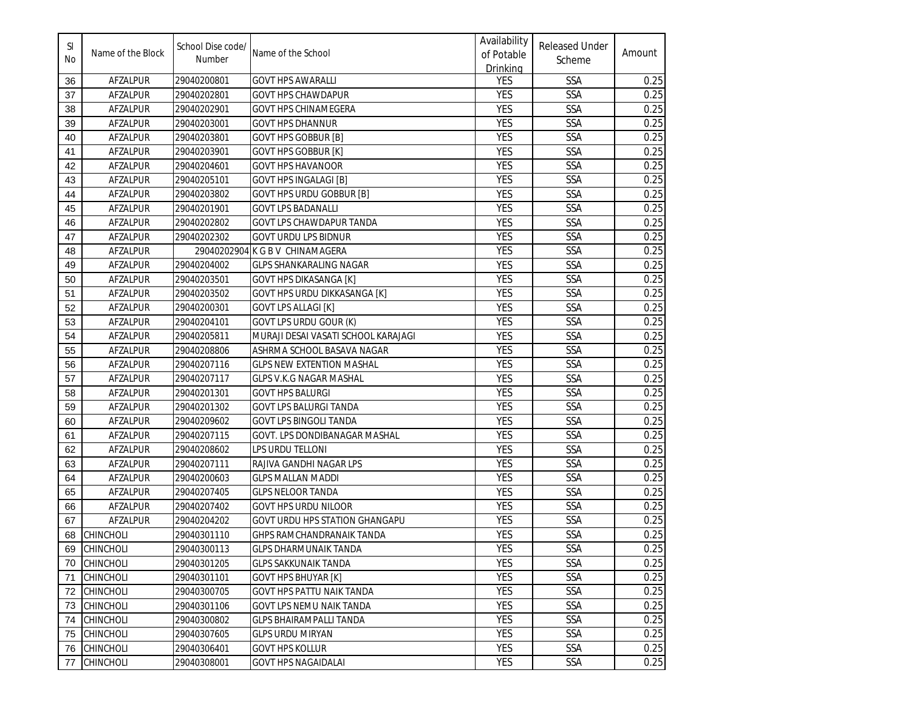| Sl No | Name of the Block | School Dise code/ Number | Name of the School | Availability of Potable Drinking | Released Under Scheme | Amount |
|---|---|---|---|---|---|---|
| 36 | AFZALPUR | 29040200801 | GOVT HPS AWARALLI | YES | SSA | 0.25 |
| 37 | AFZALPUR | 29040202801 | GOVT HPS CHAWDAPUR | YES | SSA | 0.25 |
| 38 | AFZALPUR | 29040202901 | GOVT HPS CHINAMEGERA | YES | SSA | 0.25 |
| 39 | AFZALPUR | 29040203001 | GOVT HPS DHANNUR | YES | SSA | 0.25 |
| 40 | AFZALPUR | 29040203801 | GOVT HPS GOBBUR [B] | YES | SSA | 0.25 |
| 41 | AFZALPUR | 29040203901 | GOVT HPS GOBBUR [K] | YES | SSA | 0.25 |
| 42 | AFZALPUR | 29040204601 | GOVT HPS HAVANOOR | YES | SSA | 0.25 |
| 43 | AFZALPUR | 29040205101 | GOVT HPS INGALAGI [B] | YES | SSA | 0.25 |
| 44 | AFZALPUR | 29040203802 | GOVT HPS URDU GOBBUR [B] | YES | SSA | 0.25 |
| 45 | AFZALPUR | 29040201901 | GOVT LPS BADANALLI | YES | SSA | 0.25 |
| 46 | AFZALPUR | 29040202802 | GOVT LPS CHAWDAPUR TANDA | YES | SSA | 0.25 |
| 47 | AFZALPUR | 29040202302 | GOVT URDU LPS BIDNUR | YES | SSA | 0.25 |
| 48 | AFZALPUR | 29040202904 | K G B V CHINAMAGERA | YES | SSA | 0.25 |
| 49 | AFZALPUR | 29040204002 | GLPS SHANKARALING NAGAR | YES | SSA | 0.25 |
| 50 | AFZALPUR | 29040203501 | GOVT HPS DIKASANGA [K] | YES | SSA | 0.25 |
| 51 | AFZALPUR | 29040203502 | GOVT HPS URDU DIKKASANGA [K] | YES | SSA | 0.25 |
| 52 | AFZALPUR | 29040200301 | GOVT LPS ALLAGI [K] | YES | SSA | 0.25 |
| 53 | AFZALPUR | 29040204101 | GOVT LPS URDU GOUR (K) | YES | SSA | 0.25 |
| 54 | AFZALPUR | 29040205811 | MURAJI DESAI VASATI SCHOOL KARAJAGI | YES | SSA | 0.25 |
| 55 | AFZALPUR | 29040208806 | ASHRMA SCHOOL BASAVA NAGAR | YES | SSA | 0.25 |
| 56 | AFZALPUR | 29040207116 | GLPS NEW EXTENTION MASHAL | YES | SSA | 0.25 |
| 57 | AFZALPUR | 29040207117 | GLPS V.K.G NAGAR MASHAL | YES | SSA | 0.25 |
| 58 | AFZALPUR | 29040201301 | GOVT HPS BALURGI | YES | SSA | 0.25 |
| 59 | AFZALPUR | 29040201302 | GOVT LPS BALURGI TANDA | YES | SSA | 0.25 |
| 60 | AFZALPUR | 29040209602 | GOVT LPS BINGOLI TANDA | YES | SSA | 0.25 |
| 61 | AFZALPUR | 29040207115 | GOVT. LPS DONDIBANAGAR MASHAL | YES | SSA | 0.25 |
| 62 | AFZALPUR | 29040208602 | LPS URDU TELLONI | YES | SSA | 0.25 |
| 63 | AFZALPUR | 29040207111 | RAJIVA GANDHI NAGAR LPS | YES | SSA | 0.25 |
| 64 | AFZALPUR | 29040200603 | GLPS MALLAN MADDI | YES | SSA | 0.25 |
| 65 | AFZALPUR | 29040207405 | GLPS NELOOR TANDA | YES | SSA | 0.25 |
| 66 | AFZALPUR | 29040207402 | GOVT HPS URDU NILOOR | YES | SSA | 0.25 |
| 67 | AFZALPUR | 29040204202 | GOVT URDU HPS STATION GHANGAPU | YES | SSA | 0.25 |
| 68 | CHINCHOLI | 29040301110 | GHPS RAMCHANDRANAIK TANDA | YES | SSA | 0.25 |
| 69 | CHINCHOLI | 29040300113 | GLPS DHARMUNAIK TANDA | YES | SSA | 0.25 |
| 70 | CHINCHOLI | 29040301205 | GLPS SAKKUNAIK TANDA | YES | SSA | 0.25 |
| 71 | CHINCHOLI | 29040301101 | GOVT HPS BHUYAR [K] | YES | SSA | 0.25 |
| 72 | CHINCHOLI | 29040300705 | GOVT HPS PATTU NAIK TANDA | YES | SSA | 0.25 |
| 73 | CHINCHOLI | 29040301106 | GOVT LPS NEMU NAIK TANDA | YES | SSA | 0.25 |
| 74 | CHINCHOLI | 29040300802 | GLPS BHAIRAMPALLI TANDA | YES | SSA | 0.25 |
| 75 | CHINCHOLI | 29040307605 | GLPS URDU MIRYAN | YES | SSA | 0.25 |
| 76 | CHINCHOLI | 29040306401 | GOVT HPS KOLLUR | YES | SSA | 0.25 |
| 77 | CHINCHOLI | 29040308001 | GOVT HPS NAGAIDALAI | YES | SSA | 0.25 |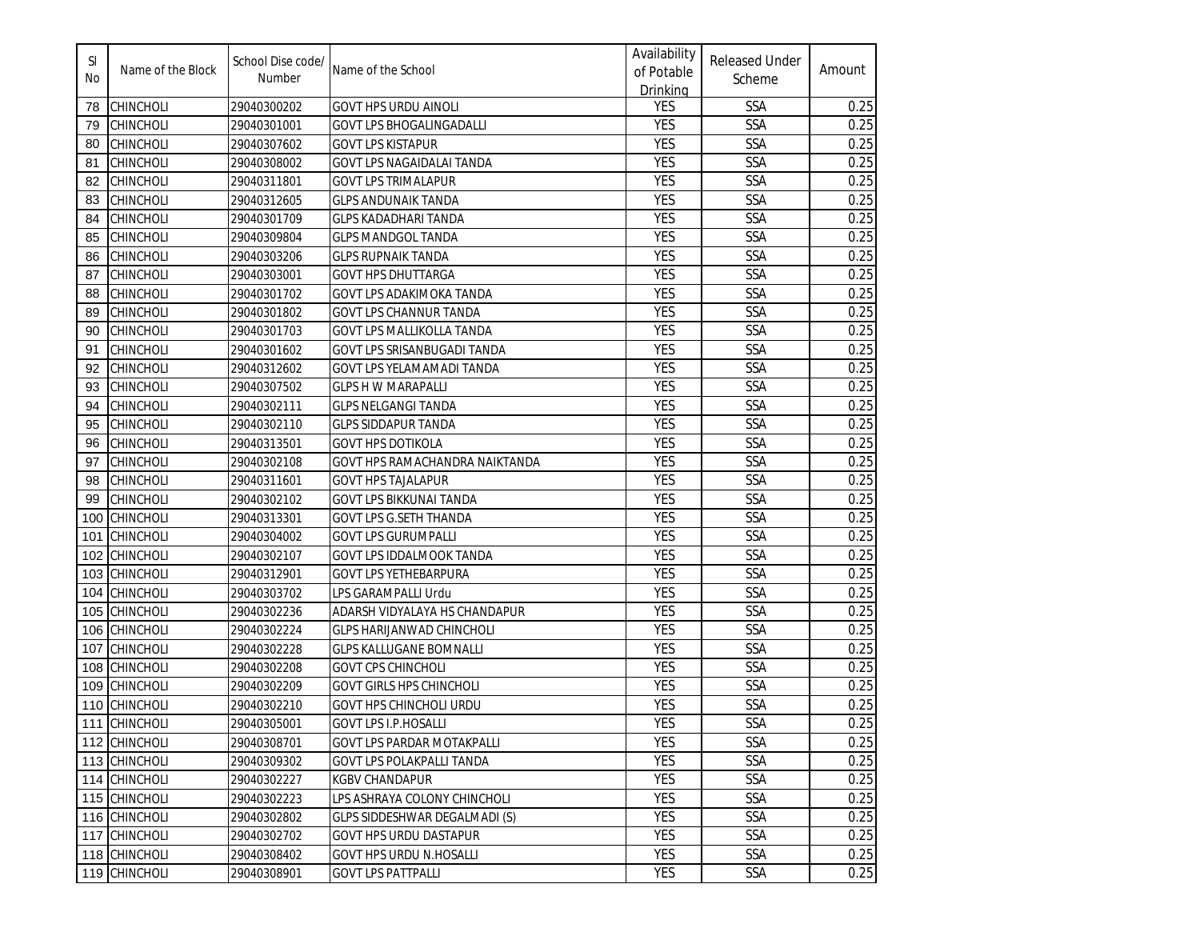| Sl No | Name of the Block | School Dise code/ Number | Name of the School | Availability of Potable Drinking | Released Under Scheme | Amount |
|---|---|---|---|---|---|---|
| 78 | CHINCHOLI | 29040300202 | GOVT HPS URDU AINOLI | YES | SSA | 0.25 |
| 79 | CHINCHOLI | 29040301001 | GOVT LPS BHOGALINGADALLI | YES | SSA | 0.25 |
| 80 | CHINCHOLI | 29040307602 | GOVT LPS KISTAPUR | YES | SSA | 0.25 |
| 81 | CHINCHOLI | 29040308002 | GOVT LPS NAGAIDALAI TANDA | YES | SSA | 0.25 |
| 82 | CHINCHOLI | 29040311801 | GOVT LPS TRIMALAPUR | YES | SSA | 0.25 |
| 83 | CHINCHOLI | 29040312605 | GLPS ANDUNAIK TANDA | YES | SSA | 0.25 |
| 84 | CHINCHOLI | 29040301709 | GLPS KADADHARI TANDA | YES | SSA | 0.25 |
| 85 | CHINCHOLI | 29040309804 | GLPS MANDGOL TANDA | YES | SSA | 0.25 |
| 86 | CHINCHOLI | 29040303206 | GLPS RUPNAIK TANDA | YES | SSA | 0.25 |
| 87 | CHINCHOLI | 29040303001 | GOVT HPS DHUTTARGA | YES | SSA | 0.25 |
| 88 | CHINCHOLI | 29040301702 | GOVT LPS ADAKIMOKA TANDA | YES | SSA | 0.25 |
| 89 | CHINCHOLI | 29040301802 | GOVT LPS CHANNUR TANDA | YES | SSA | 0.25 |
| 90 | CHINCHOLI | 29040301703 | GOVT LPS MALLIKOLLA TANDA | YES | SSA | 0.25 |
| 91 | CHINCHOLI | 29040301602 | GOVT LPS SRISANBUGADI TANDA | YES | SSA | 0.25 |
| 92 | CHINCHOLI | 29040312602 | GOVT LPS YELAMAMADI TANDA | YES | SSA | 0.25 |
| 93 | CHINCHOLI | 29040307502 | GLPS H W MARAPALLI | YES | SSA | 0.25 |
| 94 | CHINCHOLI | 29040302111 | GLPS NELGANGI TANDA | YES | SSA | 0.25 |
| 95 | CHINCHOLI | 29040302110 | GLPS SIDDAPUR TANDA | YES | SSA | 0.25 |
| 96 | CHINCHOLI | 29040313501 | GOVT HPS DOTIKOLA | YES | SSA | 0.25 |
| 97 | CHINCHOLI | 29040302108 | GOVT HPS RAMACHANDRA NAIKTANDA | YES | SSA | 0.25 |
| 98 | CHINCHOLI | 29040311601 | GOVT HPS TAJALAPUR | YES | SSA | 0.25 |
| 99 | CHINCHOLI | 29040302102 | GOVT LPS BIKKUNAI TANDA | YES | SSA | 0.25 |
| 100 | CHINCHOLI | 29040313301 | GOVT LPS G.SETH THANDA | YES | SSA | 0.25 |
| 101 | CHINCHOLI | 29040304002 | GOVT LPS GURUMPALLI | YES | SSA | 0.25 |
| 102 | CHINCHOLI | 29040302107 | GOVT LPS IDDALMOOK TANDA | YES | SSA | 0.25 |
| 103 | CHINCHOLI | 29040312901 | GOVT LPS YETHEBARPURA | YES | SSA | 0.25 |
| 104 | CHINCHOLI | 29040303702 | LPS GARAMPALLI Urdu | YES | SSA | 0.25 |
| 105 | CHINCHOLI | 29040302236 | ADARSH VIDYALAYA HS CHANDAPUR | YES | SSA | 0.25 |
| 106 | CHINCHOLI | 29040302224 | GLPS HARIJANWAD CHINCHOLI | YES | SSA | 0.25 |
| 107 | CHINCHOLI | 29040302228 | GLPS KALLUGANE BOMNALLI | YES | SSA | 0.25 |
| 108 | CHINCHOLI | 29040302208 | GOVT CPS CHINCHOLI | YES | SSA | 0.25 |
| 109 | CHINCHOLI | 29040302209 | GOVT GIRLS HPS CHINCHOLI | YES | SSA | 0.25 |
| 110 | CHINCHOLI | 29040302210 | GOVT HPS CHINCHOLI URDU | YES | SSA | 0.25 |
| 111 | CHINCHOLI | 29040305001 | GOVT LPS I.P.HOSALLI | YES | SSA | 0.25 |
| 112 | CHINCHOLI | 29040308701 | GOVT LPS PARDAR MOTAKPALLI | YES | SSA | 0.25 |
| 113 | CHINCHOLI | 29040309302 | GOVT LPS POLAKPALLI TANDA | YES | SSA | 0.25 |
| 114 | CHINCHOLI | 29040302227 | KGBV CHANDAPUR | YES | SSA | 0.25 |
| 115 | CHINCHOLI | 29040302223 | LPS ASHRAYA COLONY CHINCHOLI | YES | SSA | 0.25 |
| 116 | CHINCHOLI | 29040302802 | GLPS SIDDESHWAR DEGALMADI (S) | YES | SSA | 0.25 |
| 117 | CHINCHOLI | 29040302702 | GOVT HPS URDU DASTAPUR | YES | SSA | 0.25 |
| 118 | CHINCHOLI | 29040308402 | GOVT HPS URDU N.HOSALLI | YES | SSA | 0.25 |
| 119 | CHINCHOLI | 29040308901 | GOVT LPS PATTPALLI | YES | SSA | 0.25 |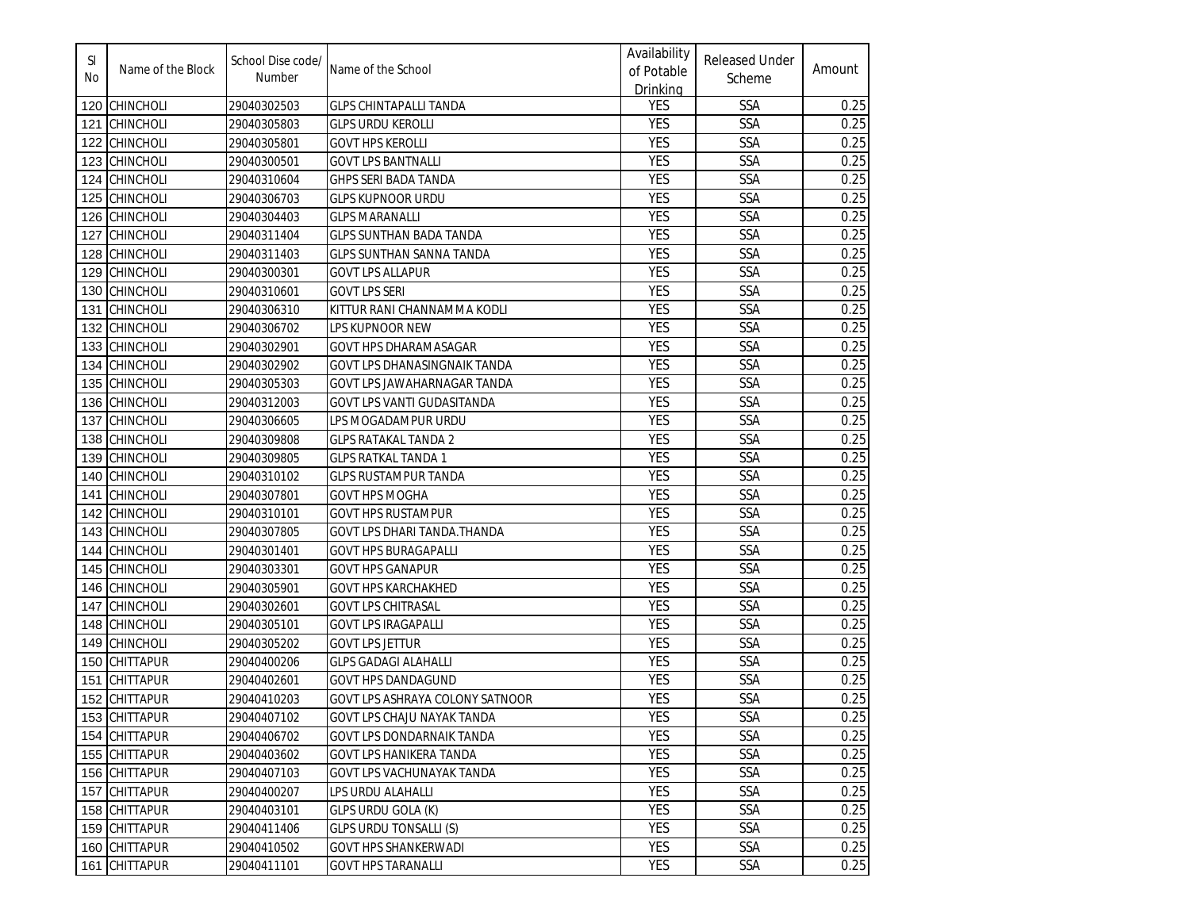| Sl No | Name of the Block | School Dise code/ Number | Name of the School | Availability of Potable Drinking | Released Under Scheme | Amount |
|---|---|---|---|---|---|---|
| 120 | CHINCHOLI | 29040302503 | GLPS CHINTAPALLI TANDA | YES | SSA | 0.25 |
| 121 | CHINCHOLI | 29040305803 | GLPS URDU KEROLLI | YES | SSA | 0.25 |
| 122 | CHINCHOLI | 29040305801 | GOVT HPS KEROLLI | YES | SSA | 0.25 |
| 123 | CHINCHOLI | 29040300501 | GOVT LPS BANTNALLI | YES | SSA | 0.25 |
| 124 | CHINCHOLI | 29040310604 | GHPS SERI BADA TANDA | YES | SSA | 0.25 |
| 125 | CHINCHOLI | 29040306703 | GLPS KUPNOOR URDU | YES | SSA | 0.25 |
| 126 | CHINCHOLI | 29040304403 | GLPS MARANALLI | YES | SSA | 0.25 |
| 127 | CHINCHOLI | 29040311404 | GLPS SUNTHAN BADA TANDA | YES | SSA | 0.25 |
| 128 | CHINCHOLI | 29040311403 | GLPS SUNTHAN SANNA TANDA | YES | SSA | 0.25 |
| 129 | CHINCHOLI | 29040300301 | GOVT LPS ALLAPUR | YES | SSA | 0.25 |
| 130 | CHINCHOLI | 29040310601 | GOVT LPS SERI | YES | SSA | 0.25 |
| 131 | CHINCHOLI | 29040306310 | KITTUR RANI CHANNAMMA KODLI | YES | SSA | 0.25 |
| 132 | CHINCHOLI | 29040306702 | LPS KUPNOOR NEW | YES | SSA | 0.25 |
| 133 | CHINCHOLI | 29040302901 | GOVT HPS DHARAMASAGAR | YES | SSA | 0.25 |
| 134 | CHINCHOLI | 29040302902 | GOVT LPS DHANASINGNAIK TANDA | YES | SSA | 0.25 |
| 135 | CHINCHOLI | 29040305303 | GOVT LPS JAWAHARNAGAR TANDA | YES | SSA | 0.25 |
| 136 | CHINCHOLI | 29040312003 | GOVT LPS VANTI GUDASITANDA | YES | SSA | 0.25 |
| 137 | CHINCHOLI | 29040306605 | LPS MOGADAMPUR URDU | YES | SSA | 0.25 |
| 138 | CHINCHOLI | 29040309808 | GLPS RATAKAL TANDA 2 | YES | SSA | 0.25 |
| 139 | CHINCHOLI | 29040309805 | GLPS RATKAL TANDA 1 | YES | SSA | 0.25 |
| 140 | CHINCHOLI | 29040310102 | GLPS RUSTAMPUR TANDA | YES | SSA | 0.25 |
| 141 | CHINCHOLI | 29040307801 | GOVT HPS MOGHA | YES | SSA | 0.25 |
| 142 | CHINCHOLI | 29040310101 | GOVT HPS RUSTAMPUR | YES | SSA | 0.25 |
| 143 | CHINCHOLI | 29040307805 | GOVT LPS DHARI TANDA.THANDA | YES | SSA | 0.25 |
| 144 | CHINCHOLI | 29040301401 | GOVT HPS BURAGAPALLI | YES | SSA | 0.25 |
| 145 | CHINCHOLI | 29040303301 | GOVT HPS GANAPUR | YES | SSA | 0.25 |
| 146 | CHINCHOLI | 29040305901 | GOVT HPS KARCHAKHED | YES | SSA | 0.25 |
| 147 | CHINCHOLI | 29040302601 | GOVT LPS CHITRASAL | YES | SSA | 0.25 |
| 148 | CHINCHOLI | 29040305101 | GOVT LPS IRAGAPALLI | YES | SSA | 0.25 |
| 149 | CHINCHOLI | 29040305202 | GOVT LPS JETTUR | YES | SSA | 0.25 |
| 150 | CHITTAPUR | 29040400206 | GLPS GADAGI ALAHALLI | YES | SSA | 0.25 |
| 151 | CHITTAPUR | 29040402601 | GOVT HPS DANDAGUND | YES | SSA | 0.25 |
| 152 | CHITTAPUR | 29040410203 | GOVT LPS ASHRAYA COLONY SATNOOR | YES | SSA | 0.25 |
| 153 | CHITTAPUR | 29040407102 | GOVT LPS CHAJU NAYAK TANDA | YES | SSA | 0.25 |
| 154 | CHITTAPUR | 29040406702 | GOVT LPS DONDARNAIK TANDA | YES | SSA | 0.25 |
| 155 | CHITTAPUR | 29040403602 | GOVT LPS HANIKERA TANDA | YES | SSA | 0.25 |
| 156 | CHITTAPUR | 29040407103 | GOVT LPS VACHUNAYAK TANDA | YES | SSA | 0.25 |
| 157 | CHITTAPUR | 29040400207 | LPS URDU ALAHALLI | YES | SSA | 0.25 |
| 158 | CHITTAPUR | 29040403101 | GLPS URDU GOLA (K) | YES | SSA | 0.25 |
| 159 | CHITTAPUR | 29040411406 | GLPS URDU TONSALLI (S) | YES | SSA | 0.25 |
| 160 | CHITTAPUR | 29040410502 | GOVT HPS SHANKERWADI | YES | SSA | 0.25 |
| 161 | CHITTAPUR | 29040411101 | GOVT HPS TARANALLI | YES | SSA | 0.25 |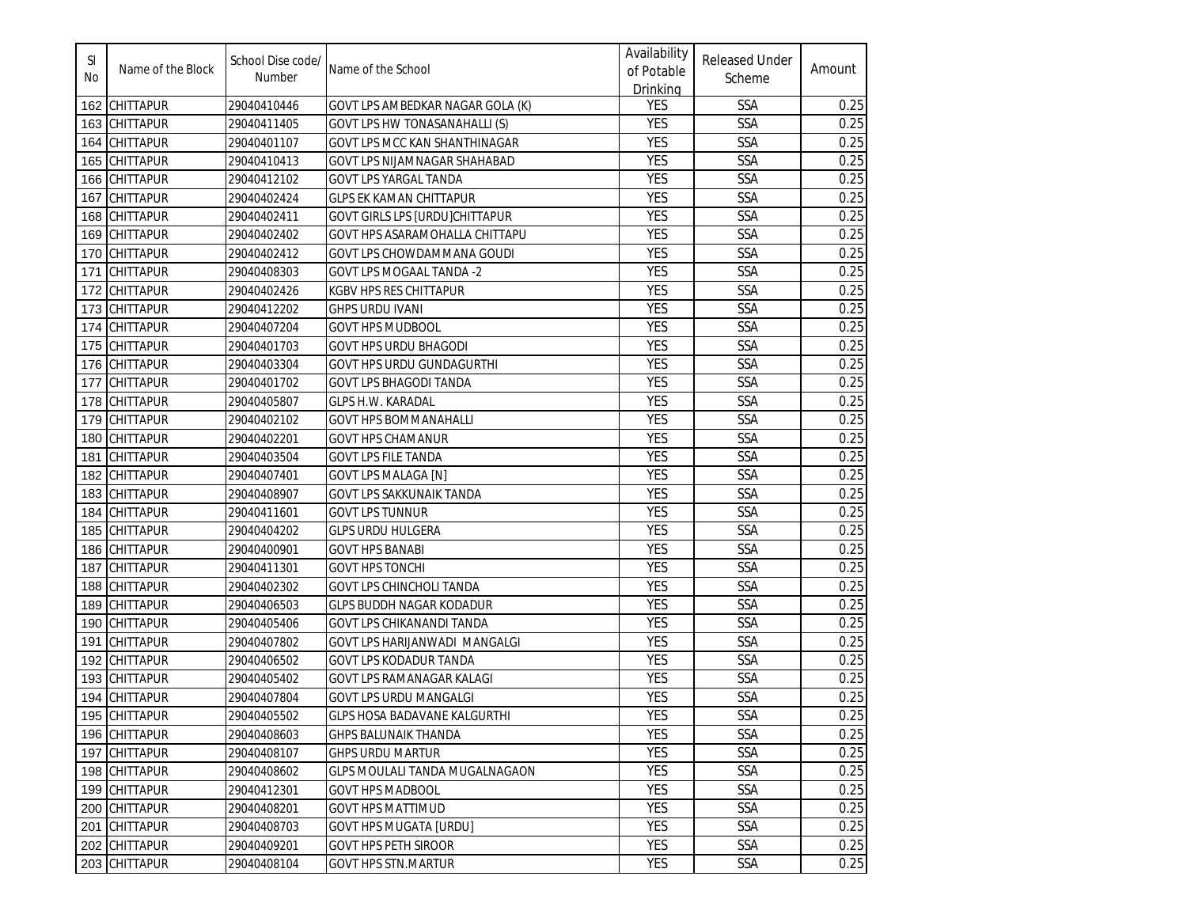| Sl No | Name of the Block | School Dise code/ Number | Name of the School | Availability of Potable Drinking | Released Under Scheme | Amount |
|---|---|---|---|---|---|---|
| 162 | CHITTAPUR | 29040410446 | GOVT LPS AMBEDKAR NAGAR GOLA (K) | YES | SSA | 0.25 |
| 163 | CHITTAPUR | 29040411405 | GOVT LPS HW TONASANAHALLI (S) | YES | SSA | 0.25 |
| 164 | CHITTAPUR | 29040401107 | GOVT LPS MCC KAN SHANTHINAGAR | YES | SSA | 0.25 |
| 165 | CHITTAPUR | 29040410413 | GOVT LPS NIJAM NAGAR SHAHABAD | YES | SSA | 0.25 |
| 166 | CHITTAPUR | 29040412102 | GOVT LPS YARGAL TANDA | YES | SSA | 0.25 |
| 167 | CHITTAPUR | 29040402424 | GLPS EK KAMAN CHITTAPUR | YES | SSA | 0.25 |
| 168 | CHITTAPUR | 29040402411 | GOVT GIRLS LPS [URDU]CHITTAPUR | YES | SSA | 0.25 |
| 169 | CHITTAPUR | 29040402402 | GOVT HPS ASARAMOHALLA CHITTAPU | YES | SSA | 0.25 |
| 170 | CHITTAPUR | 29040402412 | GOVT LPS CHOWDAMMANA GOUDI | YES | SSA | 0.25 |
| 171 | CHITTAPUR | 29040408303 | GOVT LPS MOGAAL TANDA -2 | YES | SSA | 0.25 |
| 172 | CHITTAPUR | 29040402426 | KGBV HPS RES CHITTAPUR | YES | SSA | 0.25 |
| 173 | CHITTAPUR | 29040412202 | GHPS URDU IVANI | YES | SSA | 0.25 |
| 174 | CHITTAPUR | 29040407204 | GOVT HPS MUDBOOL | YES | SSA | 0.25 |
| 175 | CHITTAPUR | 29040401703 | GOVT HPS URDU BHAGODI | YES | SSA | 0.25 |
| 176 | CHITTAPUR | 29040403304 | GOVT HPS URDU GUNDAGURTHI | YES | SSA | 0.25 |
| 177 | CHITTAPUR | 29040401702 | GOVT LPS BHAGODI TANDA | YES | SSA | 0.25 |
| 178 | CHITTAPUR | 29040405807 | GLPS H.W. KARADAL | YES | SSA | 0.25 |
| 179 | CHITTAPUR | 29040402102 | GOVT HPS BOMMANAHALLI | YES | SSA | 0.25 |
| 180 | CHITTAPUR | 29040402201 | GOVT HPS CHAMANUR | YES | SSA | 0.25 |
| 181 | CHITTAPUR | 29040403504 | GOVT LPS FILE TANDA | YES | SSA | 0.25 |
| 182 | CHITTAPUR | 29040407401 | GOVT LPS MALAGA [N] | YES | SSA | 0.25 |
| 183 | CHITTAPUR | 29040408907 | GOVT LPS SAKKUNAIK TANDA | YES | SSA | 0.25 |
| 184 | CHITTAPUR | 29040411601 | GOVT LPS TUNNUR | YES | SSA | 0.25 |
| 185 | CHITTAPUR | 29040404202 | GLPS URDU HULGERA | YES | SSA | 0.25 |
| 186 | CHITTAPUR | 29040400901 | GOVT HPS BANABI | YES | SSA | 0.25 |
| 187 | CHITTAPUR | 29040411301 | GOVT HPS TONCHI | YES | SSA | 0.25 |
| 188 | CHITTAPUR | 29040402302 | GOVT LPS CHINCHOLI TANDA | YES | SSA | 0.25 |
| 189 | CHITTAPUR | 29040406503 | GLPS BUDDH NAGAR KODADUR | YES | SSA | 0.25 |
| 190 | CHITTAPUR | 29040405406 | GOVT LPS CHIKANANDI TANDA | YES | SSA | 0.25 |
| 191 | CHITTAPUR | 29040407802 | GOVT LPS HARIJANWADI MANGALGI | YES | SSA | 0.25 |
| 192 | CHITTAPUR | 29040406502 | GOVT LPS KODADUR TANDA | YES | SSA | 0.25 |
| 193 | CHITTAPUR | 29040405402 | GOVT LPS RAMANAGAR KALAGI | YES | SSA | 0.25 |
| 194 | CHITTAPUR | 29040407804 | GOVT LPS URDU MANGALGI | YES | SSA | 0.25 |
| 195 | CHITTAPUR | 29040405502 | GLPS HOSA BADAVANE KALGURTHI | YES | SSA | 0.25 |
| 196 | CHITTAPUR | 29040408603 | GHPS BALUNAIK THANDA | YES | SSA | 0.25 |
| 197 | CHITTAPUR | 29040408107 | GHPS URDU MARTUR | YES | SSA | 0.25 |
| 198 | CHITTAPUR | 29040408602 | GLPS MOULALI TANDA MUGALNAGAON | YES | SSA | 0.25 |
| 199 | CHITTAPUR | 29040412301 | GOVT HPS MADBOOL | YES | SSA | 0.25 |
| 200 | CHITTAPUR | 29040408201 | GOVT HPS MATTIMUD | YES | SSA | 0.25 |
| 201 | CHITTAPUR | 29040408703 | GOVT HPS MUGATA [URDU] | YES | SSA | 0.25 |
| 202 | CHITTAPUR | 29040409201 | GOVT HPS PETH SIROOR | YES | SSA | 0.25 |
| 203 | CHITTAPUR | 29040408104 | GOVT HPS STN.MARTUR | YES | SSA | 0.25 |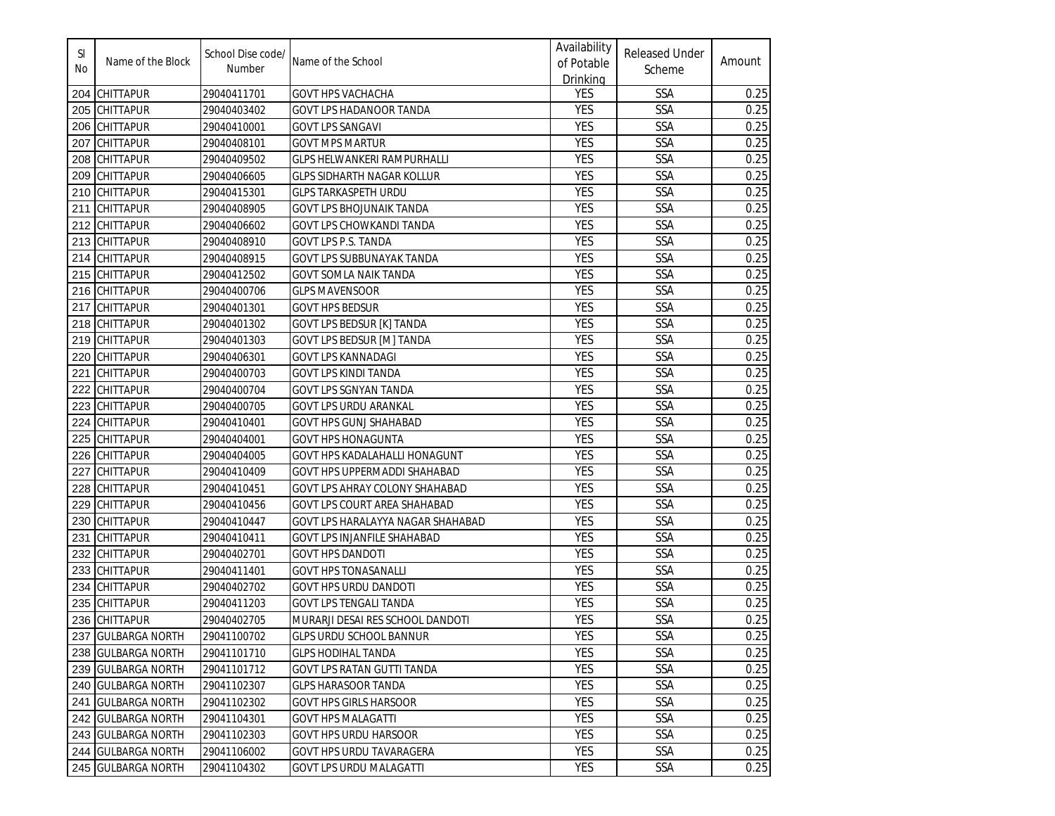| Sl No | Name of the Block | School Dise code/ Number | Name of the School | Availability of Potable Drinking | Released Under Scheme | Amount |
|---|---|---|---|---|---|---|
| 204 | CHITTAPUR | 29040411701 | GOVT HPS VACHACHA | YES | SSA | 0.25 |
| 205 | CHITTAPUR | 29040403402 | GOVT LPS HADANOOR TANDA | YES | SSA | 0.25 |
| 206 | CHITTAPUR | 29040410001 | GOVT LPS SANGAVI | YES | SSA | 0.25 |
| 207 | CHITTAPUR | 29040408101 | GOVT MPS MARTUR | YES | SSA | 0.25 |
| 208 | CHITTAPUR | 29040409502 | GLPS HELWANKERI RAMPURHALLI | YES | SSA | 0.25 |
| 209 | CHITTAPUR | 29040406605 | GLPS SIDHARTH NAGAR KOLLUR | YES | SSA | 0.25 |
| 210 | CHITTAPUR | 29040415301 | GLPS TARKASPETH URDU | YES | SSA | 0.25 |
| 211 | CHITTAPUR | 29040408905 | GOVT LPS BHOJUNAIK TANDA | YES | SSA | 0.25 |
| 212 | CHITTAPUR | 29040406602 | GOVT LPS CHOWKANDI TANDA | YES | SSA | 0.25 |
| 213 | CHITTAPUR | 29040408910 | GOVT LPS P.S. TANDA | YES | SSA | 0.25 |
| 214 | CHITTAPUR | 29040408915 | GOVT LPS SUBBUNAYAK TANDA | YES | SSA | 0.25 |
| 215 | CHITTAPUR | 29040412502 | GOVT SOMLA NAIK TANDA | YES | SSA | 0.25 |
| 216 | CHITTAPUR | 29040400706 | GLPS MAVENSOOR | YES | SSA | 0.25 |
| 217 | CHITTAPUR | 29040401301 | GOVT HPS BEDSUR | YES | SSA | 0.25 |
| 218 | CHITTAPUR | 29040401302 | GOVT LPS BEDSUR [K] TANDA | YES | SSA | 0.25 |
| 219 | CHITTAPUR | 29040401303 | GOVT LPS BEDSUR [M] TANDA | YES | SSA | 0.25 |
| 220 | CHITTAPUR | 29040406301 | GOVT LPS KANNADAGI | YES | SSA | 0.25 |
| 221 | CHITTAPUR | 29040400703 | GOVT LPS KINDI TANDA | YES | SSA | 0.25 |
| 222 | CHITTAPUR | 29040400704 | GOVT LPS SGNYAN TANDA | YES | SSA | 0.25 |
| 223 | CHITTAPUR | 29040400705 | GOVT LPS URDU ARANKAL | YES | SSA | 0.25 |
| 224 | CHITTAPUR | 29040410401 | GOVT HPS GUNJ SHAHABAD | YES | SSA | 0.25 |
| 225 | CHITTAPUR | 29040404001 | GOVT HPS HONAGUNTA | YES | SSA | 0.25 |
| 226 | CHITTAPUR | 29040404005 | GOVT HPS KADALAHALLI HONAGUNT | YES | SSA | 0.25 |
| 227 | CHITTAPUR | 29040410409 | GOVT HPS UPPERMADDI SHAHABAD | YES | SSA | 0.25 |
| 228 | CHITTAPUR | 29040410451 | GOVT LPS AHRAY COLONY SHAHABAD | YES | SSA | 0.25 |
| 229 | CHITTAPUR | 29040410456 | GOVT LPS COURT AREA SHAHABAD | YES | SSA | 0.25 |
| 230 | CHITTAPUR | 29040410447 | GOVT LPS HARALAYYA NAGAR SHAHABAD | YES | SSA | 0.25 |
| 231 | CHITTAPUR | 29040410411 | GOVT LPS INJANFILE SHAHABAD | YES | SSA | 0.25 |
| 232 | CHITTAPUR | 29040402701 | GOVT HPS DANDOTI | YES | SSA | 0.25 |
| 233 | CHITTAPUR | 29040411401 | GOVT HPS TONASANALLI | YES | SSA | 0.25 |
| 234 | CHITTAPUR | 29040402702 | GOVT HPS URDU DANDOTI | YES | SSA | 0.25 |
| 235 | CHITTAPUR | 29040411203 | GOVT LPS TENGALI TANDA | YES | SSA | 0.25 |
| 236 | CHITTAPUR | 29040402705 | MURARJI DESAI RES SCHOOL DANDOTI | YES | SSA | 0.25 |
| 237 | GULBARGA NORTH | 29041100702 | GLPS URDU SCHOOL BANNUR | YES | SSA | 0.25 |
| 238 | GULBARGA NORTH | 29041101710 | GLPS HODIHAL TANDA | YES | SSA | 0.25 |
| 239 | GULBARGA NORTH | 29041101712 | GOVT LPS RATAN GUTTI TANDA | YES | SSA | 0.25 |
| 240 | GULBARGA NORTH | 29041102307 | GLPS HARASOOR TANDA | YES | SSA | 0.25 |
| 241 | GULBARGA NORTH | 29041102302 | GOVT HPS GIRLS HARSOOR | YES | SSA | 0.25 |
| 242 | GULBARGA NORTH | 29041104301 | GOVT HPS MALAGATTI | YES | SSA | 0.25 |
| 243 | GULBARGA NORTH | 29041102303 | GOVT HPS URDU HARSOOR | YES | SSA | 0.25 |
| 244 | GULBARGA NORTH | 29041106002 | GOVT HPS URDU TAVARAGERA | YES | SSA | 0.25 |
| 245 | GULBARGA NORTH | 29041104302 | GOVT LPS URDU MALAGATTI | YES | SSA | 0.25 |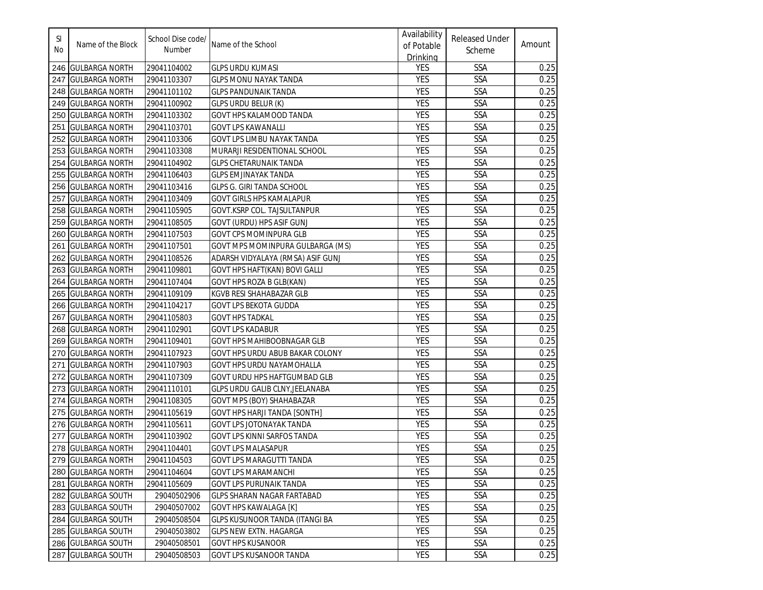| Sl No | Name of the Block | School Dise code/ Number | Name of the School | Availability of Potable Drinking | Released Under Scheme | Amount |
|---|---|---|---|---|---|---|
| 246 | GULBARGA NORTH | 29041104002 | GLPS URDU KUMASI | YES | SSA | 0.25 |
| 247 | GULBARGA NORTH | 29041103307 | GLPS MONU NAYAK TANDA | YES | SSA | 0.25 |
| 248 | GULBARGA NORTH | 29041101102 | GLPS PANDUNAIK TANDA | YES | SSA | 0.25 |
| 249 | GULBARGA NORTH | 29041100902 | GLPS URDU BELUR (K) | YES | SSA | 0.25 |
| 250 | GULBARGA NORTH | 29041103302 | GOVT HPS KALAMOOD TANDA | YES | SSA | 0.25 |
| 251 | GULBARGA NORTH | 29041103701 | GOVT LPS KAWANALLI | YES | SSA | 0.25 |
| 252 | GULBARGA NORTH | 29041103306 | GOVT LPS LIMBU NAYAK TANDA | YES | SSA | 0.25 |
| 253 | GULBARGA NORTH | 29041103308 | MURARJI RESIDENTIONAL SCHOOL | YES | SSA | 0.25 |
| 254 | GULBARGA NORTH | 29041104902 | GLPS CHETARUNAIK TANDA | YES | SSA | 0.25 |
| 255 | GULBARGA NORTH | 29041106403 | GLPS EMJINAYAK TANDA | YES | SSA | 0.25 |
| 256 | GULBARGA NORTH | 29041103416 | GLPS G. GIRI TANDA SCHOOL | YES | SSA | 0.25 |
| 257 | GULBARGA NORTH | 29041103409 | GOVT GIRLS HPS KAMALAPUR | YES | SSA | 0.25 |
| 258 | GULBARGA NORTH | 29041105905 | GOVT.KSRP COL. TAJSULTANPUR | YES | SSA | 0.25 |
| 259 | GULBARGA NORTH | 29041108505 | GOVT (URDU) HPS ASIF GUNJ | YES | SSA | 0.25 |
| 260 | GULBARGA NORTH | 29041107503 | GOVT CPS MOMINPURA GLB | YES | SSA | 0.25 |
| 261 | GULBARGA NORTH | 29041107501 | GOVT MPS MOMINPURA GULBARGA (MS) | YES | SSA | 0.25 |
| 262 | GULBARGA NORTH | 29041108526 | ADARSH VIDYALAYA (RMSA) ASIF GUNJ | YES | SSA | 0.25 |
| 263 | GULBARGA NORTH | 29041109801 | GOVT HPS HAFT(KAN) BOVI GALLI | YES | SSA | 0.25 |
| 264 | GULBARGA NORTH | 29041107404 | GOVT HPS ROZA B GLB(KAN) | YES | SSA | 0.25 |
| 265 | GULBARGA NORTH | 29041109109 | KGVB RESI SHAHABAZAR GLB | YES | SSA | 0.25 |
| 266 | GULBARGA NORTH | 29041104217 | GOVT LPS BEKOTA GUDDA | YES | SSA | 0.25 |
| 267 | GULBARGA NORTH | 29041105803 | GOVT HPS TADKAL | YES | SSA | 0.25 |
| 268 | GULBARGA NORTH | 29041102901 | GOVT LPS KADABUR | YES | SSA | 0.25 |
| 269 | GULBARGA NORTH | 29041109401 | GOVT HPS MAHIBOOBNAGAR GLB | YES | SSA | 0.25 |
| 270 | GULBARGA NORTH | 29041107923 | GOVT HPS URDU ABUB BAKAR COLONY | YES | SSA | 0.25 |
| 271 | GULBARGA NORTH | 29041107903 | GOVT HPS URDU NAYAMOHALLA | YES | SSA | 0.25 |
| 272 | GULBARGA NORTH | 29041107309 | GOVT URDU HPS HAFTGUMBAD GLB | YES | SSA | 0.25 |
| 273 | GULBARGA NORTH | 29041110101 | GLPS URDU GALIB CLNY,JEELANABA | YES | SSA | 0.25 |
| 274 | GULBARGA NORTH | 29041108305 | GOVT MPS (BOY) SHAHABAZAR | YES | SSA | 0.25 |
| 275 | GULBARGA NORTH | 29041105619 | GOVT HPS HARJI TANDA [SONTH] | YES | SSA | 0.25 |
| 276 | GULBARGA NORTH | 29041105611 | GOVT LPS JOTONAYAK TANDA | YES | SSA | 0.25 |
| 277 | GULBARGA NORTH | 29041103902 | GOVT LPS KINNI SARFOS TANDA | YES | SSA | 0.25 |
| 278 | GULBARGA NORTH | 29041104401 | GOVT LPS MALASAPUR | YES | SSA | 0.25 |
| 279 | GULBARGA NORTH | 29041104503 | GOVT LPS MARAGUTTI TANDA | YES | SSA | 0.25 |
| 280 | GULBARGA NORTH | 29041104604 | GOVT LPS MARAMANCHI | YES | SSA | 0.25 |
| 281 | GULBARGA NORTH | 29041105609 | GOVT LPS PURUNAIK TANDA | YES | SSA | 0.25 |
| 282 | GULBARGA SOUTH | 29040502906 | GLPS SHARAN NAGAR FARTABAD | YES | SSA | 0.25 |
| 283 | GULBARGA SOUTH | 29040507002 | GOVT HPS KAWALAGA [K] | YES | SSA | 0.25 |
| 284 | GULBARGA SOUTH | 29040508504 | GLPS KUSUNOOR TANDA (ITANGI BA | YES | SSA | 0.25 |
| 285 | GULBARGA SOUTH | 29040503802 | GLPS NEW EXTN. HAGARGA | YES | SSA | 0.25 |
| 286 | GULBARGA SOUTH | 29040508501 | GOVT HPS KUSANOOR | YES | SSA | 0.25 |
| 287 | GULBARGA SOUTH | 29040508503 | GOVT LPS KUSANOOR TANDA | YES | SSA | 0.25 |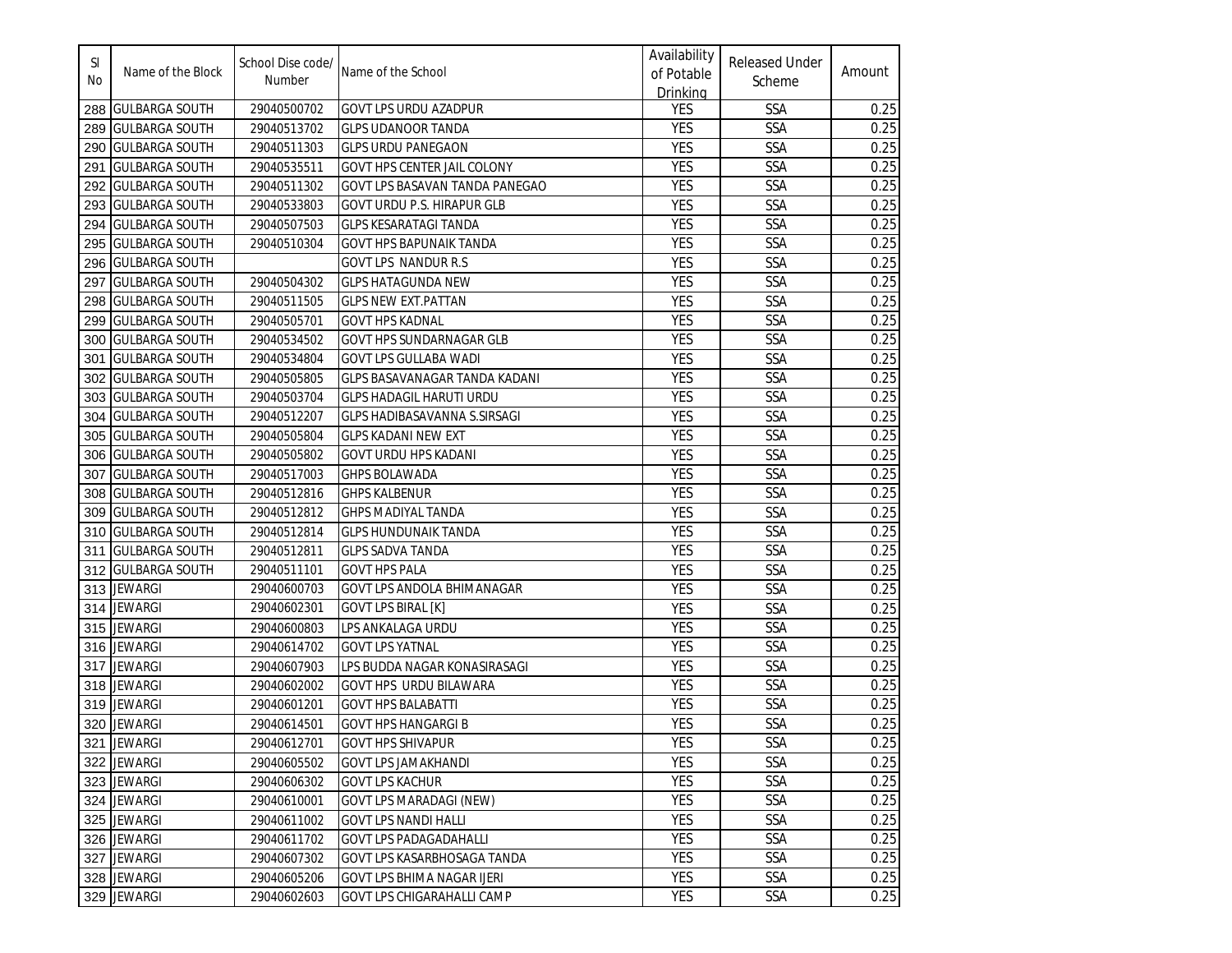| Sl No | Name of the Block | School Dise code/ Number | Name of the School | Availability of Potable Drinking | Released Under Scheme | Amount |
|---|---|---|---|---|---|---|
| 288 | GULBARGA SOUTH | 29040500702 | GOVT LPS URDU AZADPUR | YES | SSA | 0.25 |
| 289 | GULBARGA SOUTH | 29040513702 | GLPS UDANOOR TANDA | YES | SSA | 0.25 |
| 290 | GULBARGA SOUTH | 29040511303 | GLPS URDU PANEGAON | YES | SSA | 0.25 |
| 291 | GULBARGA SOUTH | 29040535511 | GOVT HPS CENTER JAIL COLONY | YES | SSA | 0.25 |
| 292 | GULBARGA SOUTH | 29040511302 | GOVT LPS BASAVAN TANDA PANEGAO | YES | SSA | 0.25 |
| 293 | GULBARGA SOUTH | 29040533803 | GOVT URDU P.S. HIRAPUR GLB | YES | SSA | 0.25 |
| 294 | GULBARGA SOUTH | 29040507503 | GLPS KESARATAGI TANDA | YES | SSA | 0.25 |
| 295 | GULBARGA SOUTH | 29040510304 | GOVT HPS BAPUNAIK TANDA | YES | SSA | 0.25 |
| 296 | GULBARGA SOUTH | | GOVT LPS NANDUR R.S | YES | SSA | 0.25 |
| 297 | GULBARGA SOUTH | 29040504302 | GLPS HATAGUNDA NEW | YES | SSA | 0.25 |
| 298 | GULBARGA SOUTH | 29040511505 | GLPS NEW EXT.PATTAN | YES | SSA | 0.25 |
| 299 | GULBARGA SOUTH | 29040505701 | GOVT HPS KADNAL | YES | SSA | 0.25 |
| 300 | GULBARGA SOUTH | 29040534502 | GOVT HPS SUNDARNAGAR GLB | YES | SSA | 0.25 |
| 301 | GULBARGA SOUTH | 29040534804 | GOVT LPS GULLABA WADI | YES | SSA | 0.25 |
| 302 | GULBARGA SOUTH | 29040505805 | GLPS BASAVANAGAR TANDA KADANI | YES | SSA | 0.25 |
| 303 | GULBARGA SOUTH | 29040503704 | GLPS HADAGIL HARUTI URDU | YES | SSA | 0.25 |
| 304 | GULBARGA SOUTH | 29040512207 | GLPS HADIBASAVANNA S.SIRSAGI | YES | SSA | 0.25 |
| 305 | GULBARGA SOUTH | 29040505804 | GLPS KADANI NEW EXT | YES | SSA | 0.25 |
| 306 | GULBARGA SOUTH | 29040505802 | GOVT URDU HPS KADANI | YES | SSA | 0.25 |
| 307 | GULBARGA SOUTH | 29040517003 | GHPS BOLAWADA | YES | SSA | 0.25 |
| 308 | GULBARGA SOUTH | 29040512816 | GHPS KALBENUR | YES | SSA | 0.25 |
| 309 | GULBARGA SOUTH | 29040512812 | GHPS MADIYAL TANDA | YES | SSA | 0.25 |
| 310 | GULBARGA SOUTH | 29040512814 | GLPS HUNDUNAIK TANDA | YES | SSA | 0.25 |
| 311 | GULBARGA SOUTH | 29040512811 | GLPS SADVA TANDA | YES | SSA | 0.25 |
| 312 | GULBARGA SOUTH | 29040511101 | GOVT HPS PALA | YES | SSA | 0.25 |
| 313 | JEWARGI | 29040600703 | GOVT LPS ANDOLA BHIMANAGAR | YES | SSA | 0.25 |
| 314 | JEWARGI | 29040602301 | GOVT LPS BIRAL [K] | YES | SSA | 0.25 |
| 315 | JEWARGI | 29040600803 | LPS ANKALAGA URDU | YES | SSA | 0.25 |
| 316 | JEWARGI | 29040614702 | GOVT LPS YATNAL | YES | SSA | 0.25 |
| 317 | JEWARGI | 29040607903 | LPS BUDDA NAGAR KONASIRASAGI | YES | SSA | 0.25 |
| 318 | JEWARGI | 29040602002 | GOVT HPS URDU BILAWARA | YES | SSA | 0.25 |
| 319 | JEWARGI | 29040601201 | GOVT HPS BALABATTI | YES | SSA | 0.25 |
| 320 | JEWARGI | 29040614501 | GOVT HPS HANGARGI B | YES | SSA | 0.25 |
| 321 | JEWARGI | 29040612701 | GOVT HPS SHIVAPUR | YES | SSA | 0.25 |
| 322 | JEWARGI | 29040605502 | GOVT LPS JAMAKHANDI | YES | SSA | 0.25 |
| 323 | JEWARGI | 29040606302 | GOVT LPS KACHUR | YES | SSA | 0.25 |
| 324 | JEWARGI | 29040610001 | GOVT LPS MARADAGI (NEW) | YES | SSA | 0.25 |
| 325 | JEWARGI | 29040611002 | GOVT LPS NANDI HALLI | YES | SSA | 0.25 |
| 326 | JEWARGI | 29040611702 | GOVT LPS PADAGADAHALLI | YES | SSA | 0.25 |
| 327 | JEWARGI | 29040607302 | GOVT LPS KASARBHOSAGA TANDA | YES | SSA | 0.25 |
| 328 | JEWARGI | 29040605206 | GOVT LPS BHIMA NAGAR IJERI | YES | SSA | 0.25 |
| 329 | JEWARGI | 29040602603 | GOVT LPS CHIGARAHALLI CAMP | YES | SSA | 0.25 |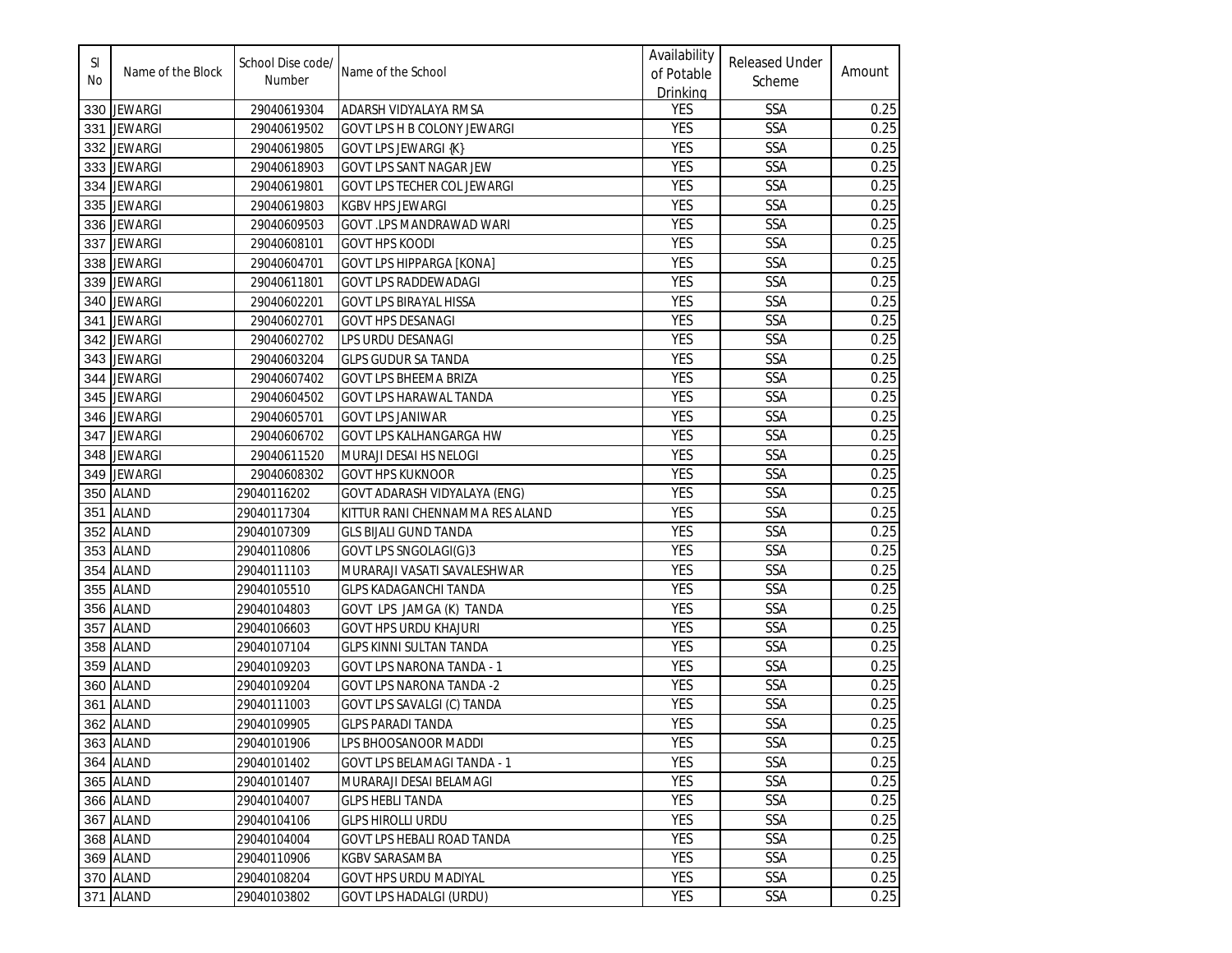| Sl No | Name of the Block | School Dise code/ Number | Name of the School | Availability of Potable Drinking | Released Under Scheme | Amount |
|---|---|---|---|---|---|---|
| 330 | JEWARGI | 29040619304 | ADARSH VIDYALAYA RMSA | YES | SSA | 0.25 |
| 331 | JEWARGI | 29040619502 | GOVT LPS H B COLONY JEWARGI | YES | SSA | 0.25 |
| 332 | JEWARGI | 29040619805 | GOVT LPS JEWARGI {K} | YES | SSA | 0.25 |
| 333 | JEWARGI | 29040618903 | GOVT LPS SANT NAGAR JEW | YES | SSA | 0.25 |
| 334 | JEWARGI | 29040619801 | GOVT LPS TECHER COL JEWARGI | YES | SSA | 0.25 |
| 335 | JEWARGI | 29040619803 | KGBV HPS JEWARGI | YES | SSA | 0.25 |
| 336 | JEWARGI | 29040609503 | GOVT .LPS MANDRAWAD WARI | YES | SSA | 0.25 |
| 337 | JEWARGI | 29040608101 | GOVT HPS KOODI | YES | SSA | 0.25 |
| 338 | JEWARGI | 29040604701 | GOVT LPS HIPPARGA [KONA] | YES | SSA | 0.25 |
| 339 | JEWARGI | 29040611801 | GOVT LPS RADDEWADAGI | YES | SSA | 0.25 |
| 340 | JEWARGI | 29040602201 | GOVT LPS BIRAYAL HISSA | YES | SSA | 0.25 |
| 341 | JEWARGI | 29040602701 | GOVT HPS DESANAGI | YES | SSA | 0.25 |
| 342 | JEWARGI | 29040602702 | LPS URDU DESANAGI | YES | SSA | 0.25 |
| 343 | JEWARGI | 29040603204 | GLPS GUDUR SA TANDA | YES | SSA | 0.25 |
| 344 | JEWARGI | 29040607402 | GOVT LPS BHEEMA BRIZA | YES | SSA | 0.25 |
| 345 | JEWARGI | 29040604502 | GOVT LPS HARAWAL TANDA | YES | SSA | 0.25 |
| 346 | JEWARGI | 29040605701 | GOVT LPS JANIWAR | YES | SSA | 0.25 |
| 347 | JEWARGI | 29040606702 | GOVT LPS KALHANGARGA HW | YES | SSA | 0.25 |
| 348 | JEWARGI | 29040611520 | MURAJI DESAI HS NELOGI | YES | SSA | 0.25 |
| 349 | JEWARGI | 29040608302 | GOVT HPS KUKNOOR | YES | SSA | 0.25 |
| 350 | ALAND | 29040116202 | GOVT ADARASH VIDYALAYA (ENG) | YES | SSA | 0.25 |
| 351 | ALAND | 29040117304 | KITTUR RANI CHENNAMMA RES ALAND | YES | SSA | 0.25 |
| 352 | ALAND | 29040107309 | GLS BIJALI GUND TANDA | YES | SSA | 0.25 |
| 353 | ALAND | 29040110806 | GOVT LPS SNGOLAGI(G)3 | YES | SSA | 0.25 |
| 354 | ALAND | 29040111103 | MURARAJI VASATI SAVALESHWAR | YES | SSA | 0.25 |
| 355 | ALAND | 29040105510 | GLPS KADAGANCHI TANDA | YES | SSA | 0.25 |
| 356 | ALAND | 29040104803 | GOVT LPS JAMGA (K) TANDA | YES | SSA | 0.25 |
| 357 | ALAND | 29040106603 | GOVT HPS URDU KHAJURI | YES | SSA | 0.25 |
| 358 | ALAND | 29040107104 | GLPS KINNI SULTAN TANDA | YES | SSA | 0.25 |
| 359 | ALAND | 29040109203 | GOVT LPS NARONA TANDA - 1 | YES | SSA | 0.25 |
| 360 | ALAND | 29040109204 | GOVT LPS NARONA TANDA -2 | YES | SSA | 0.25 |
| 361 | ALAND | 29040111003 | GOVT LPS SAVALGI (C) TANDA | YES | SSA | 0.25 |
| 362 | ALAND | 29040109905 | GLPS PARADI TANDA | YES | SSA | 0.25 |
| 363 | ALAND | 29040101906 | LPS BHOOSANOOR MADDI | YES | SSA | 0.25 |
| 364 | ALAND | 29040101402 | GOVT LPS BELAMAGI TANDA - 1 | YES | SSA | 0.25 |
| 365 | ALAND | 29040101407 | MURARAJI DESAI BELAMAGI | YES | SSA | 0.25 |
| 366 | ALAND | 29040104007 | GLPS HEBLI TANDA | YES | SSA | 0.25 |
| 367 | ALAND | 29040104106 | GLPS HIROLLI URDU | YES | SSA | 0.25 |
| 368 | ALAND | 29040104004 | GOVT LPS HEBALI ROAD TANDA | YES | SSA | 0.25 |
| 369 | ALAND | 29040110906 | KGBV SARASAMBA | YES | SSA | 0.25 |
| 370 | ALAND | 29040108204 | GOVT HPS URDU MADIYAL | YES | SSA | 0.25 |
| 371 | ALAND | 29040103802 | GOVT LPS HADALGI (URDU) | YES | SSA | 0.25 |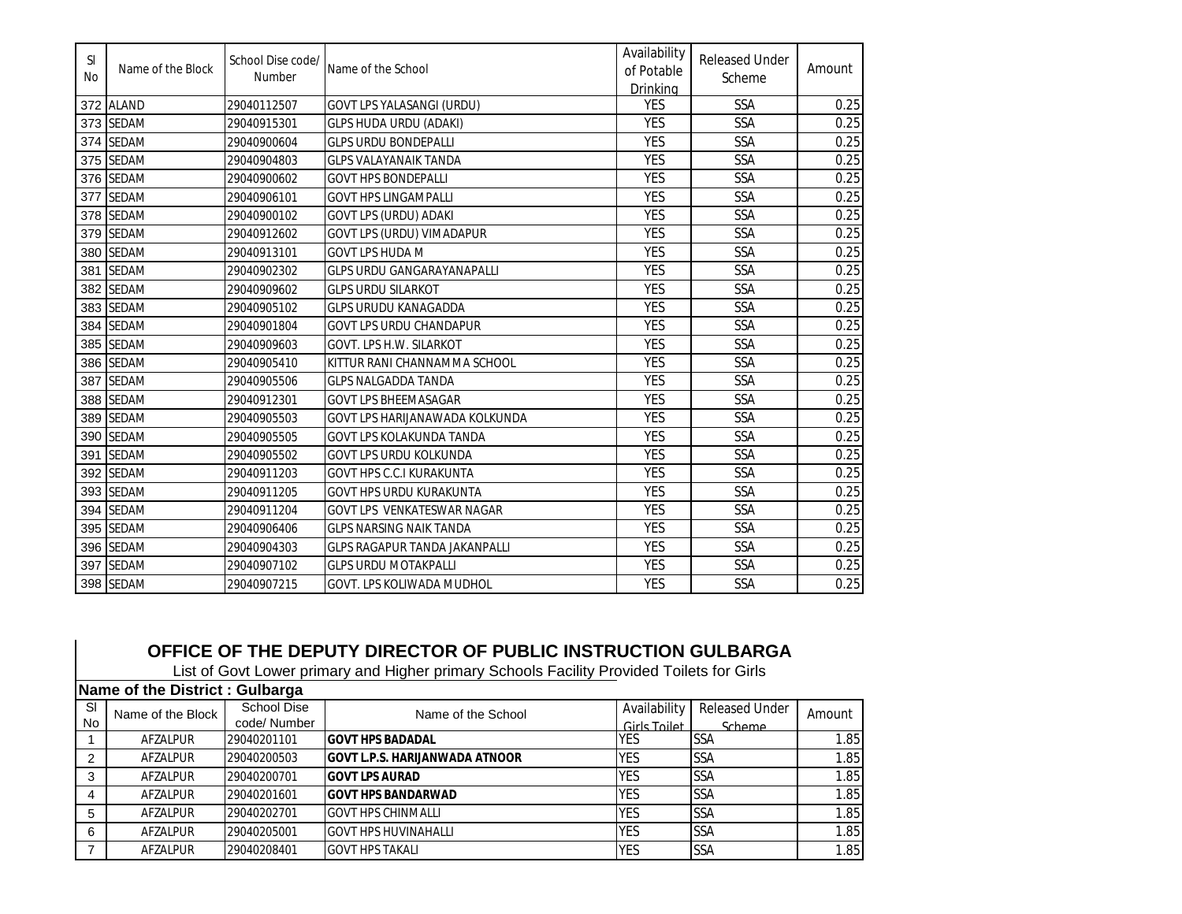| Sl No | Name of the Block | School Dise code/ Number | Name of the School | Availability of Potable Drinking | Released Under Scheme | Amount |
|---|---|---|---|---|---|---|
| 372 | ALAND | 29040112507 | GOVT LPS YALASANGI (URDU) | YES | SSA | 0.25 |
| 373 | SEDAM | 29040915301 | GLPS HUDA URDU (ADAKI) | YES | SSA | 0.25 |
| 374 | SEDAM | 29040900604 | GLPS URDU BONDEPALLI | YES | SSA | 0.25 |
| 375 | SEDAM | 29040904803 | GLPS VALAYANAIK TANDA | YES | SSA | 0.25 |
| 376 | SEDAM | 29040900602 | GOVT HPS BONDEPALLI | YES | SSA | 0.25 |
| 377 | SEDAM | 29040906101 | GOVT HPS LINGAMPALLI | YES | SSA | 0.25 |
| 378 | SEDAM | 29040900102 | GOVT LPS (URDU) ADAKI | YES | SSA | 0.25 |
| 379 | SEDAM | 29040912602 | GOVT LPS (URDU) VIMADAPUR | YES | SSA | 0.25 |
| 380 | SEDAM | 29040913101 | GOVT LPS HUDA M | YES | SSA | 0.25 |
| 381 | SEDAM | 29040902302 | GLPS URDU GANGARAYANAPALLI | YES | SSA | 0.25 |
| 382 | SEDAM | 29040909602 | GLPS URDU SILARKOT | YES | SSA | 0.25 |
| 383 | SEDAM | 29040905102 | GLPS URUDU KANAGADDA | YES | SSA | 0.25 |
| 384 | SEDAM | 29040901804 | GOVT LPS URDU CHANDAPUR | YES | SSA | 0.25 |
| 385 | SEDAM | 29040909603 | GOVT. LPS H.W. SILARKOT | YES | SSA | 0.25 |
| 386 | SEDAM | 29040905410 | KITTUR RANI CHANNAMMA SCHOOL | YES | SSA | 0.25 |
| 387 | SEDAM | 29040905506 | GLPS NALGADDA TANDA | YES | SSA | 0.25 |
| 388 | SEDAM | 29040912301 | GOVT LPS BHEEMASAGAR | YES | SSA | 0.25 |
| 389 | SEDAM | 29040905503 | GOVT LPS HARIJANAWADA KOLKUNDA | YES | SSA | 0.25 |
| 390 | SEDAM | 29040905505 | GOVT LPS KOLAKUNDA TANDA | YES | SSA | 0.25 |
| 391 | SEDAM | 29040905502 | GOVT LPS URDU KOLKUNDA | YES | SSA | 0.25 |
| 392 | SEDAM | 29040911203 | GOVT HPS C.C.I KURAKUNTA | YES | SSA | 0.25 |
| 393 | SEDAM | 29040911205 | GOVT HPS URDU KURAKUNTA | YES | SSA | 0.25 |
| 394 | SEDAM | 29040911204 | GOVT LPS VENKATESWAR NAGAR | YES | SSA | 0.25 |
| 395 | SEDAM | 29040906406 | GLPS NARSING NAIK TANDA | YES | SSA | 0.25 |
| 396 | SEDAM | 29040904303 | GLPS RAGAPUR TANDA JAKANPALLI | YES | SSA | 0.25 |
| 397 | SEDAM | 29040907102 | GLPS URDU MOTAKPALLI | YES | SSA | 0.25 |
| 398 | SEDAM | 29040907215 | GOVT. LPS KOLIWADA MUDHOL | YES | SSA | 0.25 |

## OFFICE OF THE DEPUTY DIRECTOR OF PUBLIC INSTRUCTION GULBARGA

List of Govt Lower primary and Higher primary Schools Facility Provided Toilets for Girls

**Name of the District : Gulbarga**

| Sl No | Name of the Block | School Dise code/ Number | Name of the School | Availability Girls Toilet | Released Under Scheme | Amount |
|---|---|---|---|---|---|---|
| 1 | AFZALPUR | 29040201101 | **GOVT HPS BADADAL** | YES | SSA | 1.85 |
| 2 | AFZALPUR | 29040200503 | **GOVT L.P.S. HARIJANWADA ATNOOR** | YES | SSA | 1.85 |
| 3 | AFZALPUR | 29040200701 | **GOVT LPS AURAD** | YES | SSA | 1.85 |
| 4 | AFZALPUR | 29040201601 | **GOVT HPS BANDARWAD** | YES | SSA | 1.85 |
| 5 | AFZALPUR | 29040202701 | GOVT HPS CHINMALLI | YES | SSA | 1.85 |
| 6 | AFZALPUR | 29040205001 | GOVT HPS HUVINAHALLI | YES | SSA | 1.85 |
| 7 | AFZALPUR | 29040208401 | GOVT HPS TAKALI | YES | SSA | 1.85 |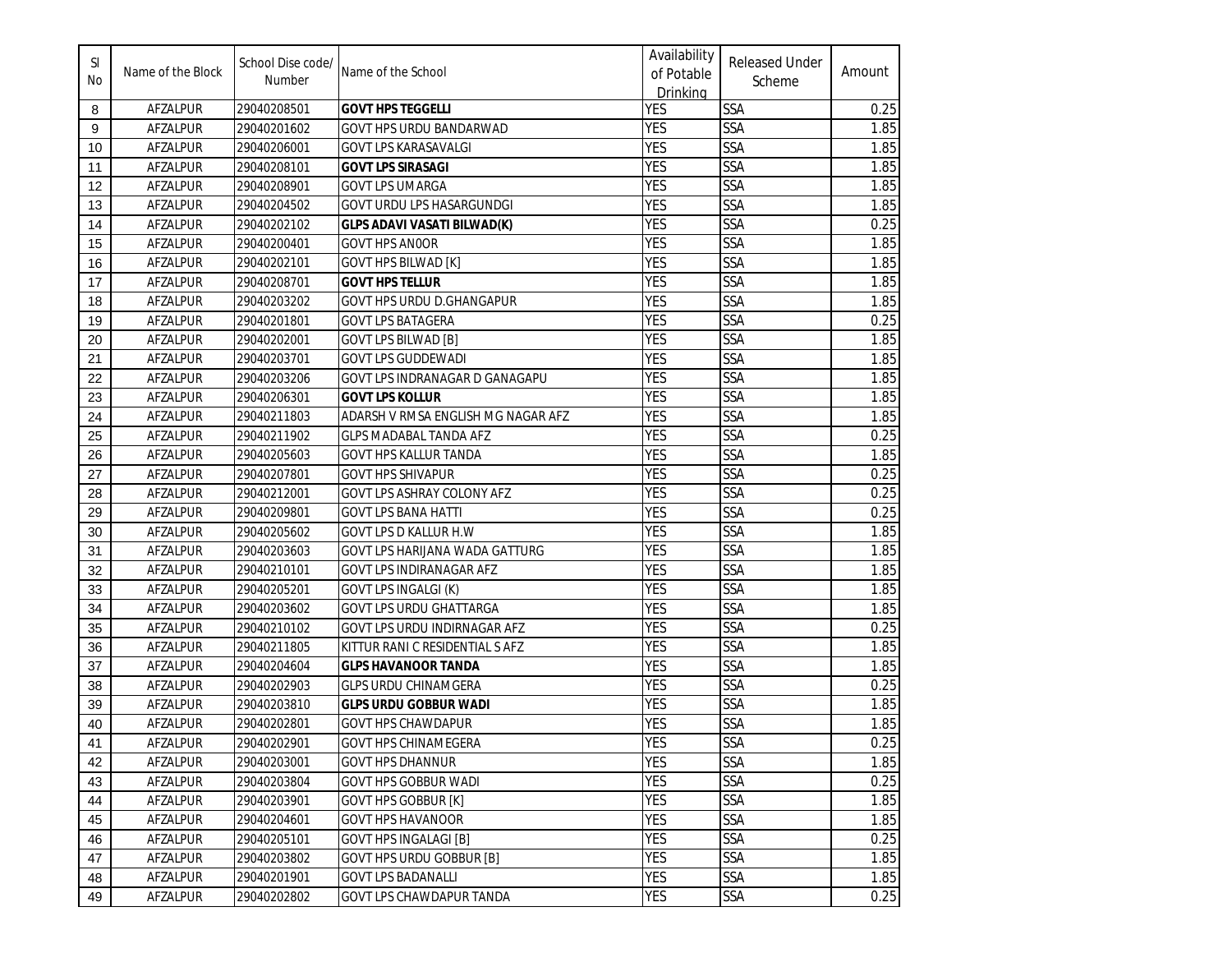| Sl No | Name of the Block | School Dise code/ Number | Name of the School | Availability of Potable Drinking | Released Under Scheme | Amount |
|---|---|---|---|---|---|---|
| 8 | AFZALPUR | 29040208501 | **GOVT HPS TEGGELLI** | YES | SSA | 0.25 |
| 9 | AFZALPUR | 29040201602 | GOVT HPS URDU BANDARWAD | YES | SSA | 1.85 |
| 10 | AFZALPUR | 29040206001 | GOVT LPS KARASAVALGI | YES | SSA | 1.85 |
| 11 | AFZALPUR | 29040208101 | **GOVT LPS SIRASAGI** | YES | SSA | 1.85 |
| 12 | AFZALPUR | 29040208901 | GOVT LPS UMARGA | YES | SSA | 1.85 |
| 13 | AFZALPUR | 29040204502 | GOVT URDU LPS HASARGUNDGI | YES | SSA | 1.85 |
| 14 | AFZALPUR | 29040202102 | **GLPS ADAVI VASATI BILWAD(K)** | YES | SSA | 0.25 |
| 15 | AFZALPUR | 29040200401 | GOVT HPS AN0OR | YES | SSA | 1.85 |
| 16 | AFZALPUR | 29040202101 | GOVT HPS BILWAD [K] | YES | SSA | 1.85 |
| 17 | AFZALPUR | 29040208701 | **GOVT HPS TELLUR** | YES | SSA | 1.85 |
| 18 | AFZALPUR | 29040203202 | GOVT HPS URDU D.GHANGAPUR | YES | SSA | 1.85 |
| 19 | AFZALPUR | 29040201801 | GOVT LPS BATAGERA | YES | SSA | 0.25 |
| 20 | AFZALPUR | 29040202001 | GOVT LPS BILWAD [B] | YES | SSA | 1.85 |
| 21 | AFZALPUR | 29040203701 | GOVT LPS GUDDEWADI | YES | SSA | 1.85 |
| 22 | AFZALPUR | 29040203206 | GOVT LPS INDRANAGAR D GANAGAPU | YES | SSA | 1.85 |
| 23 | AFZALPUR | 29040206301 | **GOVT LPS KOLLUR** | YES | SSA | 1.85 |
| 24 | AFZALPUR | 29040211803 | ADARSH V RMSA ENGLISH M G NAGAR AFZ | YES | SSA | 1.85 |
| 25 | AFZALPUR | 29040211902 | GLPS MADABAL TANDA AFZ | YES | SSA | 0.25 |
| 26 | AFZALPUR | 29040205603 | GOVT HPS KALLUR TANDA | YES | SSA | 1.85 |
| 27 | AFZALPUR | 29040207801 | GOVT HPS SHIVAPUR | YES | SSA | 0.25 |
| 28 | AFZALPUR | 29040212001 | GOVT LPS ASHRAY COLONY AFZ | YES | SSA | 0.25 |
| 29 | AFZALPUR | 29040209801 | GOVT LPS BANA HATTI | YES | SSA | 0.25 |
| 30 | AFZALPUR | 29040205602 | GOVT LPS D KALLUR H.W | YES | SSA | 1.85 |
| 31 | AFZALPUR | 29040203603 | GOVT LPS HARIJANA WADA GATTURG | YES | SSA | 1.85 |
| 32 | AFZALPUR | 29040210101 | GOVT LPS INDIRANAGAR AFZ | YES | SSA | 1.85 |
| 33 | AFZALPUR | 29040205201 | GOVT LPS INGALGI (K) | YES | SSA | 1.85 |
| 34 | AFZALPUR | 29040203602 | GOVT LPS URDU GHATTARGA | YES | SSA | 1.85 |
| 35 | AFZALPUR | 29040210102 | GOVT LPS URDU INDIRNAGAR AFZ | YES | SSA | 0.25 |
| 36 | AFZALPUR | 29040211805 | KITTUR RANI C RESIDENTIAL S AFZ | YES | SSA | 1.85 |
| 37 | AFZALPUR | 29040204604 | **GLPS HAVANOOR TANDA** | YES | SSA | 1.85 |
| 38 | AFZALPUR | 29040202903 | GLPS URDU CHINAMGERA | YES | SSA | 0.25 |
| 39 | AFZALPUR | 29040203810 | **GLPS URDU GOBBUR WADI** | YES | SSA | 1.85 |
| 40 | AFZALPUR | 29040202801 | GOVT HPS CHAWDAPUR | YES | SSA | 1.85 |
| 41 | AFZALPUR | 29040202901 | GOVT HPS CHINAMEGERA | YES | SSA | 0.25 |
| 42 | AFZALPUR | 29040203001 | GOVT HPS DHANNUR | YES | SSA | 1.85 |
| 43 | AFZALPUR | 29040203804 | GOVT HPS GOBBUR WADI | YES | SSA | 0.25 |
| 44 | AFZALPUR | 29040203901 | GOVT HPS GOBBUR [K] | YES | SSA | 1.85 |
| 45 | AFZALPUR | 29040204601 | GOVT HPS HAVANOOR | YES | SSA | 1.85 |
| 46 | AFZALPUR | 29040205101 | GOVT HPS INGALAGI [B] | YES | SSA | 0.25 |
| 47 | AFZALPUR | 29040203802 | GOVT HPS URDU GOBBUR [B] | YES | SSA | 1.85 |
| 48 | AFZALPUR | 29040201901 | GOVT LPS BADANALLI | YES | SSA | 1.85 |
| 49 | AFZALPUR | 29040202802 | GOVT LPS CHAWDAPUR TANDA | YES | SSA | 0.25 |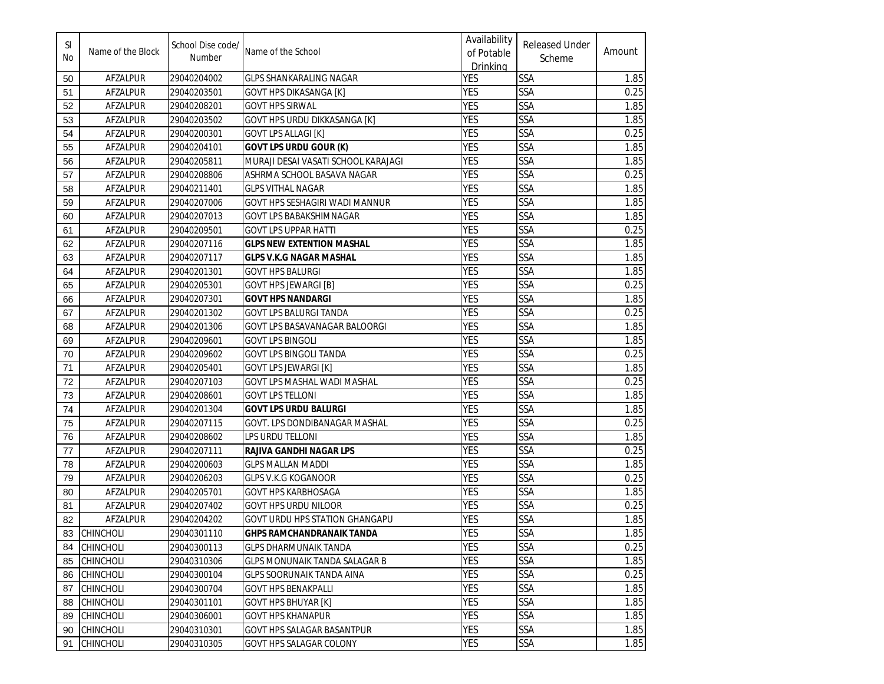| Sl No | Name of the Block | School Dise code/ Number | Name of the School | Availability of Potable Drinking | Released Under Scheme | Amount |
|---|---|---|---|---|---|---|
| 50 | AFZALPUR | 29040204002 | GLPS SHANKARALING NAGAR | YES | SSA | 1.85 |
| 51 | AFZALPUR | 29040203501 | GOVT HPS DIKASANGA [K] | YES | SSA | 0.25 |
| 52 | AFZALPUR | 29040208201 | GOVT HPS SIRWAL | YES | SSA | 1.85 |
| 53 | AFZALPUR | 29040203502 | GOVT HPS URDU DIKKASANGA [K] | YES | SSA | 1.85 |
| 54 | AFZALPUR | 29040200301 | GOVT LPS ALLAGI [K] | YES | SSA | 0.25 |
| 55 | AFZALPUR | 29040204101 | **GOVT LPS URDU GOUR (K)** | YES | SSA | 1.85 |
| 56 | AFZALPUR | 29040205811 | MURAJI DESAI VASATI SCHOOL KARAJAGI | YES | SSA | 1.85 |
| 57 | AFZALPUR | 29040208806 | ASHRMA SCHOOL BASAVA NAGAR | YES | SSA | 0.25 |
| 58 | AFZALPUR | 29040211401 | GLPS VITHAL NAGAR | YES | SSA | 1.85 |
| 59 | AFZALPUR | 29040207006 | GOVT HPS SESHAGIRI WADI MANNUR | YES | SSA | 1.85 |
| 60 | AFZALPUR | 29040207013 | GOVT LPS BABAKSHIMNAGAR | YES | SSA | 1.85 |
| 61 | AFZALPUR | 29040209501 | GOVT LPS UPPAR HATTI | YES | SSA | 0.25 |
| 62 | AFZALPUR | 29040207116 | **GLPS NEW EXTENTION MASHAL** | YES | SSA | 1.85 |
| 63 | AFZALPUR | 29040207117 | **GLPS V.K.G NAGAR MASHAL** | YES | SSA | 1.85 |
| 64 | AFZALPUR | 29040201301 | GOVT HPS BALURGI | YES | SSA | 1.85 |
| 65 | AFZALPUR | 29040205301 | GOVT HPS JEWARGI [B] | YES | SSA | 0.25 |
| 66 | AFZALPUR | 29040207301 | **GOVT HPS NANDARGI** | YES | SSA | 1.85 |
| 67 | AFZALPUR | 29040201302 | GOVT LPS BALURGI TANDA | YES | SSA | 0.25 |
| 68 | AFZALPUR | 29040201306 | GOVT LPS BASAVANAGAR BALOORGI | YES | SSA | 1.85 |
| 69 | AFZALPUR | 29040209601 | GOVT LPS BINGOLI | YES | SSA | 1.85 |
| 70 | AFZALPUR | 29040209602 | GOVT LPS BINGOLI TANDA | YES | SSA | 0.25 |
| 71 | AFZALPUR | 29040205401 | GOVT LPS JEWARGI [K] | YES | SSA | 1.85 |
| 72 | AFZALPUR | 29040207103 | GOVT LPS MASHAL WADI MASHAL | YES | SSA | 0.25 |
| 73 | AFZALPUR | 29040208601 | GOVT LPS TELLONI | YES | SSA | 1.85 |
| 74 | AFZALPUR | 29040201304 | **GOVT LPS URDU BALURGI** | YES | SSA | 1.85 |
| 75 | AFZALPUR | 29040207115 | GOVT. LPS DONDIBANAGAR MASHAL | YES | SSA | 0.25 |
| 76 | AFZALPUR | 29040208602 | LPS URDU TELLONI | YES | SSA | 1.85 |
| 77 | AFZALPUR | 29040207111 | **RAJIVA GANDHI NAGAR LPS** | YES | SSA | 0.25 |
| 78 | AFZALPUR | 29040200603 | GLPS MALLAN MADDI | YES | SSA | 1.85 |
| 79 | AFZALPUR | 29040206203 | GLPS V.K.G KOGANOOR | YES | SSA | 0.25 |
| 80 | AFZALPUR | 29040205701 | GOVT HPS KARBHOSAGA | YES | SSA | 1.85 |
| 81 | AFZALPUR | 29040207402 | GOVT HPS URDU NILOOR | YES | SSA | 0.25 |
| 82 | AFZALPUR | 29040204202 | GOVT URDU HPS STATION GHANGAPU | YES | SSA | 1.85 |
| 83 | CHINCHOLI | 29040301110 | **GHPS RAMCHANDRANAIK TANDA** | YES | SSA | 1.85 |
| 84 | CHINCHOLI | 29040300113 | GLPS DHARMUNAIK TANDA | YES | SSA | 0.25 |
| 85 | CHINCHOLI | 29040310306 | GLPS MONUNAIK TANDA SALAGAR B | YES | SSA | 1.85 |
| 86 | CHINCHOLI | 29040300104 | GLPS SOORUNAIK TANDA AINA | YES | SSA | 0.25 |
| 87 | CHINCHOLI | 29040300704 | GOVT HPS BENAKPALLI | YES | SSA | 1.85 |
| 88 | CHINCHOLI | 29040301101 | GOVT HPS BHUYAR [K] | YES | SSA | 1.85 |
| 89 | CHINCHOLI | 29040306001 | GOVT HPS KHANAPUR | YES | SSA | 1.85 |
| 90 | CHINCHOLI | 29040310301 | GOVT HPS SALAGAR BASANTPUR | YES | SSA | 1.85 |
| 91 | CHINCHOLI | 29040310305 | GOVT HPS SALAGAR COLONY | YES | SSA | 1.85 |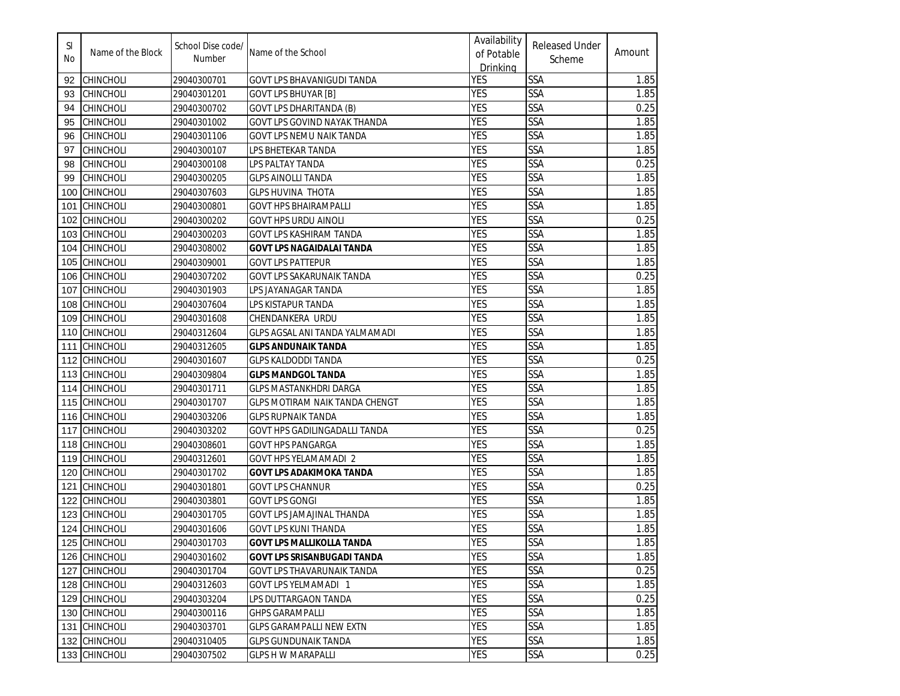| Sl No | Name of the Block | School Dise code/ Number | Name of the School | Availability of Potable Drinking | Released Under Scheme | Amount |
|---|---|---|---|---|---|---|
| 92 | CHINCHOLI | 29040300701 | GOVT LPS BHAVANIGUDI TANDA | YES | SSA | 1.85 |
| 93 | CHINCHOLI | 29040301201 | GOVT LPS BHUYAR [B] | YES | SSA | 1.85 |
| 94 | CHINCHOLI | 29040300702 | GOVT LPS DHARITANDA (B) | YES | SSA | 0.25 |
| 95 | CHINCHOLI | 29040301002 | GOVT LPS GOVIND NAYAK THANDA | YES | SSA | 1.85 |
| 96 | CHINCHOLI | 29040301106 | GOVT LPS NEMU NAIK TANDA | YES | SSA | 1.85 |
| 97 | CHINCHOLI | 29040300107 | LPS BHETEKAR TANDA | YES | SSA | 1.85 |
| 98 | CHINCHOLI | 29040300108 | LPS PALTAY TANDA | YES | SSA | 0.25 |
| 99 | CHINCHOLI | 29040300205 | GLPS AINOLLI TANDA | YES | SSA | 1.85 |
| 100 | CHINCHOLI | 29040307603 | GLPS HUVINA THOTA | YES | SSA | 1.85 |
| 101 | CHINCHOLI | 29040300801 | GOVT HPS BHAIRAMPALLI | YES | SSA | 1.85 |
| 102 | CHINCHOLI | 29040300202 | GOVT HPS URDU AINOLI | YES | SSA | 0.25 |
| 103 | CHINCHOLI | 29040300203 | GOVT LPS KASHIRAM TANDA | YES | SSA | 1.85 |
| 104 | CHINCHOLI | 29040308002 | **GOVT LPS NAGAIDALAI TANDA** | YES | SSA | 1.85 |
| 105 | CHINCHOLI | 29040309001 | GOVT LPS PATTEPUR | YES | SSA | 1.85 |
| 106 | CHINCHOLI | 29040307202 | GOVT LPS SAKARUNAIK TANDA | YES | SSA | 0.25 |
| 107 | CHINCHOLI | 29040301903 | LPS JAYANAGAR TANDA | YES | SSA | 1.85 |
| 108 | CHINCHOLI | 29040307604 | LPS KISTAPUR TANDA | YES | SSA | 1.85 |
| 109 | CHINCHOLI | 29040301608 | CHENDANKERA URDU | YES | SSA | 1.85 |
| 110 | CHINCHOLI | 29040312604 | GLPS AGSAL ANI TANDA YALMAMADI | YES | SSA | 1.85 |
| 111 | CHINCHOLI | 29040312605 | **GLPS ANDUNAIK TANDA** | YES | SSA | 1.85 |
| 112 | CHINCHOLI | 29040301607 | GLPS KALDODDI TANDA | YES | SSA | 0.25 |
| 113 | CHINCHOLI | 29040309804 | **GLPS MANDGOL TANDA** | YES | SSA | 1.85 |
| 114 | CHINCHOLI | 29040301711 | GLPS MASTANKHDRI DARGA | YES | SSA | 1.85 |
| 115 | CHINCHOLI | 29040301707 | GLPS MOTIRAM NAIK TANDA CHENGT | YES | SSA | 1.85 |
| 116 | CHINCHOLI | 29040303206 | GLPS RUPNAIK TANDA | YES | SSA | 1.85 |
| 117 | CHINCHOLI | 29040303202 | GOVT HPS GADILINGADALLI TANDA | YES | SSA | 0.25 |
| 118 | CHINCHOLI | 29040308601 | GOVT HPS PANGARGA | YES | SSA | 1.85 |
| 119 | CHINCHOLI | 29040312601 | GOVT HPS YELAMAMADI 2 | YES | SSA | 1.85 |
| 120 | CHINCHOLI | 29040301702 | **GOVT LPS ADAKIMOKA TANDA** | YES | SSA | 1.85 |
| 121 | CHINCHOLI | 29040301801 | GOVT LPS CHANNUR | YES | SSA | 0.25 |
| 122 | CHINCHOLI | 29040303801 | GOVT LPS GONGI | YES | SSA | 1.85 |
| 123 | CHINCHOLI | 29040301705 | GOVT LPS JAMAJINAL THANDA | YES | SSA | 1.85 |
| 124 | CHINCHOLI | 29040301606 | GOVT LPS KUNI THANDA | YES | SSA | 1.85 |
| 125 | CHINCHOLI | 29040301703 | **GOVT LPS MALLIKOLLA TANDA** | YES | SSA | 1.85 |
| 126 | CHINCHOLI | 29040301602 | **GOVT LPS SRISANBUGADI TANDA** | YES | SSA | 1.85 |
| 127 | CHINCHOLI | 29040301704 | GOVT LPS THAVARUNAIK TANDA | YES | SSA | 0.25 |
| 128 | CHINCHOLI | 29040312603 | GOVT LPS YELMAMADI 1 | YES | SSA | 1.85 |
| 129 | CHINCHOLI | 29040303204 | LPS DUTTARGAON TANDA | YES | SSA | 0.25 |
| 130 | CHINCHOLI | 29040300116 | GHPS GARAMPALLI | YES | SSA | 1.85 |
| 131 | CHINCHOLI | 29040303701 | GLPS GARAMPALLI NEW EXTN | YES | SSA | 1.85 |
| 132 | CHINCHOLI | 29040310405 | GLPS GUNDUNAIK TANDA | YES | SSA | 1.85 |
| 133 | CHINCHOLI | 29040307502 | GLPS H W MARAPALLI | YES | SSA | 0.25 |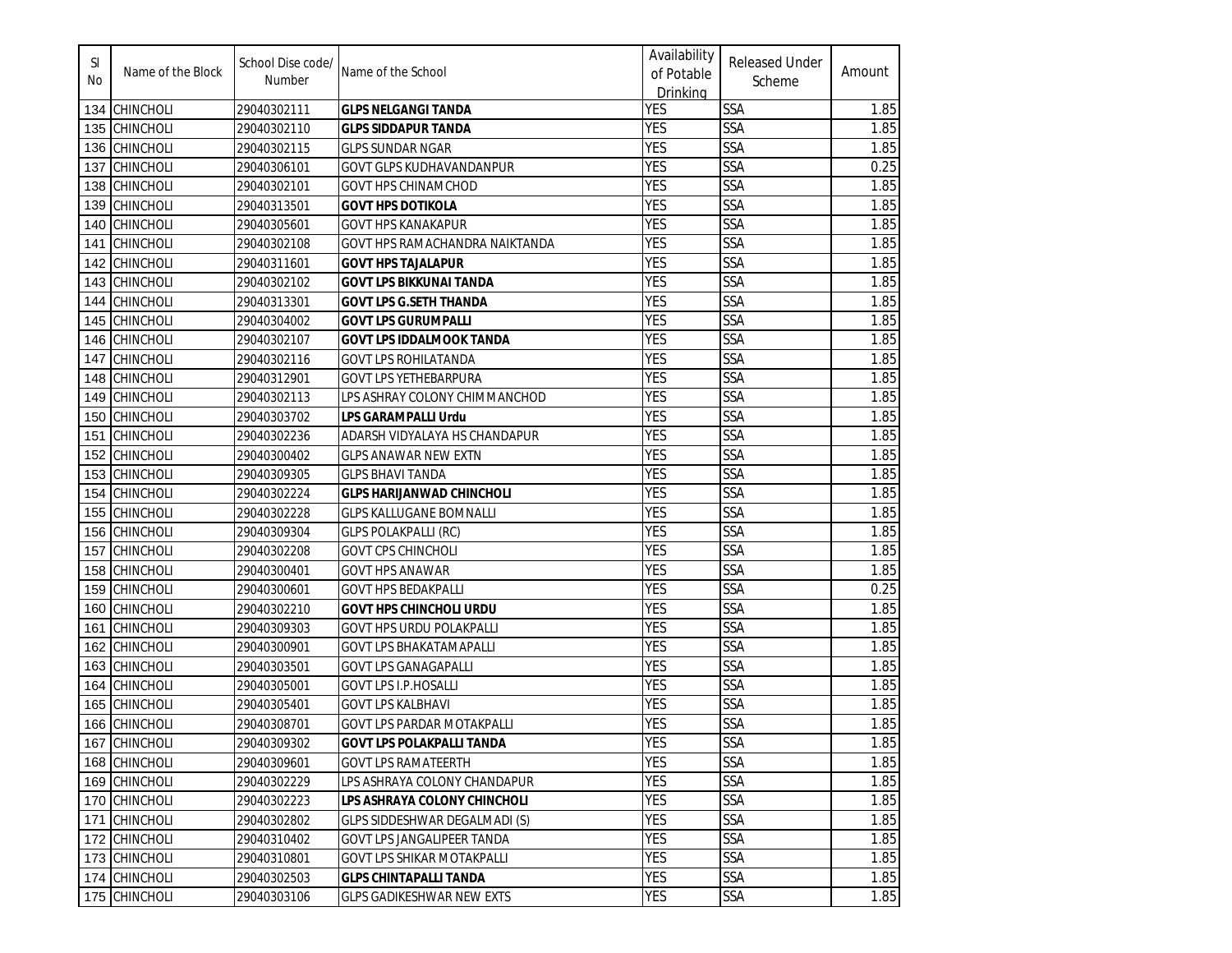| Sl No | Name of the Block | School Dise code/ Number | Name of the School | Availability of Potable Drinking | Released Under Scheme | Amount |
|---|---|---|---|---|---|---|
| 134 | CHINCHOLI | 29040302111 | **GLPS NELGANGI TANDA** | YES | SSA | 1.85 |
| 135 | CHINCHOLI | 29040302110 | **GLPS SIDDAPUR TANDA** | YES | SSA | 1.85 |
| 136 | CHINCHOLI | 29040302115 | GLPS SUNDAR NGAR | YES | SSA | 1.85 |
| 137 | CHINCHOLI | 29040306101 | GOVT GLPS KUDHAVANDANPUR | YES | SSA | 0.25 |
| 138 | CHINCHOLI | 29040302101 | GOVT HPS CHINAMCHOD | YES | SSA | 1.85 |
| 139 | CHINCHOLI | 29040313501 | **GOVT HPS DOTIKOLA** | YES | SSA | 1.85 |
| 140 | CHINCHOLI | 29040305601 | GOVT HPS KANAKAPUR | YES | SSA | 1.85 |
| 141 | CHINCHOLI | 29040302108 | GOVT HPS RAMACHANDRA NAIKTANDA | YES | SSA | 1.85 |
| 142 | CHINCHOLI | 29040311601 | **GOVT HPS TAJALAPUR** | YES | SSA | 1.85 |
| 143 | CHINCHOLI | 29040302102 | **GOVT LPS BIKKUNAI TANDA** | YES | SSA | 1.85 |
| 144 | CHINCHOLI | 29040313301 | **GOVT LPS G.SETH THANDA** | YES | SSA | 1.85 |
| 145 | CHINCHOLI | 29040304002 | **GOVT LPS GURUMPALLI** | YES | SSA | 1.85 |
| 146 | CHINCHOLI | 29040302107 | **GOVT LPS IDDALMOOK TANDA** | YES | SSA | 1.85 |
| 147 | CHINCHOLI | 29040302116 | GOVT LPS ROHILATANDA | YES | SSA | 1.85 |
| 148 | CHINCHOLI | 29040312901 | GOVT LPS YETHEBARPURA | YES | SSA | 1.85 |
| 149 | CHINCHOLI | 29040302113 | LPS ASHRAY COLONY CHIMMANCHOD | YES | SSA | 1.85 |
| 150 | CHINCHOLI | 29040303702 | **LPS GARAMPALLI Urdu** | YES | SSA | 1.85 |
| 151 | CHINCHOLI | 29040302236 | ADARSH VIDYALAYA HS CHANDAPUR | YES | SSA | 1.85 |
| 152 | CHINCHOLI | 29040300402 | GLPS ANAWAR NEW EXTN | YES | SSA | 1.85 |
| 153 | CHINCHOLI | 29040309305 | GLPS BHAVI TANDA | YES | SSA | 1.85 |
| 154 | CHINCHOLI | 29040302224 | **GLPS HARIJANWAD CHINCHOLI** | YES | SSA | 1.85 |
| 155 | CHINCHOLI | 29040302228 | GLPS KALLUGANE BOMNALLI | YES | SSA | 1.85 |
| 156 | CHINCHOLI | 29040309304 | GLPS POLAKPALLI (RC) | YES | SSA | 1.85 |
| 157 | CHINCHOLI | 29040302208 | GOVT CPS CHINCHOLI | YES | SSA | 1.85 |
| 158 | CHINCHOLI | 29040300401 | GOVT HPS ANAWAR | YES | SSA | 1.85 |
| 159 | CHINCHOLI | 29040300601 | GOVT HPS BEDAKPALLI | YES | SSA | 0.25 |
| 160 | CHINCHOLI | 29040302210 | **GOVT HPS CHINCHOLI URDU** | YES | SSA | 1.85 |
| 161 | CHINCHOLI | 29040309303 | GOVT HPS URDU POLAKPALLI | YES | SSA | 1.85 |
| 162 | CHINCHOLI | 29040300901 | GOVT LPS BHAKATAMAPALLI | YES | SSA | 1.85 |
| 163 | CHINCHOLI | 29040303501 | GOVT LPS GANAGAPALLI | YES | SSA | 1.85 |
| 164 | CHINCHOLI | 29040305001 | GOVT LPS I.P.HOSALLI | YES | SSA | 1.85 |
| 165 | CHINCHOLI | 29040305401 | GOVT LPS KALBHAVI | YES | SSA | 1.85 |
| 166 | CHINCHOLI | 29040308701 | GOVT LPS PARDAR MOTAKPALLI | YES | SSA | 1.85 |
| 167 | CHINCHOLI | 29040309302 | **GOVT LPS POLAKPALLI TANDA** | YES | SSA | 1.85 |
| 168 | CHINCHOLI | 29040309601 | GOVT LPS RAMATEERTH | YES | SSA | 1.85 |
| 169 | CHINCHOLI | 29040302229 | LPS ASHRAYA COLONY CHANDAPUR | YES | SSA | 1.85 |
| 170 | CHINCHOLI | 29040302223 | **LPS ASHRAYA COLONY CHINCHOLI** | YES | SSA | 1.85 |
| 171 | CHINCHOLI | 29040302802 | GLPS SIDDESHWAR DEGALMADI (S) | YES | SSA | 1.85 |
| 172 | CHINCHOLI | 29040310402 | GOVT LPS JANGALIPEER TANDA | YES | SSA | 1.85 |
| 173 | CHINCHOLI | 29040310801 | GOVT LPS SHIKAR MOTAKPALLI | YES | SSA | 1.85 |
| 174 | CHINCHOLI | 29040302503 | **GLPS CHINTAPALLI TANDA** | YES | SSA | 1.85 |
| 175 | CHINCHOLI | 29040303106 | GLPS GADIKESHWAR NEW EXTS | YES | SSA | 1.85 |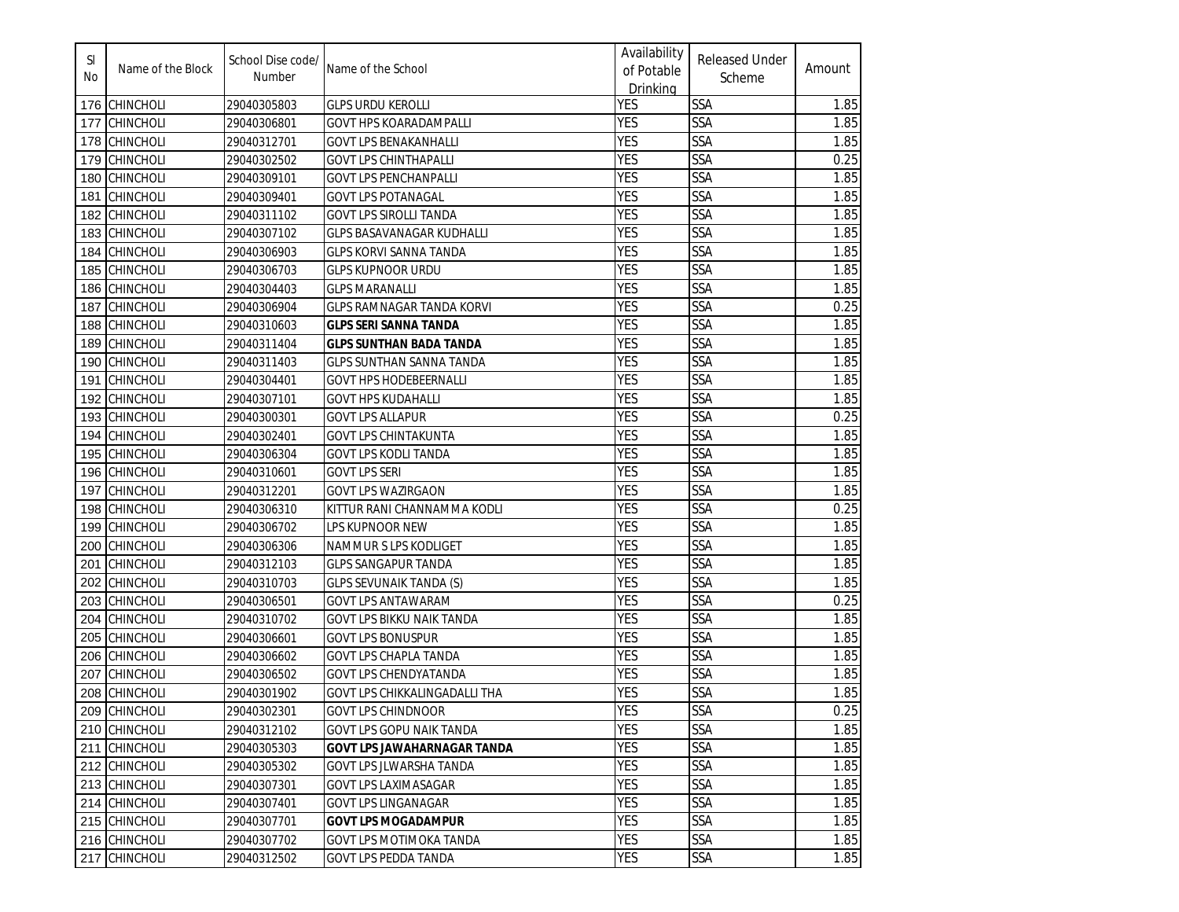| Sl No | Name of the Block | School Dise code/ Number | Name of the School | Availability of Potable Drinking | Released Under Scheme | Amount |
|---|---|---|---|---|---|---|
| 176 | CHINCHOLI | 29040305803 | GLPS URDU KEROLLI | YES | SSA | 1.85 |
| 177 | CHINCHOLI | 29040306801 | GOVT HPS KOARADAMPALLI | YES | SSA | 1.85 |
| 178 | CHINCHOLI | 29040312701 | GOVT LPS BENAKANHALLI | YES | SSA | 1.85 |
| 179 | CHINCHOLI | 29040302502 | GOVT LPS CHINTHAPALLI | YES | SSA | 0.25 |
| 180 | CHINCHOLI | 29040309101 | GOVT LPS PENCHANPALLI | YES | SSA | 1.85 |
| 181 | CHINCHOLI | 29040309401 | GOVT LPS POTANAGAL | YES | SSA | 1.85 |
| 182 | CHINCHOLI | 29040311102 | GOVT LPS SIROLLI TANDA | YES | SSA | 1.85 |
| 183 | CHINCHOLI | 29040307102 | GLPS BASAVANAGAR KUDHALLI | YES | SSA | 1.85 |
| 184 | CHINCHOLI | 29040306903 | GLPS KORVI SANNA TANDA | YES | SSA | 1.85 |
| 185 | CHINCHOLI | 29040306703 | GLPS KUPNOOR URDU | YES | SSA | 1.85 |
| 186 | CHINCHOLI | 29040304403 | GLPS MARANALLI | YES | SSA | 1.85 |
| 187 | CHINCHOLI | 29040306904 | GLPS RAMNAGAR TANDA KORVI | YES | SSA | 0.25 |
| 188 | CHINCHOLI | 29040310603 | **GLPS SERI SANNA TANDA** | YES | SSA | 1.85 |
| 189 | CHINCHOLI | 29040311404 | **GLPS SUNTHAN BADA TANDA** | YES | SSA | 1.85 |
| 190 | CHINCHOLI | 29040311403 | GLPS SUNTHAN SANNA TANDA | YES | SSA | 1.85 |
| 191 | CHINCHOLI | 29040304401 | GOVT HPS HODEBEERNALLI | YES | SSA | 1.85 |
| 192 | CHINCHOLI | 29040307101 | GOVT HPS KUDAHALLI | YES | SSA | 1.85 |
| 193 | CHINCHOLI | 29040300301 | GOVT LPS ALLAPUR | YES | SSA | 0.25 |
| 194 | CHINCHOLI | 29040302401 | GOVT LPS CHINTAKUNTA | YES | SSA | 1.85 |
| 195 | CHINCHOLI | 29040306304 | GOVT LPS KODLI TANDA | YES | SSA | 1.85 |
| 196 | CHINCHOLI | 29040310601 | GOVT LPS SERI | YES | SSA | 1.85 |
| 197 | CHINCHOLI | 29040312201 | GOVT LPS WAZIRGAON | YES | SSA | 1.85 |
| 198 | CHINCHOLI | 29040306310 | KITTUR RANI CHANNAMMA KODLI | YES | SSA | 0.25 |
| 199 | CHINCHOLI | 29040306702 | LPS KUPNOOR NEW | YES | SSA | 1.85 |
| 200 | CHINCHOLI | 29040306306 | NAMMUR S LPS KODLIGET | YES | SSA | 1.85 |
| 201 | CHINCHOLI | 29040312103 | GLPS SANGAPUR TANDA | YES | SSA | 1.85 |
| 202 | CHINCHOLI | 29040310703 | GLPS SEVUNAIK TANDA (S) | YES | SSA | 1.85 |
| 203 | CHINCHOLI | 29040306501 | GOVT LPS ANTAWARAM | YES | SSA | 0.25 |
| 204 | CHINCHOLI | 29040310702 | GOVT LPS BIKKU NAIK TANDA | YES | SSA | 1.85 |
| 205 | CHINCHOLI | 29040306601 | GOVT LPS BONUSPUR | YES | SSA | 1.85 |
| 206 | CHINCHOLI | 29040306602 | GOVT LPS CHAPLA TANDA | YES | SSA | 1.85 |
| 207 | CHINCHOLI | 29040306502 | GOVT LPS CHENDYATANDA | YES | SSA | 1.85 |
| 208 | CHINCHOLI | 29040301902 | GOVT LPS CHIKKALINGADALLI THA | YES | SSA | 1.85 |
| 209 | CHINCHOLI | 29040302301 | GOVT LPS CHINDNOOR | YES | SSA | 0.25 |
| 210 | CHINCHOLI | 29040312102 | GOVT LPS GOPU NAIK TANDA | YES | SSA | 1.85 |
| 211 | CHINCHOLI | 29040305303 | **GOVT LPS JAWAHARNAGAR TANDA** | YES | SSA | 1.85 |
| 212 | CHINCHOLI | 29040305302 | GOVT LPS JLWARSHA TANDA | YES | SSA | 1.85 |
| 213 | CHINCHOLI | 29040307301 | GOVT LPS LAXIMASAGAR | YES | SSA | 1.85 |
| 214 | CHINCHOLI | 29040307401 | GOVT LPS LINGANAGAR | YES | SSA | 1.85 |
| 215 | CHINCHOLI | 29040307701 | **GOVT LPS MOGADAMPUR** | YES | SSA | 1.85 |
| 216 | CHINCHOLI | 29040307702 | GOVT LPS MOTIMOKA TANDA | YES | SSA | 1.85 |
| 217 | CHINCHOLI | 29040312502 | GOVT LPS PEDDA TANDA | YES | SSA | 1.85 |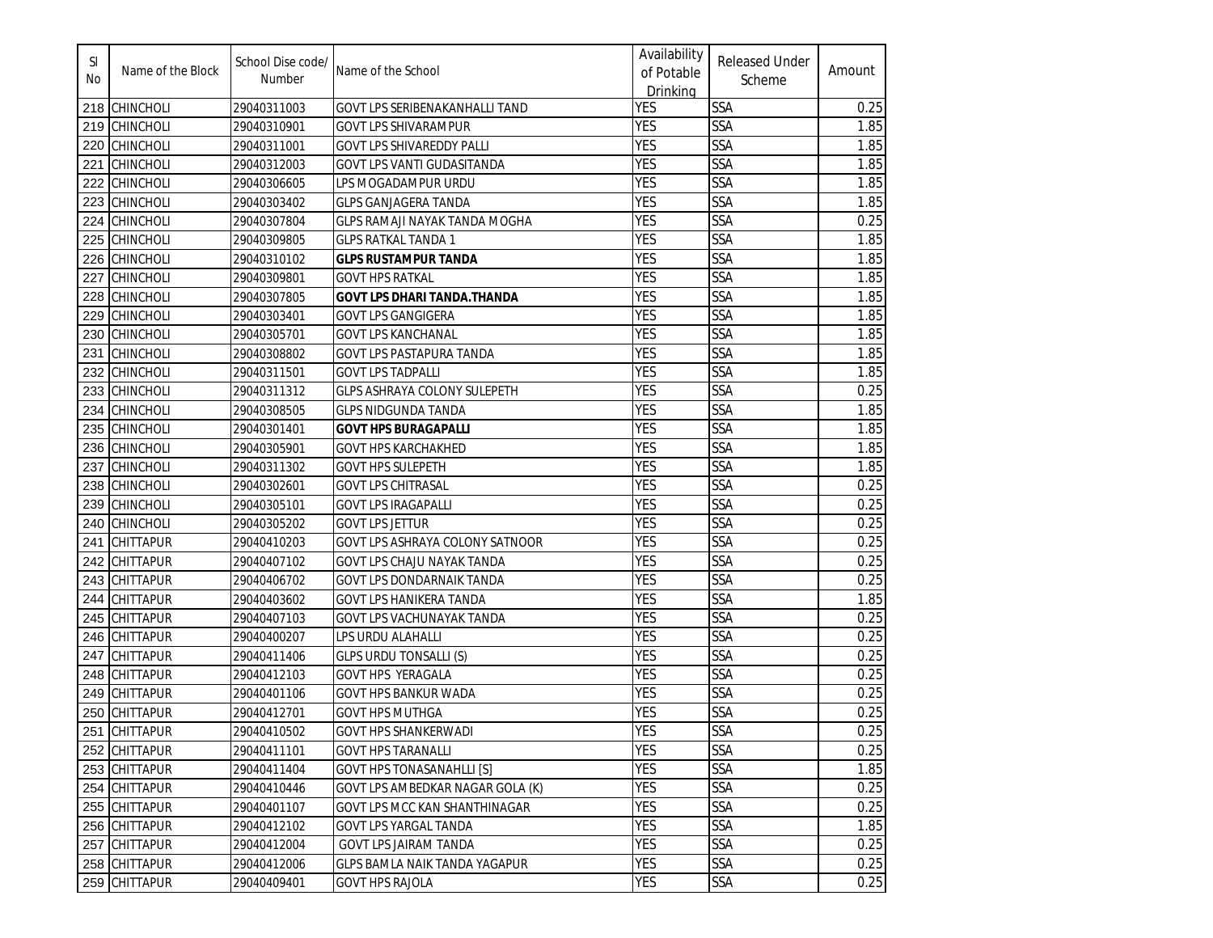| Sl No | Name of the Block | School Dise code/ Number | Name of the School | Availability of Potable Drinking | Released Under Scheme | Amount |
|---|---|---|---|---|---|---|
| 218 | CHINCHOLI | 29040311003 | GOVT LPS SERIBENAKANHALLI TAND | YES | SSA | 0.25 |
| 219 | CHINCHOLI | 29040310901 | GOVT LPS SHIVARAMPUR | YES | SSA | 1.85 |
| 220 | CHINCHOLI | 29040311001 | GOVT LPS SHIVAREDDY PALLI | YES | SSA | 1.85 |
| 221 | CHINCHOLI | 29040312003 | GOVT LPS VANTI GUDASITANDA | YES | SSA | 1.85 |
| 222 | CHINCHOLI | 29040306605 | LPS MOGADAMPUR URDU | YES | SSA | 1.85 |
| 223 | CHINCHOLI | 29040303402 | GLPS GANJAGERA TANDA | YES | SSA | 1.85 |
| 224 | CHINCHOLI | 29040307804 | GLPS RAMAJI NAYAK TANDA MOGHA | YES | SSA | 0.25 |
| 225 | CHINCHOLI | 29040309805 | GLPS RATKAL TANDA 1 | YES | SSA | 1.85 |
| 226 | CHINCHOLI | 29040310102 | **GLPS RUSTAMPUR TANDA** | YES | SSA | 1.85 |
| 227 | CHINCHOLI | 29040309801 | GOVT HPS RATKAL | YES | SSA | 1.85 |
| 228 | CHINCHOLI | 29040307805 | **GOVT LPS DHARI TANDA.THANDA** | YES | SSA | 1.85 |
| 229 | CHINCHOLI | 29040303401 | GOVT LPS GANGIGERA | YES | SSA | 1.85 |
| 230 | CHINCHOLI | 29040305701 | GOVT LPS KANCHANAL | YES | SSA | 1.85 |
| 231 | CHINCHOLI | 29040308802 | GOVT LPS PASTAPURA TANDA | YES | SSA | 1.85 |
| 232 | CHINCHOLI | 29040311501 | GOVT LPS TADPALLI | YES | SSA | 1.85 |
| 233 | CHINCHOLI | 29040311312 | GLPS ASHRAYA COLONY SULEPETH | YES | SSA | 0.25 |
| 234 | CHINCHOLI | 29040308505 | GLPS NIDGUNDA TANDA | YES | SSA | 1.85 |
| 235 | CHINCHOLI | 29040301401 | **GOVT HPS BURAGAPALLI** | YES | SSA | 1.85 |
| 236 | CHINCHOLI | 29040305901 | GOVT HPS KARCHAKHED | YES | SSA | 1.85 |
| 237 | CHINCHOLI | 29040311302 | GOVT HPS SULEPETH | YES | SSA | 1.85 |
| 238 | CHINCHOLI | 29040302601 | GOVT LPS CHITRASAL | YES | SSA | 0.25 |
| 239 | CHINCHOLI | 29040305101 | GOVT LPS IRAGAPALLI | YES | SSA | 0.25 |
| 240 | CHINCHOLI | 29040305202 | GOVT LPS JETTUR | YES | SSA | 0.25 |
| 241 | CHITTAPUR | 29040410203 | GOVT LPS ASHRAYA COLONY SATNOOR | YES | SSA | 0.25 |
| 242 | CHITTAPUR | 29040407102 | GOVT LPS CHAJU NAYAK TANDA | YES | SSA | 0.25 |
| 243 | CHITTAPUR | 29040406702 | GOVT LPS DONDARNAIK TANDA | YES | SSA | 0.25 |
| 244 | CHITTAPUR | 29040403602 | GOVT LPS HANIKERA TANDA | YES | SSA | 1.85 |
| 245 | CHITTAPUR | 29040407103 | GOVT LPS VACHUNAYAK TANDA | YES | SSA | 0.25 |
| 246 | CHITTAPUR | 29040400207 | LPS URDU ALAHALLI | YES | SSA | 0.25 |
| 247 | CHITTAPUR | 29040411406 | GLPS URDU TONSALLI (S) | YES | SSA | 0.25 |
| 248 | CHITTAPUR | 29040412103 | GOVT HPS YERAGALA | YES | SSA | 0.25 |
| 249 | CHITTAPUR | 29040401106 | GOVT HPS BANKUR WADA | YES | SSA | 0.25 |
| 250 | CHITTAPUR | 29040412701 | GOVT HPS MUTHGA | YES | SSA | 0.25 |
| 251 | CHITTAPUR | 29040410502 | GOVT HPS SHANKERWADI | YES | SSA | 0.25 |
| 252 | CHITTAPUR | 29040411101 | GOVT HPS TARANALLI | YES | SSA | 0.25 |
| 253 | CHITTAPUR | 29040411404 | GOVT HPS TONASANAHLLI [S] | YES | SSA | 1.85 |
| 254 | CHITTAPUR | 29040410446 | GOVT LPS AMBEDKAR NAGAR GOLA (K) | YES | SSA | 0.25 |
| 255 | CHITTAPUR | 29040401107 | GOVT LPS MCC KAN SHANTHINAGAR | YES | SSA | 0.25 |
| 256 | CHITTAPUR | 29040412102 | GOVT LPS YARGAL TANDA | YES | SSA | 1.85 |
| 257 | CHITTAPUR | 29040412004 | GOVT LPS JAIRAM TANDA | YES | SSA | 0.25 |
| 258 | CHITTAPUR | 29040412006 | GLPS BAMLA NAIK TANDA YAGAPUR | YES | SSA | 0.25 |
| 259 | CHITTAPUR | 29040409401 | GOVT HPS RAJOLA | YES | SSA | 0.25 |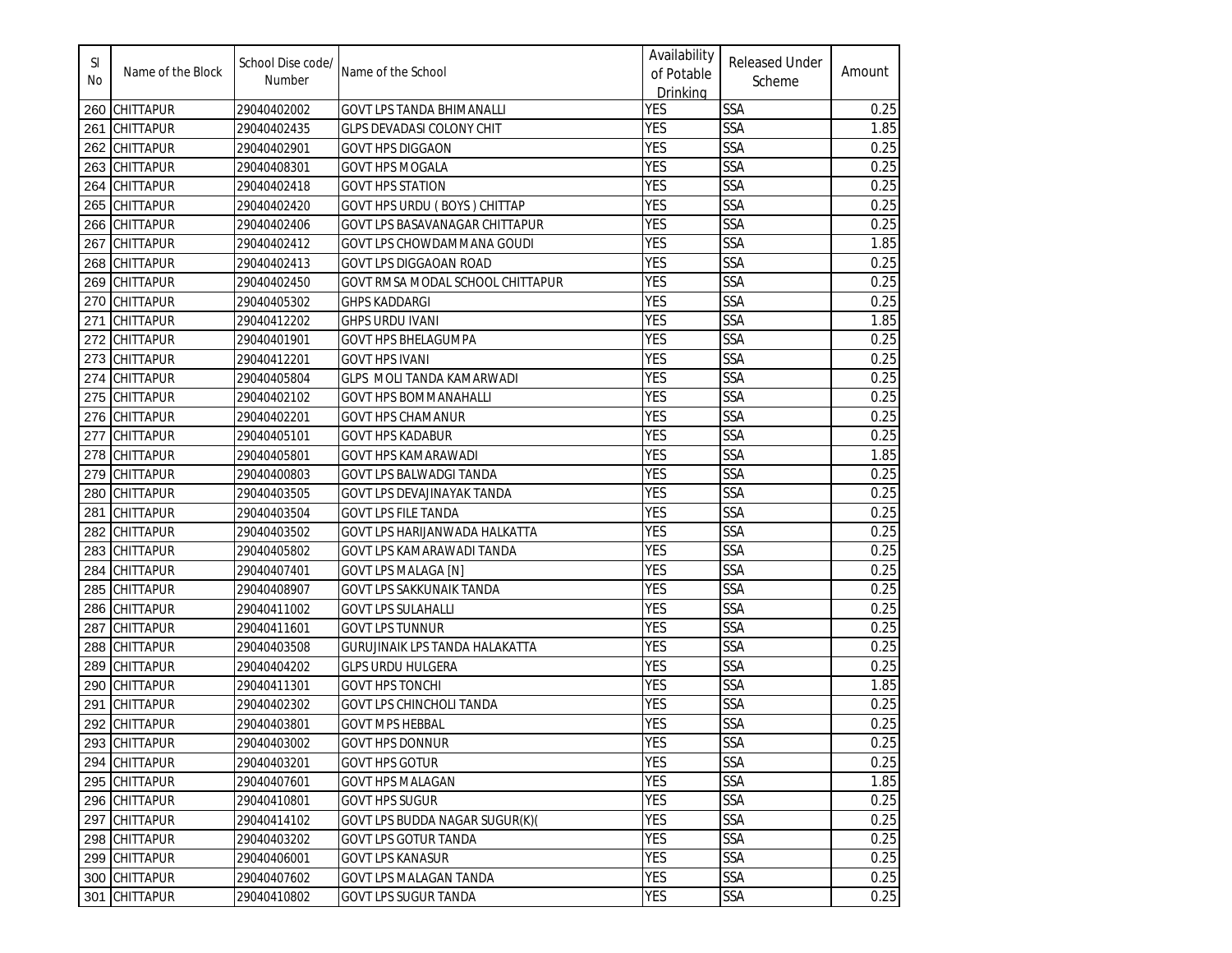| Sl No | Name of the Block | School Dise code/ Number | Name of the School | Availability of Potable Drinking | Released Under Scheme | Amount |
|---|---|---|---|---|---|---|
| 260 | CHITTAPUR | 29040402002 | GOVT LPS TANDA BHIMANALLI | YES | SSA | 0.25 |
| 261 | CHITTAPUR | 29040402435 | GLPS DEVADASI COLONY CHIT | YES | SSA | 1.85 |
| 262 | CHITTAPUR | 29040402901 | GOVT HPS DIGGAON | YES | SSA | 0.25 |
| 263 | CHITTAPUR | 29040408301 | GOVT HPS MOGALA | YES | SSA | 0.25 |
| 264 | CHITTAPUR | 29040402418 | GOVT HPS STATION | YES | SSA | 0.25 |
| 265 | CHITTAPUR | 29040402420 | GOVT HPS URDU ( BOYS ) CHITTAP | YES | SSA | 0.25 |
| 266 | CHITTAPUR | 29040402406 | GOVT LPS BASAVANAGAR CHITTAPUR | YES | SSA | 0.25 |
| 267 | CHITTAPUR | 29040402412 | GOVT LPS CHOWDAMMANA GOUDI | YES | SSA | 1.85 |
| 268 | CHITTAPUR | 29040402413 | GOVT LPS DIGGAOAN ROAD | YES | SSA | 0.25 |
| 269 | CHITTAPUR | 29040402450 | GOVT RMSA MODAL SCHOOL CHITTAPUR | YES | SSA | 0.25 |
| 270 | CHITTAPUR | 29040405302 | GHPS KADDARGI | YES | SSA | 0.25 |
| 271 | CHITTAPUR | 29040412202 | GHPS URDU IVANI | YES | SSA | 1.85 |
| 272 | CHITTAPUR | 29040401901 | GOVT HPS BHELAGUMPA | YES | SSA | 0.25 |
| 273 | CHITTAPUR | 29040412201 | GOVT HPS IVANI | YES | SSA | 0.25 |
| 274 | CHITTAPUR | 29040405804 | GLPS MOLI TANDA KAMARWADI | YES | SSA | 0.25 |
| 275 | CHITTAPUR | 29040402102 | GOVT HPS BOMMANAHALLI | YES | SSA | 0.25 |
| 276 | CHITTAPUR | 29040402201 | GOVT HPS CHAMANUR | YES | SSA | 0.25 |
| 277 | CHITTAPUR | 29040405101 | GOVT HPS KADABUR | YES | SSA | 0.25 |
| 278 | CHITTAPUR | 29040405801 | GOVT HPS KAMARAWADI | YES | SSA | 1.85 |
| 279 | CHITTAPUR | 29040400803 | GOVT LPS BALWADGI TANDA | YES | SSA | 0.25 |
| 280 | CHITTAPUR | 29040403505 | GOVT LPS DEVAJINAYAK TANDA | YES | SSA | 0.25 |
| 281 | CHITTAPUR | 29040403504 | GOVT LPS FILE TANDA | YES | SSA | 0.25 |
| 282 | CHITTAPUR | 29040403502 | GOVT LPS HARIJANWADA HALKATTA | YES | SSA | 0.25 |
| 283 | CHITTAPUR | 29040405802 | GOVT LPS KAMARAWADI TANDA | YES | SSA | 0.25 |
| 284 | CHITTAPUR | 29040407401 | GOVT LPS MALAGA [N] | YES | SSA | 0.25 |
| 285 | CHITTAPUR | 29040408907 | GOVT LPS SAKKUNAIK TANDA | YES | SSA | 0.25 |
| 286 | CHITTAPUR | 29040411002 | GOVT LPS SULAHALLI | YES | SSA | 0.25 |
| 287 | CHITTAPUR | 29040411601 | GOVT LPS TUNNUR | YES | SSA | 0.25 |
| 288 | CHITTAPUR | 29040403508 | GURUJINAIK LPS TANDA HALAKATTA | YES | SSA | 0.25 |
| 289 | CHITTAPUR | 29040404202 | GLPS URDU HULGERA | YES | SSA | 0.25 |
| 290 | CHITTAPUR | 29040411301 | GOVT HPS TONCHI | YES | SSA | 1.85 |
| 291 | CHITTAPUR | 29040402302 | GOVT LPS CHINCHOLI TANDA | YES | SSA | 0.25 |
| 292 | CHITTAPUR | 29040403801 | GOVT MPS HEBBAL | YES | SSA | 0.25 |
| 293 | CHITTAPUR | 29040403002 | GOVT HPS DONNUR | YES | SSA | 0.25 |
| 294 | CHITTAPUR | 29040403201 | GOVT HPS GOTUR | YES | SSA | 0.25 |
| 295 | CHITTAPUR | 29040407601 | GOVT HPS MALAGAN | YES | SSA | 1.85 |
| 296 | CHITTAPUR | 29040410801 | GOVT HPS SUGUR | YES | SSA | 0.25 |
| 297 | CHITTAPUR | 29040414102 | GOVT LPS BUDDA NAGAR SUGUR(K)( | YES | SSA | 0.25 |
| 298 | CHITTAPUR | 29040403202 | GOVT LPS GOTUR TANDA | YES | SSA | 0.25 |
| 299 | CHITTAPUR | 29040406001 | GOVT LPS KANASUR | YES | SSA | 0.25 |
| 300 | CHITTAPUR | 29040407602 | GOVT LPS MALAGAN TANDA | YES | SSA | 0.25 |
| 301 | CHITTAPUR | 29040410802 | GOVT LPS SUGUR TANDA | YES | SSA | 0.25 |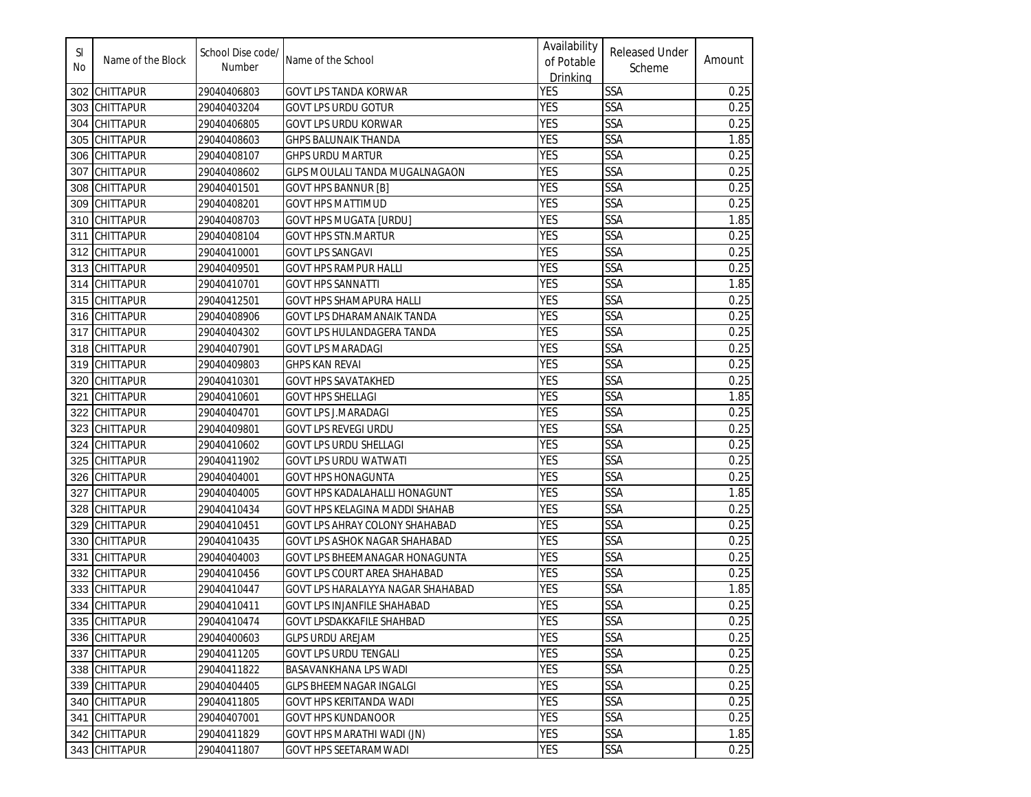| Sl No | Name of the Block | School Dise code/ Number | Name of the School | Availability of Potable Drinking | Released Under Scheme | Amount |
|---|---|---|---|---|---|---|
| 302 | CHITTAPUR | 29040406803 | GOVT LPS TANDA KORWAR | YES | SSA | 0.25 |
| 303 | CHITTAPUR | 29040403204 | GOVT LPS URDU GOTUR | YES | SSA | 0.25 |
| 304 | CHITTAPUR | 29040406805 | GOVT LPS URDU KORWAR | YES | SSA | 0.25 |
| 305 | CHITTAPUR | 29040408603 | GHPS BALUNAIK THANDA | YES | SSA | 1.85 |
| 306 | CHITTAPUR | 29040408107 | GHPS URDU MARTUR | YES | SSA | 0.25 |
| 307 | CHITTAPUR | 29040408602 | GLPS MOULALI TANDA MUGALNAGAON | YES | SSA | 0.25 |
| 308 | CHITTAPUR | 29040401501 | GOVT HPS BANNUR [B] | YES | SSA | 0.25 |
| 309 | CHITTAPUR | 29040408201 | GOVT HPS MATTIMUD | YES | SSA | 0.25 |
| 310 | CHITTAPUR | 29040408703 | GOVT HPS MUGATA [URDU] | YES | SSA | 1.85 |
| 311 | CHITTAPUR | 29040408104 | GOVT HPS STN.MARTUR | YES | SSA | 0.25 |
| 312 | CHITTAPUR | 29040410001 | GOVT LPS SANGAVI | YES | SSA | 0.25 |
| 313 | CHITTAPUR | 29040409501 | GOVT HPS RAMPUR HALLI | YES | SSA | 0.25 |
| 314 | CHITTAPUR | 29040410701 | GOVT HPS SANNATTI | YES | SSA | 1.85 |
| 315 | CHITTAPUR | 29040412501 | GOVT HPS SHAMAPURA HALLI | YES | SSA | 0.25 |
| 316 | CHITTAPUR | 29040408906 | GOVT LPS DHARAMANAIK TANDA | YES | SSA | 0.25 |
| 317 | CHITTAPUR | 29040404302 | GOVT LPS HULANDAGERA TANDA | YES | SSA | 0.25 |
| 318 | CHITTAPUR | 29040407901 | GOVT LPS MARADAGI | YES | SSA | 0.25 |
| 319 | CHITTAPUR | 29040409803 | GHPS KAN REVAI | YES | SSA | 0.25 |
| 320 | CHITTAPUR | 29040410301 | GOVT HPS SAVATAKHED | YES | SSA | 0.25 |
| 321 | CHITTAPUR | 29040410601 | GOVT HPS SHELLAGI | YES | SSA | 1.85 |
| 322 | CHITTAPUR | 29040404701 | GOVT LPS J.MARADAGI | YES | SSA | 0.25 |
| 323 | CHITTAPUR | 29040409801 | GOVT LPS REVEGI URDU | YES | SSA | 0.25 |
| 324 | CHITTAPUR | 29040410602 | GOVT LPS URDU SHELLAGI | YES | SSA | 0.25 |
| 325 | CHITTAPUR | 29040411902 | GOVT LPS URDU WATWATI | YES | SSA | 0.25 |
| 326 | CHITTAPUR | 29040404001 | GOVT HPS HONAGUNTA | YES | SSA | 0.25 |
| 327 | CHITTAPUR | 29040404005 | GOVT HPS KADALAHALLI HONAGUNT | YES | SSA | 1.85 |
| 328 | CHITTAPUR | 29040410434 | GOVT HPS KELAGINA MADDI SHAHAB | YES | SSA | 0.25 |
| 329 | CHITTAPUR | 29040410451 | GOVT LPS AHRAY COLONY SHAHABAD | YES | SSA | 0.25 |
| 330 | CHITTAPUR | 29040410435 | GOVT LPS ASHOK NAGAR SHAHABAD | YES | SSA | 0.25 |
| 331 | CHITTAPUR | 29040404003 | GOVT LPS BHEEMANAGAR HONAGUNTA | YES | SSA | 0.25 |
| 332 | CHITTAPUR | 29040410456 | GOVT LPS COURT AREA SHAHABAD | YES | SSA | 0.25 |
| 333 | CHITTAPUR | 29040410447 | GOVT LPS HARALAYYA NAGAR SHAHABAD | YES | SSA | 1.85 |
| 334 | CHITTAPUR | 29040410411 | GOVT LPS INJANFILE SHAHABAD | YES | SSA | 0.25 |
| 335 | CHITTAPUR | 29040410474 | GOVT LPSDAKKAFILE SHAHBAD | YES | SSA | 0.25 |
| 336 | CHITTAPUR | 29040400603 | GLPS URDU AREJAM | YES | SSA | 0.25 |
| 337 | CHITTAPUR | 29040411205 | GOVT LPS URDU TENGALI | YES | SSA | 0.25 |
| 338 | CHITTAPUR | 29040411822 | BASAVANKHANA LPS WADI | YES | SSA | 0.25 |
| 339 | CHITTAPUR | 29040404405 | GLPS BHEEMNAGAR INGALGI | YES | SSA | 0.25 |
| 340 | CHITTAPUR | 29040411805 | GOVT HPS KERITANDA WADI | YES | SSA | 0.25 |
| 341 | CHITTAPUR | 29040407001 | GOVT HPS KUNDANOOR | YES | SSA | 0.25 |
| 342 | CHITTAPUR | 29040411829 | GOVT HPS MARATHI WADI (JN) | YES | SSA | 1.85 |
| 343 | CHITTAPUR | 29040411807 | GOVT HPS SEETARAM WADI | YES | SSA | 0.25 |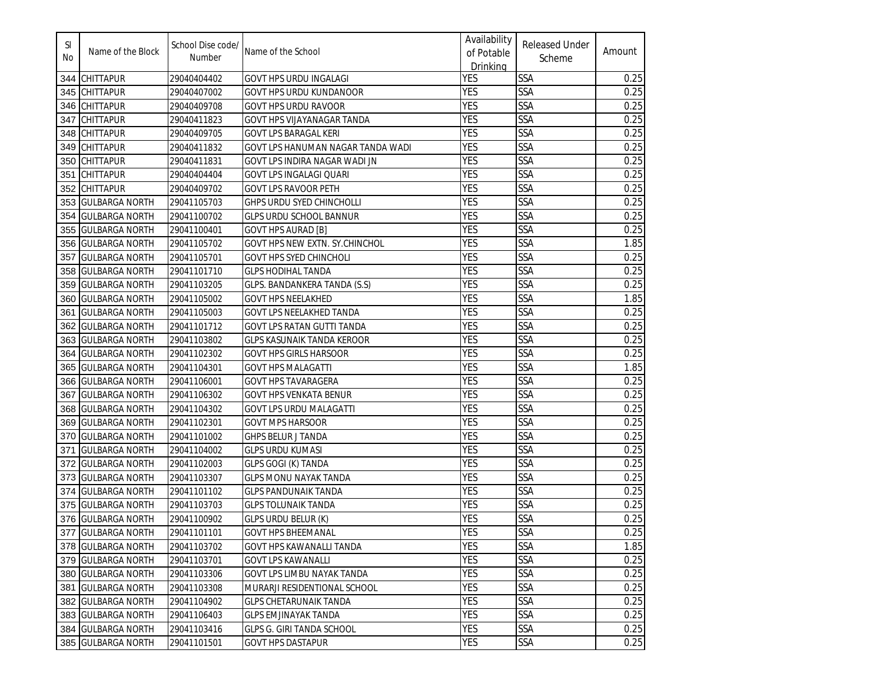| Sl No | Name of the Block | School Dise code/ Number | Name of the School | Availability of Potable Drinking | Released Under Scheme | Amount |
|---|---|---|---|---|---|---|
| 344 | CHITTAPUR | 29040404402 | GOVT HPS URDU INGALAGI | YES | SSA | 0.25 |
| 345 | CHITTAPUR | 29040407002 | GOVT HPS URDU KUNDANOOR | YES | SSA | 0.25 |
| 346 | CHITTAPUR | 29040409708 | GOVT HPS URDU RAVOOR | YES | SSA | 0.25 |
| 347 | CHITTAPUR | 29040411823 | GOVT HPS VIJAYANAGAR TANDA | YES | SSA | 0.25 |
| 348 | CHITTAPUR | 29040409705 | GOVT LPS BARAGAL KERI | YES | SSA | 0.25 |
| 349 | CHITTAPUR | 29040411832 | GOVT LPS HANUMAN NAGAR TANDA WADI | YES | SSA | 0.25 |
| 350 | CHITTAPUR | 29040411831 | GOVT LPS INDIRA NAGAR WADI JN | YES | SSA | 0.25 |
| 351 | CHITTAPUR | 29040404404 | GOVT LPS INGALAGI QUARI | YES | SSA | 0.25 |
| 352 | CHITTAPUR | 29040409702 | GOVT LPS RAVOOR PETH | YES | SSA | 0.25 |
| 353 | GULBARGA NORTH | 29041105703 | GHPS URDU SYED CHINCHOLLI | YES | SSA | 0.25 |
| 354 | GULBARGA NORTH | 29041100702 | GLPS URDU SCHOOL BANNUR | YES | SSA | 0.25 |
| 355 | GULBARGA NORTH | 29041100401 | GOVT HPS AURAD [B] | YES | SSA | 0.25 |
| 356 | GULBARGA NORTH | 29041105702 | GOVT HPS NEW EXTN. SY.CHINCHOL | YES | SSA | 1.85 |
| 357 | GULBARGA NORTH | 29041105701 | GOVT HPS SYED CHINCHOLI | YES | SSA | 0.25 |
| 358 | GULBARGA NORTH | 29041101710 | GLPS HODIHAL TANDA | YES | SSA | 0.25 |
| 359 | GULBARGA NORTH | 29041103205 | GLPS. BANDANKERA TANDA (S.S) | YES | SSA | 0.25 |
| 360 | GULBARGA NORTH | 29041105002 | GOVT HPS NEELAKHED | YES | SSA | 1.85 |
| 361 | GULBARGA NORTH | 29041105003 | GOVT LPS NEELAKHED TANDA | YES | SSA | 0.25 |
| 362 | GULBARGA NORTH | 29041101712 | GOVT LPS RATAN GUTTI TANDA | YES | SSA | 0.25 |
| 363 | GULBARGA NORTH | 29041103802 | GLPS KASUNAIK TANDA KEROOR | YES | SSA | 0.25 |
| 364 | GULBARGA NORTH | 29041102302 | GOVT HPS GIRLS HARSOOR | YES | SSA | 0.25 |
| 365 | GULBARGA NORTH | 29041104301 | GOVT HPS MALAGATTI | YES | SSA | 1.85 |
| 366 | GULBARGA NORTH | 29041106001 | GOVT HPS TAVARAGERA | YES | SSA | 0.25 |
| 367 | GULBARGA NORTH | 29041106302 | GOVT HPS VENKATA BENUR | YES | SSA | 0.25 |
| 368 | GULBARGA NORTH | 29041104302 | GOVT LPS URDU MALAGATTI | YES | SSA | 0.25 |
| 369 | GULBARGA NORTH | 29041102301 | GOVT MPS HARSOOR | YES | SSA | 0.25 |
| 370 | GULBARGA NORTH | 29041101002 | GHPS BELUR J TANDA | YES | SSA | 0.25 |
| 371 | GULBARGA NORTH | 29041104002 | GLPS URDU KUMASI | YES | SSA | 0.25 |
| 372 | GULBARGA NORTH | 29041102003 | GLPS GOGI (K) TANDA | YES | SSA | 0.25 |
| 373 | GULBARGA NORTH | 29041103307 | GLPS MONU NAYAK TANDA | YES | SSA | 0.25 |
| 374 | GULBARGA NORTH | 29041101102 | GLPS PANDUNAIK TANDA | YES | SSA | 0.25 |
| 375 | GULBARGA NORTH | 29041103703 | GLPS TOLUNAIK TANDA | YES | SSA | 0.25 |
| 376 | GULBARGA NORTH | 29041100902 | GLPS URDU BELUR (K) | YES | SSA | 0.25 |
| 377 | GULBARGA NORTH | 29041101101 | GOVT HPS BHEEMANAL | YES | SSA | 0.25 |
| 378 | GULBARGA NORTH | 29041103702 | GOVT HPS KAWANALLI TANDA | YES | SSA | 1.85 |
| 379 | GULBARGA NORTH | 29041103701 | GOVT LPS KAWANALLI | YES | SSA | 0.25 |
| 380 | GULBARGA NORTH | 29041103306 | GOVT LPS LIMBU NAYAK TANDA | YES | SSA | 0.25 |
| 381 | GULBARGA NORTH | 29041103308 | MURARJI RESIDENTIONAL SCHOOL | YES | SSA | 0.25 |
| 382 | GULBARGA NORTH | 29041104902 | GLPS CHETARUNAIK TANDA | YES | SSA | 0.25 |
| 383 | GULBARGA NORTH | 29041106403 | GLPS EMJINAYAK TANDA | YES | SSA | 0.25 |
| 384 | GULBARGA NORTH | 29041103416 | GLPS G. GIRI TANDA SCHOOL | YES | SSA | 0.25 |
| 385 | GULBARGA NORTH | 29041101501 | GOVT HPS DASTAPUR | YES | SSA | 0.25 |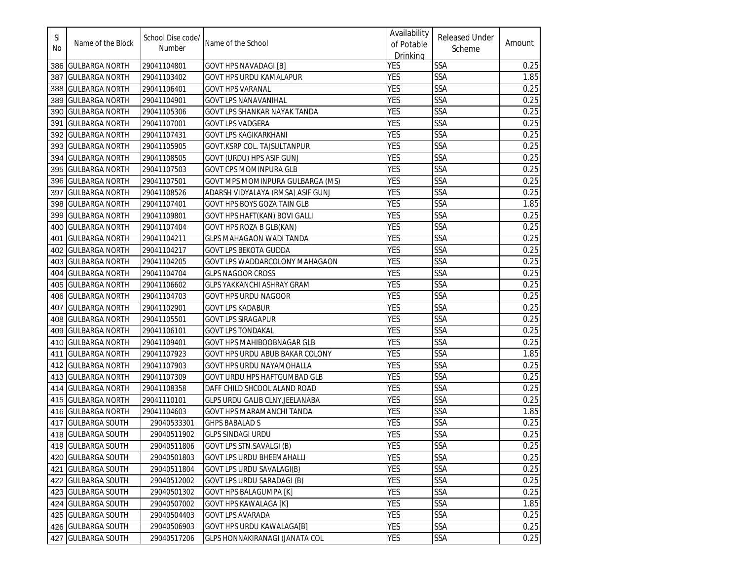| Sl No | Name of the Block | School Dise code/ Number | Name of the School | Availability of Potable Drinking | Released Under Scheme | Amount |
|---|---|---|---|---|---|---|
| 386 | GULBARGA NORTH | 29041104801 | GOVT HPS NAVADAGI [B] | YES | SSA | 0.25 |
| 387 | GULBARGA NORTH | 29041103402 | GOVT HPS URDU KAMALAPUR | YES | SSA | 1.85 |
| 388 | GULBARGA NORTH | 29041106401 | GOVT HPS VARANAL | YES | SSA | 0.25 |
| 389 | GULBARGA NORTH | 29041104901 | GOVT LPS NANAVANIHAL | YES | SSA | 0.25 |
| 390 | GULBARGA NORTH | 29041105306 | GOVT LPS SHANKAR NAYAK TANDA | YES | SSA | 0.25 |
| 391 | GULBARGA NORTH | 29041107001 | GOVT LPS VADGERA | YES | SSA | 0.25 |
| 392 | GULBARGA NORTH | 29041107431 | GOVT LPS KAGIKARKHANI | YES | SSA | 0.25 |
| 393 | GULBARGA NORTH | 29041105905 | GOVT.KSRP COL. TAJSULTANPUR | YES | SSA | 0.25 |
| 394 | GULBARGA NORTH | 29041108505 | GOVT (URDU) HPS ASIF GUNJ | YES | SSA | 0.25 |
| 395 | GULBARGA NORTH | 29041107503 | GOVT CPS MOMINPURA GLB | YES | SSA | 0.25 |
| 396 | GULBARGA NORTH | 29041107501 | GOVT MPS MOMINPURA GULBARGA (MS) | YES | SSA | 0.25 |
| 397 | GULBARGA NORTH | 29041108526 | ADARSH VIDYALAYA (RMSA) ASIF GUNJ | YES | SSA | 0.25 |
| 398 | GULBARGA NORTH | 29041107401 | GOVT HPS BOYS GOZA TAIN GLB | YES | SSA | 1.85 |
| 399 | GULBARGA NORTH | 29041109801 | GOVT HPS HAFT(KAN) BOVI GALLI | YES | SSA | 0.25 |
| 400 | GULBARGA NORTH | 29041107404 | GOVT HPS ROZA B GLB(KAN) | YES | SSA | 0.25 |
| 401 | GULBARGA NORTH | 29041104211 | GLPS MAHAGAON WADI TANDA | YES | SSA | 0.25 |
| 402 | GULBARGA NORTH | 29041104217 | GOVT LPS BEKOTA GUDDA | YES | SSA | 0.25 |
| 403 | GULBARGA NORTH | 29041104205 | GOVT LPS WADDARCOLONY MAHAGAON | YES | SSA | 0.25 |
| 404 | GULBARGA NORTH | 29041104704 | GLPS NAGOOR CROSS | YES | SSA | 0.25 |
| 405 | GULBARGA NORTH | 29041106602 | GLPS YAKKANCHI ASHRAY GRAM | YES | SSA | 0.25 |
| 406 | GULBARGA NORTH | 29041104703 | GOVT HPS URDU NAGOOR | YES | SSA | 0.25 |
| 407 | GULBARGA NORTH | 29041102901 | GOVT LPS KADABUR | YES | SSA | 0.25 |
| 408 | GULBARGA NORTH | 29041105501 | GOVT LPS SIRAGAPUR | YES | SSA | 0.25 |
| 409 | GULBARGA NORTH | 29041106101 | GOVT LPS TONDAKAL | YES | SSA | 0.25 |
| 410 | GULBARGA NORTH | 29041109401 | GOVT HPS MAHIBOOBNAGAR GLB | YES | SSA | 0.25 |
| 411 | GULBARGA NORTH | 29041107923 | GOVT HPS URDU ABUB BAKAR COLONY | YES | SSA | 1.85 |
| 412 | GULBARGA NORTH | 29041107903 | GOVT HPS URDU NAYAMOHALLA | YES | SSA | 0.25 |
| 413 | GULBARGA NORTH | 29041107309 | GOVT URDU HPS HAFTGUMBAD GLB | YES | SSA | 0.25 |
| 414 | GULBARGA NORTH | 29041108358 | DAFF CHILD SHCOOL ALAND ROAD | YES | SSA | 0.25 |
| 415 | GULBARGA NORTH | 29041110101 | GLPS URDU GALIB CLNY,JEELANABA | YES | SSA | 0.25 |
| 416 | GULBARGA NORTH | 29041104603 | GOVT HPS MARAMANCHI TANDA | YES | SSA | 1.85 |
| 417 | GULBARGA SOUTH | 29040533301 | GHPS BABALAD S | YES | SSA | 0.25 |
| 418 | GULBARGA SOUTH | 29040511902 | GLPS SINDAGI URDU | YES | SSA | 0.25 |
| 419 | GULBARGA SOUTH | 29040511806 | GOVT LPS STN.SAVALGI (B) | YES | SSA | 0.25 |
| 420 | GULBARGA SOUTH | 29040501803 | GOVT LPS URDU BHEEMAHALLI | YES | SSA | 0.25 |
| 421 | GULBARGA SOUTH | 29040511804 | GOVT LPS URDU SAVALAGI(B) | YES | SSA | 0.25 |
| 422 | GULBARGA SOUTH | 29040512002 | GOVT LPS URDU SARADAGI (B) | YES | SSA | 0.25 |
| 423 | GULBARGA SOUTH | 29040501302 | GOVT HPS BALAGUMPA [K] | YES | SSA | 0.25 |
| 424 | GULBARGA SOUTH | 29040507002 | GOVT HPS KAWALAGA [K] | YES | SSA | 1.85 |
| 425 | GULBARGA SOUTH | 29040504403 | GOVT LPS AVARADA | YES | SSA | 0.25 |
| 426 | GULBARGA SOUTH | 29040506903 | GOVT HPS URDU KAWALAGA[B] | YES | SSA | 0.25 |
| 427 | GULBARGA SOUTH | 29040517206 | GLPS HONNAKIRANAGI (JANATA COL | YES | SSA | 0.25 |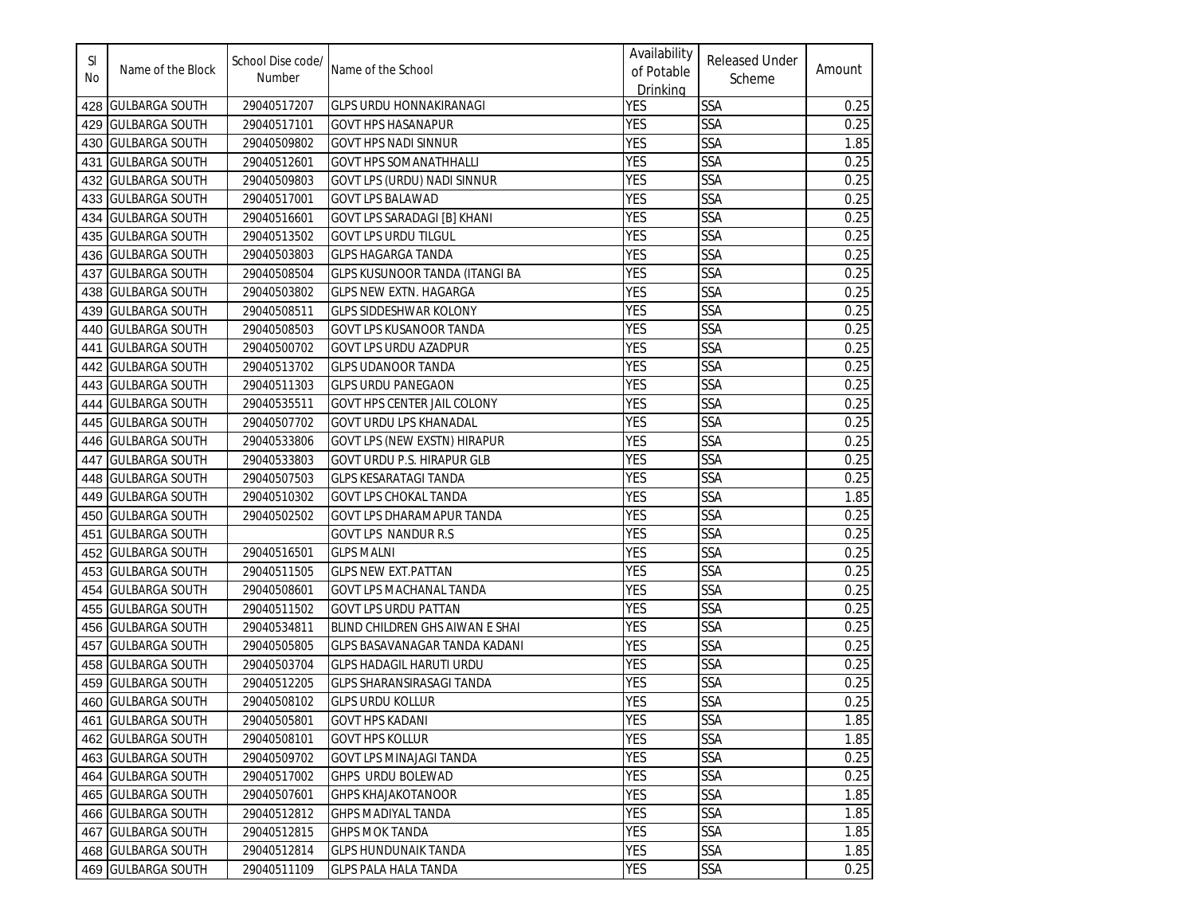| Sl No | Name of the Block | School Dise code/ Number | Name of the School | Availability of Potable Drinking | Released Under Scheme | Amount |
|---|---|---|---|---|---|---|
| 428 | GULBARGA SOUTH | 29040517207 | GLPS URDU HONNAKIRANAGI | YES | SSA | 0.25 |
| 429 | GULBARGA SOUTH | 29040517101 | GOVT HPS HASANAPUR | YES | SSA | 0.25 |
| 430 | GULBARGA SOUTH | 29040509802 | GOVT HPS NADI SINNUR | YES | SSA | 1.85 |
| 431 | GULBARGA SOUTH | 29040512601 | GOVT HPS SOMANATHHALLI | YES | SSA | 0.25 |
| 432 | GULBARGA SOUTH | 29040509803 | GOVT LPS (URDU) NADI SINNUR | YES | SSA | 0.25 |
| 433 | GULBARGA SOUTH | 29040517001 | GOVT LPS BALAWAD | YES | SSA | 0.25 |
| 434 | GULBARGA SOUTH | 29040516601 | GOVT LPS SARADAGI [B] KHANI | YES | SSA | 0.25 |
| 435 | GULBARGA SOUTH | 29040513502 | GOVT LPS URDU TILGUL | YES | SSA | 0.25 |
| 436 | GULBARGA SOUTH | 29040503803 | GLPS HAGARGA TANDA | YES | SSA | 0.25 |
| 437 | GULBARGA SOUTH | 29040508504 | GLPS KUSUNOOR TANDA (ITANGI BA | YES | SSA | 0.25 |
| 438 | GULBARGA SOUTH | 29040503802 | GLPS NEW EXTN. HAGARGA | YES | SSA | 0.25 |
| 439 | GULBARGA SOUTH | 29040508511 | GLPS SIDDESHWAR KOLONY | YES | SSA | 0.25 |
| 440 | GULBARGA SOUTH | 29040508503 | GOVT LPS KUSANOOR TANDA | YES | SSA | 0.25 |
| 441 | GULBARGA SOUTH | 29040500702 | GOVT LPS URDU AZADPUR | YES | SSA | 0.25 |
| 442 | GULBARGA SOUTH | 29040513702 | GLPS UDANOOR TANDA | YES | SSA | 0.25 |
| 443 | GULBARGA SOUTH | 29040511303 | GLPS URDU PANEGAON | YES | SSA | 0.25 |
| 444 | GULBARGA SOUTH | 29040535511 | GOVT HPS CENTER JAIL COLONY | YES | SSA | 0.25 |
| 445 | GULBARGA SOUTH | 29040507702 | GOVT URDU LPS KHANADAL | YES | SSA | 0.25 |
| 446 | GULBARGA SOUTH | 29040533806 | GOVT LPS (NEW EXSTN) HIRAPUR | YES | SSA | 0.25 |
| 447 | GULBARGA SOUTH | 29040533803 | GOVT URDU P.S. HIRAPUR GLB | YES | SSA | 0.25 |
| 448 | GULBARGA SOUTH | 29040507503 | GLPS KESARATAGI TANDA | YES | SSA | 0.25 |
| 449 | GULBARGA SOUTH | 29040510302 | GOVT LPS CHOKAL TANDA | YES | SSA | 1.85 |
| 450 | GULBARGA SOUTH | 29040502502 | GOVT LPS DHARAMAPUR TANDA | YES | SSA | 0.25 |
| 451 | GULBARGA SOUTH | | GOVT LPS NANDUR R.S | YES | SSA | 0.25 |
| 452 | GULBARGA SOUTH | 29040516501 | GLPS MALNI | YES | SSA | 0.25 |
| 453 | GULBARGA SOUTH | 29040511505 | GLPS NEW EXT.PATTAN | YES | SSA | 0.25 |
| 454 | GULBARGA SOUTH | 29040508601 | GOVT LPS MACHANAL TANDA | YES | SSA | 0.25 |
| 455 | GULBARGA SOUTH | 29040511502 | GOVT LPS URDU PATTAN | YES | SSA | 0.25 |
| 456 | GULBARGA SOUTH | 29040534811 | BLIND CHILDREN GHS AIWAN E SHAI | YES | SSA | 0.25 |
| 457 | GULBARGA SOUTH | 29040505805 | GLPS BASAVANAGAR TANDA KADANI | YES | SSA | 0.25 |
| 458 | GULBARGA SOUTH | 29040503704 | GLPS HADAGIL HARUTI URDU | YES | SSA | 0.25 |
| 459 | GULBARGA SOUTH | 29040512205 | GLPS SHARANSIRASAGI TANDA | YES | SSA | 0.25 |
| 460 | GULBARGA SOUTH | 29040508102 | GLPS URDU KOLLUR | YES | SSA | 0.25 |
| 461 | GULBARGA SOUTH | 29040505801 | GOVT HPS KADANI | YES | SSA | 1.85 |
| 462 | GULBARGA SOUTH | 29040508101 | GOVT HPS KOLLUR | YES | SSA | 1.85 |
| 463 | GULBARGA SOUTH | 29040509702 | GOVT LPS MINAJAGI TANDA | YES | SSA | 0.25 |
| 464 | GULBARGA SOUTH | 29040517002 | GHPS URDU BOLEWAD | YES | SSA | 0.25 |
| 465 | GULBARGA SOUTH | 29040507601 | GHPS KHAJAKOTANOOR | YES | SSA | 1.85 |
| 466 | GULBARGA SOUTH | 29040512812 | GHPS MADIYAL TANDA | YES | SSA | 1.85 |
| 467 | GULBARGA SOUTH | 29040512815 | GHPS MOK TANDA | YES | SSA | 1.85 |
| 468 | GULBARGA SOUTH | 29040512814 | GLPS HUNDUNAIK TANDA | YES | SSA | 1.85 |
| 469 | GULBARGA SOUTH | 29040511109 | GLPS PALA HALA TANDA | YES | SSA | 0.25 |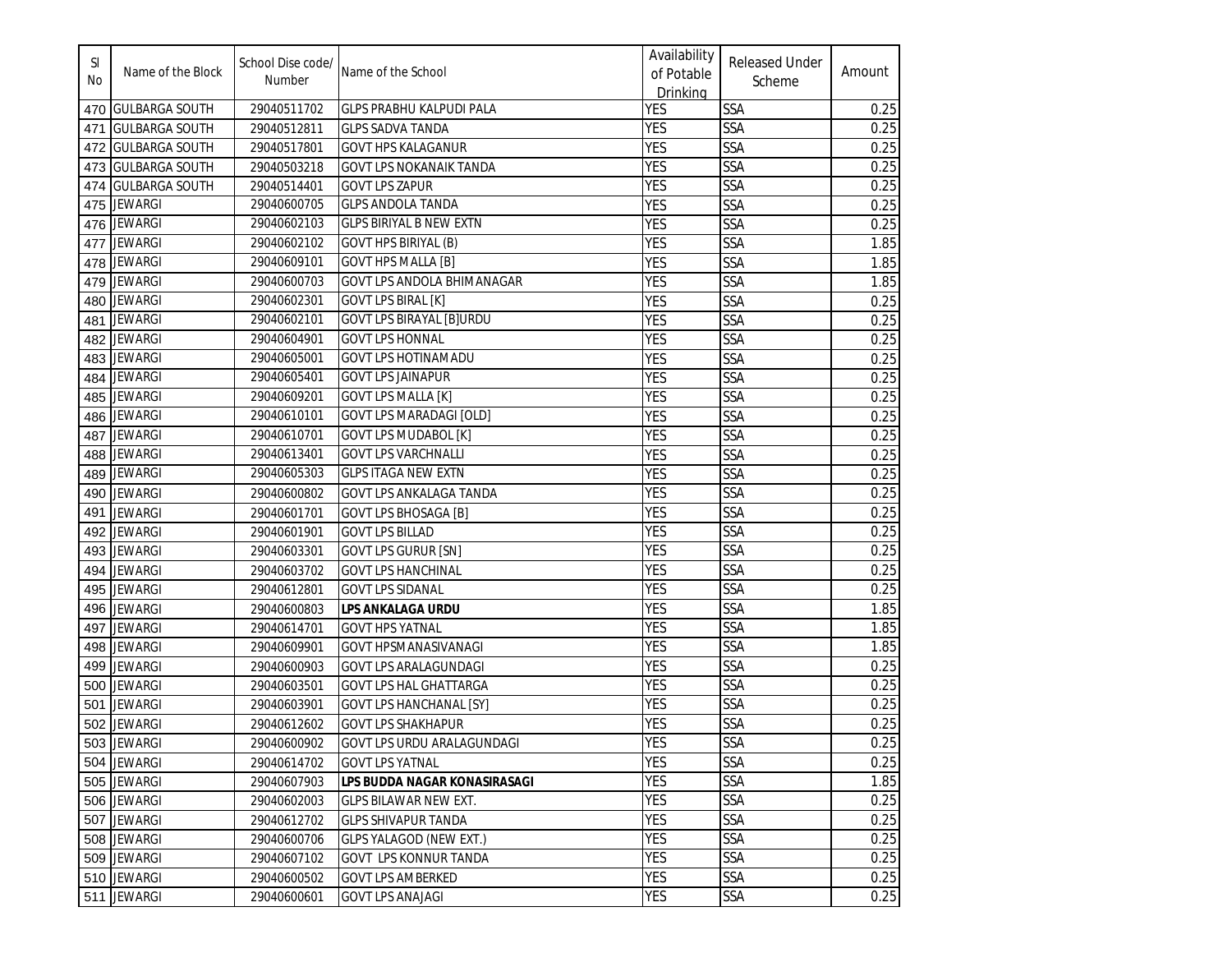| Sl No | Name of the Block | School Dise code/ Number | Name of the School | Availability of Potable Drinking | Released Under Scheme | Amount |
|---|---|---|---|---|---|---|
| 470 | GULBARGA SOUTH | 29040511702 | GLPS PRABHU KALPUDI PALA | YES | SSA | 0.25 |
| 471 | GULBARGA SOUTH | 29040512811 | GLPS SADVA TANDA | YES | SSA | 0.25 |
| 472 | GULBARGA SOUTH | 29040517801 | GOVT HPS KALAGANUR | YES | SSA | 0.25 |
| 473 | GULBARGA SOUTH | 29040503218 | GOVT LPS NOKANAIK TANDA | YES | SSA | 0.25 |
| 474 | GULBARGA SOUTH | 29040514401 | GOVT LPS ZAPUR | YES | SSA | 0.25 |
| 475 | JEWARGI | 29040600705 | GLPS ANDOLA TANDA | YES | SSA | 0.25 |
| 476 | JEWARGI | 29040602103 | GLPS BIRIYAL B NEW EXTN | YES | SSA | 0.25 |
| 477 | JEWARGI | 29040602102 | GOVT HPS BIRIYAL (B) | YES | SSA | 1.85 |
| 478 | JEWARGI | 29040609101 | GOVT HPS MALLA [B] | YES | SSA | 1.85 |
| 479 | JEWARGI | 29040600703 | GOVT LPS ANDOLA BHIMANAGAR | YES | SSA | 1.85 |
| 480 | JEWARGI | 29040602301 | GOVT LPS BIRAL [K] | YES | SSA | 0.25 |
| 481 | JEWARGI | 29040602101 | GOVT LPS BIRAYAL [B]URDU | YES | SSA | 0.25 |
| 482 | JEWARGI | 29040604901 | GOVT LPS HONNAL | YES | SSA | 0.25 |
| 483 | JEWARGI | 29040605001 | GOVT LPS HOTINAMADU | YES | SSA | 0.25 |
| 484 | JEWARGI | 29040605401 | GOVT LPS JAINAPUR | YES | SSA | 0.25 |
| 485 | JEWARGI | 29040609201 | GOVT LPS MALLA [K] | YES | SSA | 0.25 |
| 486 | JEWARGI | 29040610101 | GOVT LPS MARADAGI [OLD] | YES | SSA | 0.25 |
| 487 | JEWARGI | 29040610701 | GOVT LPS MUDABOL [K] | YES | SSA | 0.25 |
| 488 | JEWARGI | 29040613401 | GOVT LPS VARCHNALLI | YES | SSA | 0.25 |
| 489 | JEWARGI | 29040605303 | GLPS ITAGA NEW EXTN | YES | SSA | 0.25 |
| 490 | JEWARGI | 29040600802 | GOVT LPS ANKALAGA TANDA | YES | SSA | 0.25 |
| 491 | JEWARGI | 29040601701 | GOVT LPS BHOSAGA [B] | YES | SSA | 0.25 |
| 492 | JEWARGI | 29040601901 | GOVT LPS BILLAD | YES | SSA | 0.25 |
| 493 | JEWARGI | 29040603301 | GOVT LPS GURUR [SN] | YES | SSA | 0.25 |
| 494 | JEWARGI | 29040603702 | GOVT LPS HANCHINAL | YES | SSA | 0.25 |
| 495 | JEWARGI | 29040612801 | GOVT LPS SIDANAL | YES | SSA | 0.25 |
| 496 | JEWARGI | 29040600803 | **LPS ANKALAGA URDU** | YES | SSA | 1.85 |
| 497 | JEWARGI | 29040614701 | GOVT HPS YATNAL | YES | SSA | 1.85 |
| 498 | JEWARGI | 29040609901 | GOVT HPSMANASIVANAGI | YES | SSA | 1.85 |
| 499 | JEWARGI | 29040600903 | GOVT LPS ARALAGUNDAGI | YES | SSA | 0.25 |
| 500 | JEWARGI | 29040603501 | GOVT LPS HAL GHATTARGA | YES | SSA | 0.25 |
| 501 | JEWARGI | 29040603901 | GOVT LPS HANCHANAL [SY] | YES | SSA | 0.25 |
| 502 | JEWARGI | 29040612602 | GOVT LPS SHAKHAPUR | YES | SSA | 0.25 |
| 503 | JEWARGI | 29040600902 | GOVT LPS URDU ARALAGUNDAGI | YES | SSA | 0.25 |
| 504 | JEWARGI | 29040614702 | GOVT LPS YATNAL | YES | SSA | 0.25 |
| 505 | JEWARGI | 29040607903 | **LPS BUDDA NAGAR KONASIRASAGI** | YES | SSA | 1.85 |
| 506 | JEWARGI | 29040602003 | GLPS BILAWAR NEW EXT. | YES | SSA | 0.25 |
| 507 | JEWARGI | 29040612702 | GLPS SHIVAPUR TANDA | YES | SSA | 0.25 |
| 508 | JEWARGI | 29040600706 | GLPS YALAGOD (NEW EXT.) | YES | SSA | 0.25 |
| 509 | JEWARGI | 29040607102 | GOVT LPS KONNUR TANDA | YES | SSA | 0.25 |
| 510 | JEWARGI | 29040600502 | GOVT LPS AMBERKED | YES | SSA | 0.25 |
| 511 | JEWARGI | 29040600601 | GOVT LPS ANAJAGI | YES | SSA | 0.25 |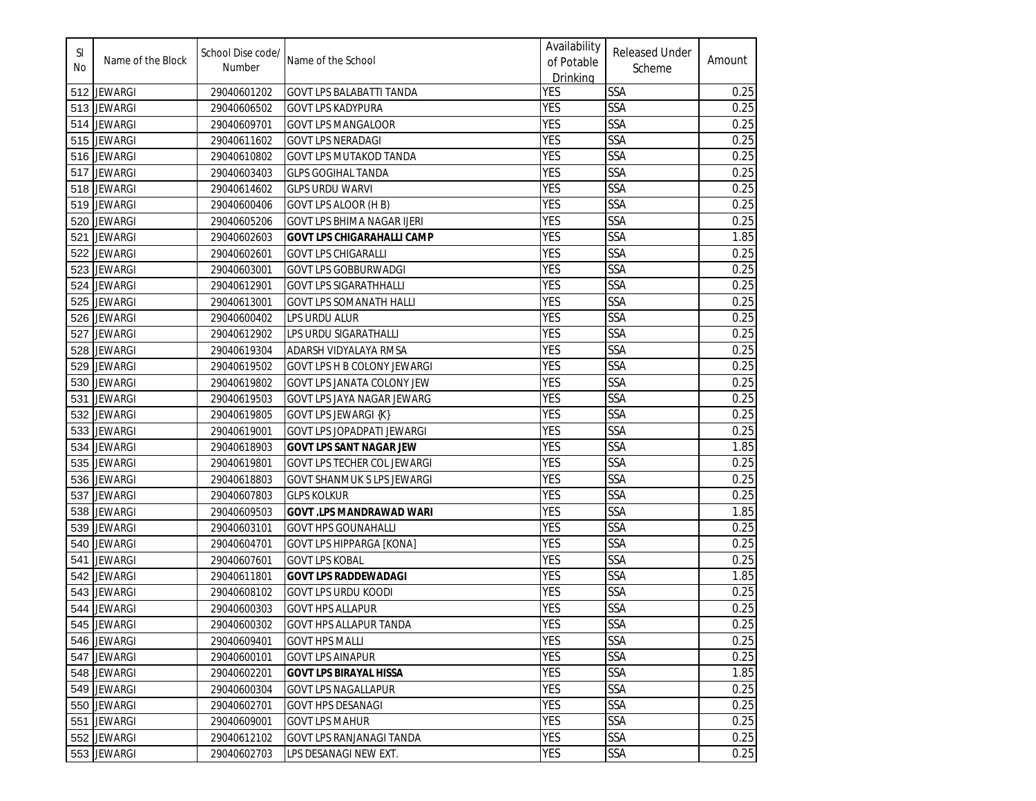| Sl No | Name of the Block | School Dise code/ Number | Name of the School | Availability of Potable Drinking | Released Under Scheme | Amount |
|---|---|---|---|---|---|---|
| 512 | JEWARGI | 29040601202 | GOVT LPS BALABATTI TANDA | YES | SSA | 0.25 |
| 513 | JEWARGI | 29040606502 | GOVT LPS KADYPURA | YES | SSA | 0.25 |
| 514 | JEWARGI | 29040609701 | GOVT LPS MANGALOOR | YES | SSA | 0.25 |
| 515 | JEWARGI | 29040611602 | GOVT LPS NERADAGI | YES | SSA | 0.25 |
| 516 | JEWARGI | 29040610802 | GOVT LPS MUTAKOD TANDA | YES | SSA | 0.25 |
| 517 | JEWARGI | 29040603403 | GLPS GOGIHAL TANDA | YES | SSA | 0.25 |
| 518 | JEWARGI | 29040614602 | GLPS URDU WARVI | YES | SSA | 0.25 |
| 519 | JEWARGI | 29040600406 | GOVT LPS ALOOR (H B) | YES | SSA | 0.25 |
| 520 | JEWARGI | 29040605206 | GOVT LPS BHIMA NAGAR IJERI | YES | SSA | 0.25 |
| 521 | JEWARGI | 29040602603 | **GOVT LPS CHIGARAHALLI CAMP** | YES | SSA | 1.85 |
| 522 | JEWARGI | 29040602601 | GOVT LPS CHIGARALLI | YES | SSA | 0.25 |
| 523 | JEWARGI | 29040603001 | GOVT LPS GOBBURWADGI | YES | SSA | 0.25 |
| 524 | JEWARGI | 29040612901 | GOVT LPS SIGARATHHALLI | YES | SSA | 0.25 |
| 525 | JEWARGI | 29040613001 | GOVT LPS SOMANATH HALLI | YES | SSA | 0.25 |
| 526 | JEWARGI | 29040600402 | LPS URDU ALUR | YES | SSA | 0.25 |
| 527 | JEWARGI | 29040612902 | LPS URDU SIGARATHALLI | YES | SSA | 0.25 |
| 528 | JEWARGI | 29040619304 | ADARSH VIDYALAYA RMSA | YES | SSA | 0.25 |
| 529 | JEWARGI | 29040619502 | GOVT LPS H B COLONY JEWARGI | YES | SSA | 0.25 |
| 530 | JEWARGI | 29040619802 | GOVT LPS JANATA COLONY JEW | YES | SSA | 0.25 |
| 531 | JEWARGI | 29040619503 | GOVT LPS JAYA NAGAR JEWARG | YES | SSA | 0.25 |
| 532 | JEWARGI | 29040619805 | GOVT LPS JEWARGI {K} | YES | SSA | 0.25 |
| 533 | JEWARGI | 29040619001 | GOVT LPS JOPADPATI JEWARGI | YES | SSA | 0.25 |
| 534 | JEWARGI | 29040618903 | **GOVT LPS SANT NAGAR JEW** | YES | SSA | 1.85 |
| 535 | JEWARGI | 29040619801 | GOVT LPS TECHER COL JEWARGI | YES | SSA | 0.25 |
| 536 | JEWARGI | 29040618803 | GOVT SHANMUK S LPS JEWARGI | YES | SSA | 0.25 |
| 537 | JEWARGI | 29040607803 | GLPS KOLKUR | YES | SSA | 0.25 |
| 538 | JEWARGI | 29040609503 | **GOVT .LPS MANDRAWAD WARI** | YES | SSA | 1.85 |
| 539 | JEWARGI | 29040603101 | GOVT HPS GOUNAHALLI | YES | SSA | 0.25 |
| 540 | JEWARGI | 29040604701 | GOVT LPS HIPPARGA [KONA] | YES | SSA | 0.25 |
| 541 | JEWARGI | 29040607601 | GOVT LPS KOBAL | YES | SSA | 0.25 |
| 542 | JEWARGI | 29040611801 | **GOVT LPS RADDEWADAGI** | YES | SSA | 1.85 |
| 543 | JEWARGI | 29040608102 | GOVT LPS URDU KOODI | YES | SSA | 0.25 |
| 544 | JEWARGI | 29040600303 | GOVT HPS ALLAPUR | YES | SSA | 0.25 |
| 545 | JEWARGI | 29040600302 | GOVT HPS ALLAPUR TANDA | YES | SSA | 0.25 |
| 546 | JEWARGI | 29040609401 | GOVT HPS MALLI | YES | SSA | 0.25 |
| 547 | JEWARGI | 29040600101 | GOVT LPS AINAPUR | YES | SSA | 0.25 |
| 548 | JEWARGI | 29040602201 | **GOVT LPS BIRAYAL HISSA** | YES | SSA | 1.85 |
| 549 | JEWARGI | 29040600304 | GOVT LPS NAGALLAPUR | YES | SSA | 0.25 |
| 550 | JEWARGI | 29040602701 | GOVT HPS DESANAGI | YES | SSA | 0.25 |
| 551 | JEWARGI | 29040609001 | GOVT LPS MAHUR | YES | SSA | 0.25 |
| 552 | JEWARGI | 29040612102 | GOVT LPS RANJANAGI TANDA | YES | SSA | 0.25 |
| 553 | JEWARGI | 29040602703 | LPS DESANAGI NEW EXT. | YES | SSA | 0.25 |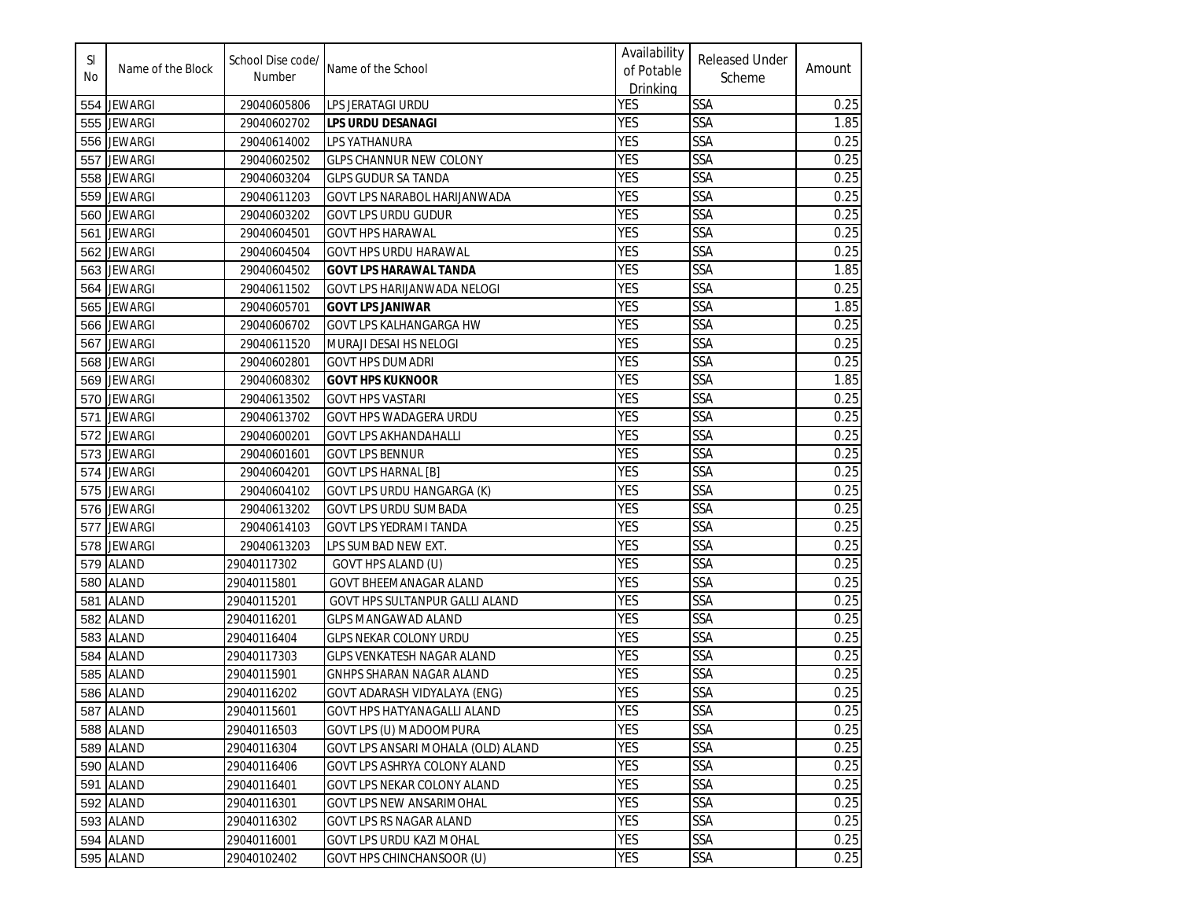| Sl No | Name of the Block | School Dise code/ Number | Name of the School | Availability of Potable Drinking | Released Under Scheme | Amount |
|---|---|---|---|---|---|---|
| 554 | JEWARGI | 29040605806 | LPS JERATAGI URDU | YES | SSA | 0.25 |
| 555 | JEWARGI | 29040602702 | **LPS URDU DESANAGI** | YES | SSA | 1.85 |
| 556 | JEWARGI | 29040614002 | LPS YATHANURA | YES | SSA | 0.25 |
| 557 | JEWARGI | 29040602502 | GLPS CHANNUR NEW COLONY | YES | SSA | 0.25 |
| 558 | JEWARGI | 29040603204 | GLPS GUDUR SA TANDA | YES | SSA | 0.25 |
| 559 | JEWARGI | 29040611203 | GOVT LPS NARABOL HARIJANWADA | YES | SSA | 0.25 |
| 560 | JEWARGI | 29040603202 | GOVT LPS URDU GUDUR | YES | SSA | 0.25 |
| 561 | JEWARGI | 29040604501 | GOVT HPS HARAWAL | YES | SSA | 0.25 |
| 562 | JEWARGI | 29040604504 | GOVT HPS URDU HARAWAL | YES | SSA | 0.25 |
| 563 | JEWARGI | 29040604502 | **GOVT LPS HARAWAL TANDA** | YES | SSA | 1.85 |
| 564 | JEWARGI | 29040611502 | GOVT LPS HARIJANWADA NELOGI | YES | SSA | 0.25 |
| 565 | JEWARGI | 29040605701 | **GOVT LPS JANIWAR** | YES | SSA | 1.85 |
| 566 | JEWARGI | 29040606702 | GOVT LPS KALHANGARGA HW | YES | SSA | 0.25 |
| 567 | JEWARGI | 29040611520 | MURAJI DESAI HS NELOGI | YES | SSA | 0.25 |
| 568 | JEWARGI | 29040602801 | GOVT HPS DUMADRI | YES | SSA | 0.25 |
| 569 | JEWARGI | 29040608302 | **GOVT HPS KUKNOOR** | YES | SSA | 1.85 |
| 570 | JEWARGI | 29040613502 | GOVT HPS VASTARI | YES | SSA | 0.25 |
| 571 | JEWARGI | 29040613702 | GOVT HPS WADAGERA URDU | YES | SSA | 0.25 |
| 572 | JEWARGI | 29040600201 | GOVT LPS AKHANDAHALLI | YES | SSA | 0.25 |
| 573 | JEWARGI | 29040601601 | GOVT LPS BENNUR | YES | SSA | 0.25 |
| 574 | JEWARGI | 29040604201 | GOVT LPS HARNAL [B] | YES | SSA | 0.25 |
| 575 | JEWARGI | 29040604102 | GOVT LPS URDU HANGARGA (K) | YES | SSA | 0.25 |
| 576 | JEWARGI | 29040613202 | GOVT LPS URDU SUMBADA | YES | SSA | 0.25 |
| 577 | JEWARGI | 29040614103 | GOVT LPS YEDRAMI TANDA | YES | SSA | 0.25 |
| 578 | JEWARGI | 29040613203 | LPS SUMBAD NEW EXT. | YES | SSA | 0.25 |
| 579 | ALAND | 29040117302 | GOVT HPS ALAND (U) | YES | SSA | 0.25 |
| 580 | ALAND | 29040115801 | GOVT BHEEMANAGAR ALAND | YES | SSA | 0.25 |
| 581 | ALAND | 29040115201 | GOVT HPS SULTANPUR GALLI ALAND | YES | SSA | 0.25 |
| 582 | ALAND | 29040116201 | GLPS MANGAWAD ALAND | YES | SSA | 0.25 |
| 583 | ALAND | 29040116404 | GLPS NEKAR COLONY URDU | YES | SSA | 0.25 |
| 584 | ALAND | 29040117303 | GLPS VENKATESH NAGAR ALAND | YES | SSA | 0.25 |
| 585 | ALAND | 29040115901 | GNHPS SHARAN NAGAR ALAND | YES | SSA | 0.25 |
| 586 | ALAND | 29040116202 | GOVT ADARASH VIDYALAYA (ENG) | YES | SSA | 0.25 |
| 587 | ALAND | 29040115601 | GOVT HPS HATYANAGALLI ALAND | YES | SSA | 0.25 |
| 588 | ALAND | 29040116503 | GOVT LPS (U) MADOOMPURA | YES | SSA | 0.25 |
| 589 | ALAND | 29040116304 | GOVT LPS ANSARI MOHALA (OLD) ALAND | YES | SSA | 0.25 |
| 590 | ALAND | 29040116406 | GOVT LPS ASHRYA COLONY ALAND | YES | SSA | 0.25 |
| 591 | ALAND | 29040116401 | GOVT LPS NEKAR COLONY ALAND | YES | SSA | 0.25 |
| 592 | ALAND | 29040116301 | GOVT LPS NEW ANSARIMOHAL | YES | SSA | 0.25 |
| 593 | ALAND | 29040116302 | GOVT LPS RS NAGAR ALAND | YES | SSA | 0.25 |
| 594 | ALAND | 29040116001 | GOVT LPS URDU KAZI MOHAL | YES | SSA | 0.25 |
| 595 | ALAND | 29040102402 | GOVT HPS CHINCHANSOOR (U) | YES | SSA | 0.25 |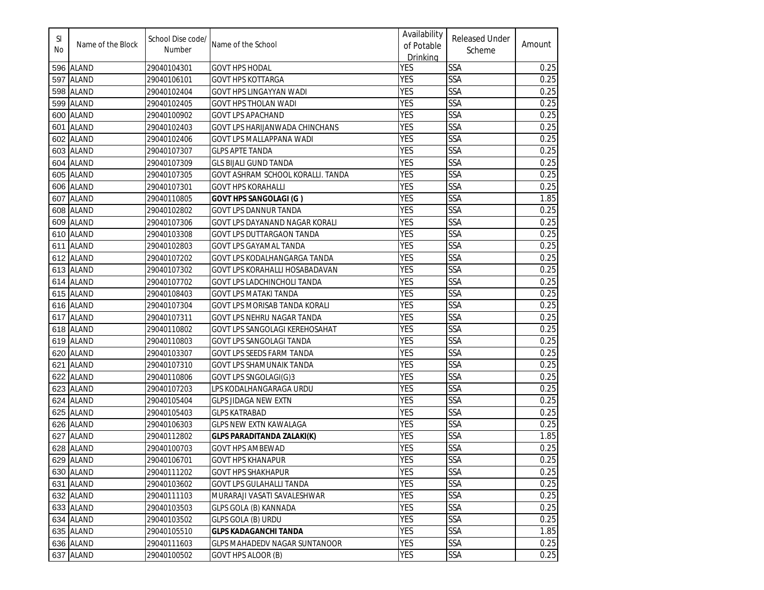| Sl No | Name of the Block | School Dise code/ Number | Name of the School | Availability of Potable Drinking | Released Under Scheme | Amount |
|---|---|---|---|---|---|---|
| 596 | ALAND | 29040104301 | GOVT HPS HODAL | YES | SSA | 0.25 |
| 597 | ALAND | 29040106101 | GOVT HPS KOTTARGA | YES | SSA | 0.25 |
| 598 | ALAND | 29040102404 | GOVT HPS LINGAYYAN WADI | YES | SSA | 0.25 |
| 599 | ALAND | 29040102405 | GOVT HPS THOLAN WADI | YES | SSA | 0.25 |
| 600 | ALAND | 29040100902 | GOVT LPS APACHAND | YES | SSA | 0.25 |
| 601 | ALAND | 29040102403 | GOVT LPS HARIJANWADA CHINCHANS | YES | SSA | 0.25 |
| 602 | ALAND | 29040102406 | GOVT LPS MALLAPPANA WADI | YES | SSA | 0.25 |
| 603 | ALAND | 29040107307 | GLPS APTE TANDA | YES | SSA | 0.25 |
| 604 | ALAND | 29040107309 | GLS BIJALI GUND TANDA | YES | SSA | 0.25 |
| 605 | ALAND | 29040107305 | GOVT ASHRAM SCHOOL KORALLI. TANDA | YES | SSA | 0.25 |
| 606 | ALAND | 29040107301 | GOVT HPS KORAHALLI | YES | SSA | 0.25 |
| 607 | ALAND | 29040110805 | **GOVT HPS SANGOLAGI (G )** | YES | SSA | 1.85 |
| 608 | ALAND | 29040102802 | GOVT LPS DANNUR TANDA | YES | SSA | 0.25 |
| 609 | ALAND | 29040107306 | GOVT LPS DAYANAND NAGAR KORALI | YES | SSA | 0.25 |
| 610 | ALAND | 29040103308 | GOVT LPS DUTTARGAON TANDA | YES | SSA | 0.25 |
| 611 | ALAND | 29040102803 | GOVT LPS GAYAMAL TANDA | YES | SSA | 0.25 |
| 612 | ALAND | 29040107202 | GOVT LPS KODALHANGARGA TANDA | YES | SSA | 0.25 |
| 613 | ALAND | 29040107302 | GOVT LPS KORAHALLI HOSABADAVAN | YES | SSA | 0.25 |
| 614 | ALAND | 29040107702 | GOVT LPS LADCHINCHOLI TANDA | YES | SSA | 0.25 |
| 615 | ALAND | 29040108403 | GOVT LPS MATAKI TANDA | YES | SSA | 0.25 |
| 616 | ALAND | 29040107304 | GOVT LPS MORISAB TANDA KORALI | YES | SSA | 0.25 |
| 617 | ALAND | 29040107311 | GOVT LPS NEHRU NAGAR TANDA | YES | SSA | 0.25 |
| 618 | ALAND | 29040110802 | GOVT LPS SANGOLAGI KEREHOSAHAT | YES | SSA | 0.25 |
| 619 | ALAND | 29040110803 | GOVT LPS SANGOLAGI TANDA | YES | SSA | 0.25 |
| 620 | ALAND | 29040103307 | GOVT LPS SEEDS FARM TANDA | YES | SSA | 0.25 |
| 621 | ALAND | 29040107310 | GOVT LPS SHAMUNAIK TANDA | YES | SSA | 0.25 |
| 622 | ALAND | 29040110806 | GOVT LPS SNGOLAGI(G)3 | YES | SSA | 0.25 |
| 623 | ALAND | 29040107203 | LPS KODALHANGARAGA URDU | YES | SSA | 0.25 |
| 624 | ALAND | 29040105404 | GLPS JIDAGA NEW EXTN | YES | SSA | 0.25 |
| 625 | ALAND | 29040105403 | GLPS KATRABAD | YES | SSA | 0.25 |
| 626 | ALAND | 29040106303 | GLPS NEW EXTN KAWALAGA | YES | SSA | 0.25 |
| 627 | ALAND | 29040112802 | **GLPS PARADITANDA ZALAKI(K)** | YES | SSA | 1.85 |
| 628 | ALAND | 29040100703 | GOVT HPS AMBEWAD | YES | SSA | 0.25 |
| 629 | ALAND | 29040106701 | GOVT HPS KHANAPUR | YES | SSA | 0.25 |
| 630 | ALAND | 29040111202 | GOVT HPS SHAKHAPUR | YES | SSA | 0.25 |
| 631 | ALAND | 29040103602 | GOVT LPS GULAHALLI TANDA | YES | SSA | 0.25 |
| 632 | ALAND | 29040111103 | MURARAJI VASATI SAVALESHWAR | YES | SSA | 0.25 |
| 633 | ALAND | 29040103503 | GLPS GOLA (B) KANNADA | YES | SSA | 0.25 |
| 634 | ALAND | 29040103502 | GLPS GOLA (B) URDU | YES | SSA | 0.25 |
| 635 | ALAND | 29040105510 | **GLPS KADAGANCHI TANDA** | YES | SSA | 1.85 |
| 636 | ALAND | 29040111603 | GLPS MAHADEDV NAGAR SUNTANOOR | YES | SSA | 0.25 |
| 637 | ALAND | 29040100502 | GOVT HPS ALOOR (B) | YES | SSA | 0.25 |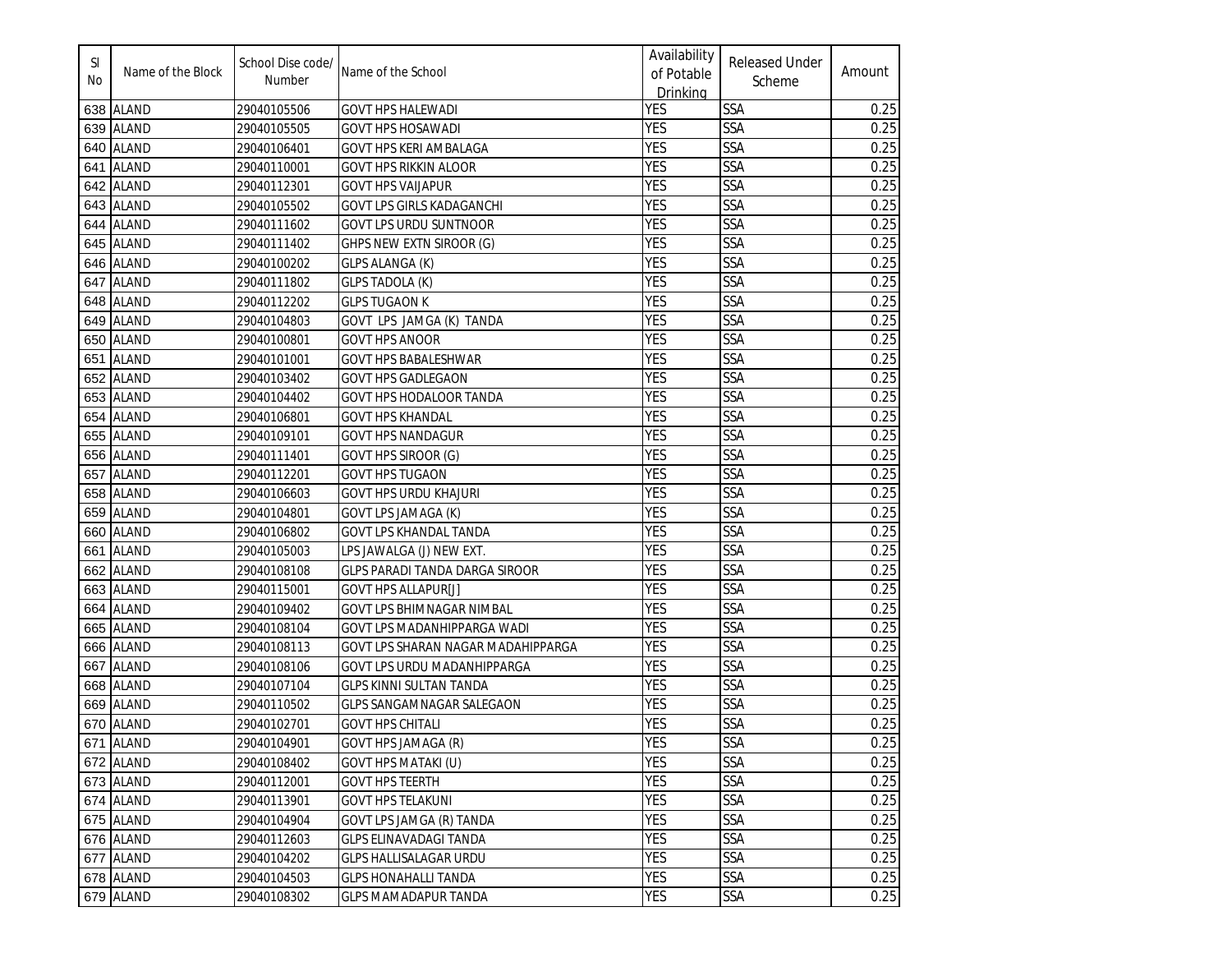| Sl No | Name of the Block | School Dise code/ Number | Name of the School | Availability of Potable Drinking | Released Under Scheme | Amount |
|---|---|---|---|---|---|---|
| 638 | ALAND | 29040105506 | GOVT HPS HALEWADI | YES | SSA | 0.25 |
| 639 | ALAND | 29040105505 | GOVT HPS HOSAWADI | YES | SSA | 0.25 |
| 640 | ALAND | 29040106401 | GOVT HPS KERI AMBALAGA | YES | SSA | 0.25 |
| 641 | ALAND | 29040110001 | GOVT HPS RIKKIN ALOOR | YES | SSA | 0.25 |
| 642 | ALAND | 29040112301 | GOVT HPS VAIJAPUR | YES | SSA | 0.25 |
| 643 | ALAND | 29040105502 | GOVT LPS GIRLS KADAGANCHI | YES | SSA | 0.25 |
| 644 | ALAND | 29040111602 | GOVT LPS URDU SUNTNOOR | YES | SSA | 0.25 |
| 645 | ALAND | 29040111402 | GHPS NEW EXTN SIROOR (G) | YES | SSA | 0.25 |
| 646 | ALAND | 29040100202 | GLPS ALANGA (K) | YES | SSA | 0.25 |
| 647 | ALAND | 29040111802 | GLPS TADOLA (K) | YES | SSA | 0.25 |
| 648 | ALAND | 29040112202 | GLPS TUGAON K | YES | SSA | 0.25 |
| 649 | ALAND | 29040104803 | GOVT LPS JAMGA (K) TANDA | YES | SSA | 0.25 |
| 650 | ALAND | 29040100801 | GOVT HPS ANOOR | YES | SSA | 0.25 |
| 651 | ALAND | 29040101001 | GOVT HPS BABALESHWAR | YES | SSA | 0.25 |
| 652 | ALAND | 29040103402 | GOVT HPS GADLEGAON | YES | SSA | 0.25 |
| 653 | ALAND | 29040104402 | GOVT HPS HODALOOR TANDA | YES | SSA | 0.25 |
| 654 | ALAND | 29040106801 | GOVT HPS KHANDAL | YES | SSA | 0.25 |
| 655 | ALAND | 29040109101 | GOVT HPS NANDAGUR | YES | SSA | 0.25 |
| 656 | ALAND | 29040111401 | GOVT HPS SIROOR (G) | YES | SSA | 0.25 |
| 657 | ALAND | 29040112201 | GOVT HPS TUGAON | YES | SSA | 0.25 |
| 658 | ALAND | 29040106603 | GOVT HPS URDU KHAJURI | YES | SSA | 0.25 |
| 659 | ALAND | 29040104801 | GOVT LPS JAMAGA (K) | YES | SSA | 0.25 |
| 660 | ALAND | 29040106802 | GOVT LPS KHANDAL TANDA | YES | SSA | 0.25 |
| 661 | ALAND | 29040105003 | LPS JAWALGA (J) NEW EXT. | YES | SSA | 0.25 |
| 662 | ALAND | 29040108108 | GLPS PARADI TANDA DARGA SIROOR | YES | SSA | 0.25 |
| 663 | ALAND | 29040115001 | GOVT HPS ALLAPUR[J] | YES | SSA | 0.25 |
| 664 | ALAND | 29040109402 | GOVT LPS BHIMNAGAR NIMBAL | YES | SSA | 0.25 |
| 665 | ALAND | 29040108104 | GOVT LPS MADANHIPPARGA WADI | YES | SSA | 0.25 |
| 666 | ALAND | 29040108113 | GOVT LPS SHARAN NAGAR MADAHIPPARGA | YES | SSA | 0.25 |
| 667 | ALAND | 29040108106 | GOVT LPS URDU MADANHIPPARGA | YES | SSA | 0.25 |
| 668 | ALAND | 29040107104 | GLPS KINNI SULTAN TANDA | YES | SSA | 0.25 |
| 669 | ALAND | 29040110502 | GLPS SANGAMNAGAR SALEGAON | YES | SSA | 0.25 |
| 670 | ALAND | 29040102701 | GOVT HPS CHITALI | YES | SSA | 0.25 |
| 671 | ALAND | 29040104901 | GOVT HPS JAMAGA (R) | YES | SSA | 0.25 |
| 672 | ALAND | 29040108402 | GOVT HPS MATAKI (U) | YES | SSA | 0.25 |
| 673 | ALAND | 29040112001 | GOVT HPS TEERTH | YES | SSA | 0.25 |
| 674 | ALAND | 29040113901 | GOVT HPS TELAKUNI | YES | SSA | 0.25 |
| 675 | ALAND | 29040104904 | GOVT LPS JAMGA (R) TANDA | YES | SSA | 0.25 |
| 676 | ALAND | 29040112603 | GLPS ELINAVADAGI TANDA | YES | SSA | 0.25 |
| 677 | ALAND | 29040104202 | GLPS HALLISALAGAR URDU | YES | SSA | 0.25 |
| 678 | ALAND | 29040104503 | GLPS HONAHALLI TANDA | YES | SSA | 0.25 |
| 679 | ALAND | 29040108302 | GLPS MAMADAPUR TANDA | YES | SSA | 0.25 |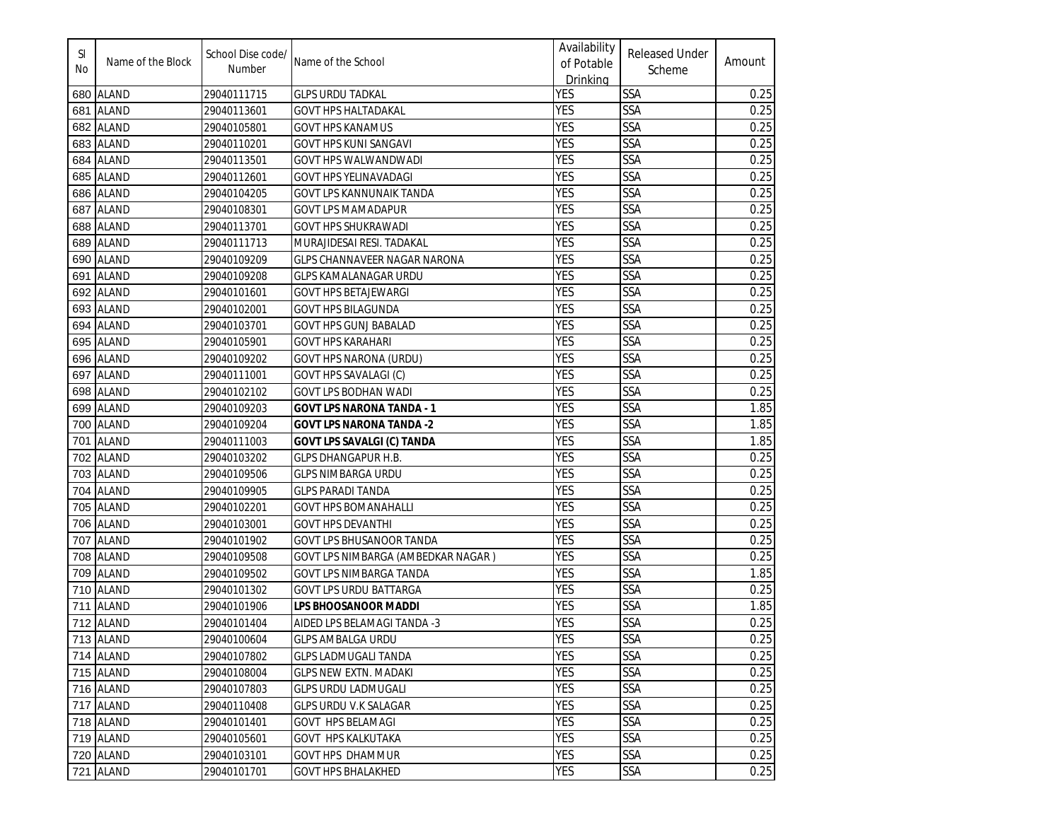| Sl No | Name of the Block | School Dise code/ Number | Name of the School | Availability of Potable Drinking | Released Under Scheme | Amount |
|---|---|---|---|---|---|---|
| 680 | ALAND | 29040111715 | GLPS URDU TADKAL | YES | SSA | 0.25 |
| 681 | ALAND | 29040113601 | GOVT HPS HALTADAKAL | YES | SSA | 0.25 |
| 682 | ALAND | 29040105801 | GOVT HPS KANAMUS | YES | SSA | 0.25 |
| 683 | ALAND | 29040110201 | GOVT HPS KUNI SANGAVI | YES | SSA | 0.25 |
| 684 | ALAND | 29040113501 | GOVT HPS WALWANDWADI | YES | SSA | 0.25 |
| 685 | ALAND | 29040112601 | GOVT HPS YELINAVADAGI | YES | SSA | 0.25 |
| 686 | ALAND | 29040104205 | GOVT LPS KANNUNAIK TANDA | YES | SSA | 0.25 |
| 687 | ALAND | 29040108301 | GOVT LPS MAMADAPUR | YES | SSA | 0.25 |
| 688 | ALAND | 29040113701 | GOVT HPS SHUKRAWADI | YES | SSA | 0.25 |
| 689 | ALAND | 29040111713 | MURAJIDESAI RESI. TADAKAL | YES | SSA | 0.25 |
| 690 | ALAND | 29040109209 | GLPS CHANNAVEER NAGAR NARONA | YES | SSA | 0.25 |
| 691 | ALAND | 29040109208 | GLPS KAMALANAGAR URDU | YES | SSA | 0.25 |
| 692 | ALAND | 29040101601 | GOVT HPS BETAJEWARGI | YES | SSA | 0.25 |
| 693 | ALAND | 29040102001 | GOVT HPS BILAGUNDA | YES | SSA | 0.25 |
| 694 | ALAND | 29040103701 | GOVT HPS GUNJ BABALAD | YES | SSA | 0.25 |
| 695 | ALAND | 29040105901 | GOVT HPS KARAHARI | YES | SSA | 0.25 |
| 696 | ALAND | 29040109202 | GOVT HPS NARONA (URDU) | YES | SSA | 0.25 |
| 697 | ALAND | 29040111001 | GOVT HPS SAVALAGI (C) | YES | SSA | 0.25 |
| 698 | ALAND | 29040102102 | GOVT LPS BODHAN WADI | YES | SSA | 0.25 |
| 699 | ALAND | 29040109203 | **GOVT LPS NARONA TANDA - 1** | YES | SSA | 1.85 |
| 700 | ALAND | 29040109204 | **GOVT LPS NARONA TANDA -2** | YES | SSA | 1.85 |
| 701 | ALAND | 29040111003 | **GOVT LPS SAVALGI (C) TANDA** | YES | SSA | 1.85 |
| 702 | ALAND | 29040103202 | GLPS DHANGAPUR H.B. | YES | SSA | 0.25 |
| 703 | ALAND | 29040109506 | GLPS NIMBARGA URDU | YES | SSA | 0.25 |
| 704 | ALAND | 29040109905 | GLPS PARADI TANDA | YES | SSA | 0.25 |
| 705 | ALAND | 29040102201 | GOVT HPS BOMANAHALLI | YES | SSA | 0.25 |
| 706 | ALAND | 29040103001 | GOVT HPS DEVANTHI | YES | SSA | 0.25 |
| 707 | ALAND | 29040101902 | GOVT LPS BHUSANOOR TANDA | YES | SSA | 0.25 |
| 708 | ALAND | 29040109508 | GOVT LPS NIMBARGA (AMBEDKAR NAGAR ) | YES | SSA | 0.25 |
| 709 | ALAND | 29040109502 | GOVT LPS NIMBARGA TANDA | YES | SSA | 1.85 |
| 710 | ALAND | 29040101302 | GOVT LPS URDU BATTARGA | YES | SSA | 0.25 |
| 711 | ALAND | 29040101906 | **LPS BHOOSANOOR MADDI** | YES | SSA | 1.85 |
| 712 | ALAND | 29040101404 | AIDED LPS BELAMAGI TANDA -3 | YES | SSA | 0.25 |
| 713 | ALAND | 29040100604 | GLPS AMBALGA URDU | YES | SSA | 0.25 |
| 714 | ALAND | 29040107802 | GLPS LADMUGALI TANDA | YES | SSA | 0.25 |
| 715 | ALAND | 29040108004 | GLPS NEW EXTN. MADAKI | YES | SSA | 0.25 |
| 716 | ALAND | 29040107803 | GLPS URDU LADMUGALI | YES | SSA | 0.25 |
| 717 | ALAND | 29040110408 | GLPS URDU V.K SALAGAR | YES | SSA | 0.25 |
| 718 | ALAND | 29040101401 | GOVT HPS BELAMAGI | YES | SSA | 0.25 |
| 719 | ALAND | 29040105601 | GOVT HPS KALKUTAKA | YES | SSA | 0.25 |
| 720 | ALAND | 29040103101 | GOVT HPS DHAMMUR | YES | SSA | 0.25 |
| 721 | ALAND | 29040101701 | GOVT HPS BHALAKHED | YES | SSA | 0.25 |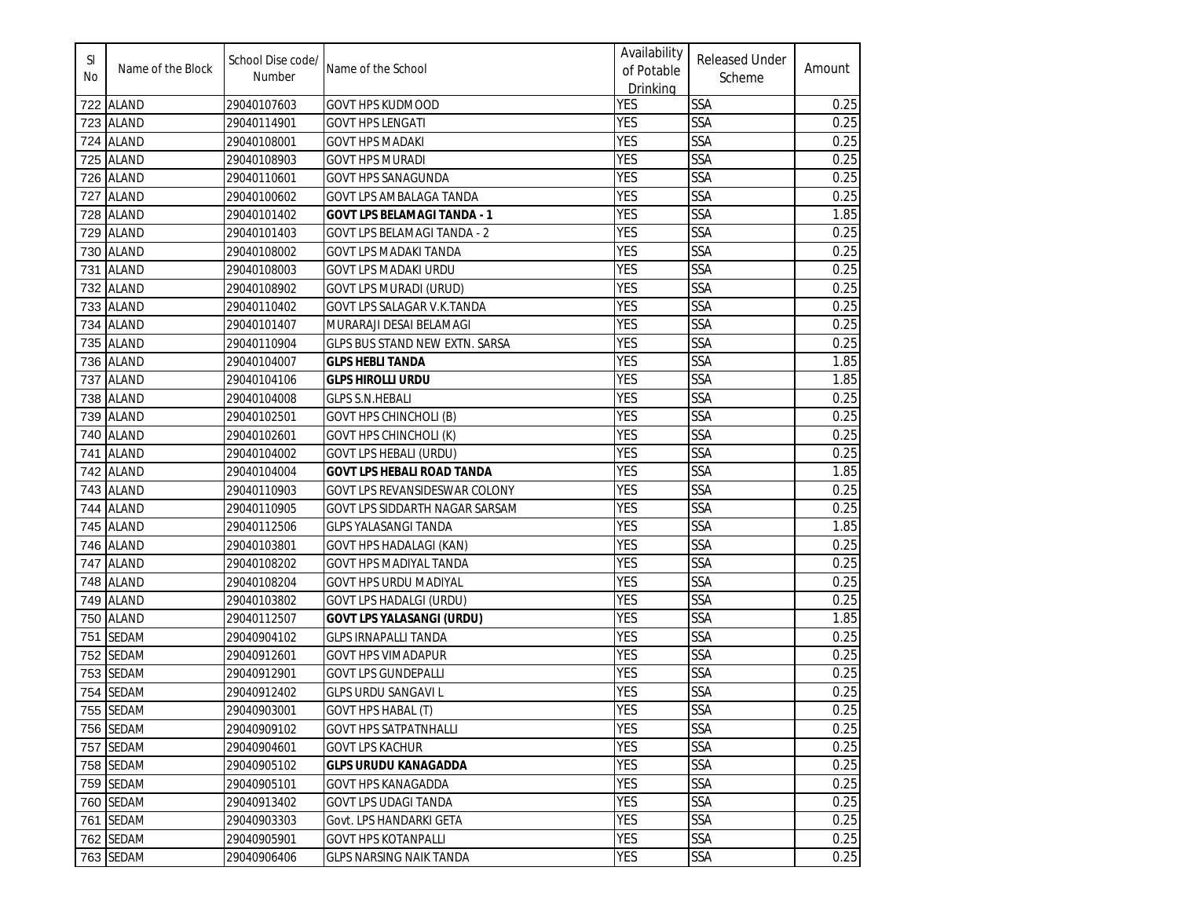| Sl No | Name of the Block | School Dise code/ Number | Name of the School | Availability of Potable Drinking | Released Under Scheme | Amount |
|---|---|---|---|---|---|---|
| 722 | ALAND | 29040107603 | GOVT HPS KUDMOOD | YES | SSA | 0.25 |
| 723 | ALAND | 29040114901 | GOVT HPS LENGATI | YES | SSA | 0.25 |
| 724 | ALAND | 29040108001 | GOVT HPS MADAKI | YES | SSA | 0.25 |
| 725 | ALAND | 29040108903 | GOVT HPS MURADI | YES | SSA | 0.25 |
| 726 | ALAND | 29040110601 | GOVT HPS SANAGUNDA | YES | SSA | 0.25 |
| 727 | ALAND | 29040100602 | GOVT LPS AMBALAGA TANDA | YES | SSA | 0.25 |
| 728 | ALAND | 29040101402 | **GOVT LPS BELAMAGI TANDA - 1** | YES | SSA | 1.85 |
| 729 | ALAND | 29040101403 | GOVT LPS BELAMAGI TANDA - 2 | YES | SSA | 0.25 |
| 730 | ALAND | 29040108002 | GOVT LPS MADAKI TANDA | YES | SSA | 0.25 |
| 731 | ALAND | 29040108003 | GOVT LPS MADAKI URDU | YES | SSA | 0.25 |
| 732 | ALAND | 29040108902 | GOVT LPS MURADI (URUD) | YES | SSA | 0.25 |
| 733 | ALAND | 29040110402 | GOVT LPS SALAGAR V.K.TANDA | YES | SSA | 0.25 |
| 734 | ALAND | 29040101407 | MURARAJI DESAI BELAMAGI | YES | SSA | 0.25 |
| 735 | ALAND | 29040110904 | GLPS BUS STAND NEW EXTN. SARSA | YES | SSA | 0.25 |
| 736 | ALAND | 29040104007 | **GLPS HEBLI TANDA** | YES | SSA | 1.85 |
| 737 | ALAND | 29040104106 | **GLPS HIROLLI URDU** | YES | SSA | 1.85 |
| 738 | ALAND | 29040104008 | GLPS S.N.HEBALI | YES | SSA | 0.25 |
| 739 | ALAND | 29040102501 | GOVT HPS CHINCHOLI (B) | YES | SSA | 0.25 |
| 740 | ALAND | 29040102601 | GOVT HPS CHINCHOLI (K) | YES | SSA | 0.25 |
| 741 | ALAND | 29040104002 | GOVT LPS HEBALI (URDU) | YES | SSA | 0.25 |
| 742 | ALAND | 29040104004 | **GOVT LPS HEBALI ROAD TANDA** | YES | SSA | 1.85 |
| 743 | ALAND | 29040110903 | GOVT LPS REVANSIDESWAR COLONY | YES | SSA | 0.25 |
| 744 | ALAND | 29040110905 | GOVT LPS SIDDARTH NAGAR SARSAM | YES | SSA | 0.25 |
| 745 | ALAND | 29040112506 | GLPS YALASANGI TANDA | YES | SSA | 1.85 |
| 746 | ALAND | 29040103801 | GOVT HPS HADALAGI (KAN) | YES | SSA | 0.25 |
| 747 | ALAND | 29040108202 | GOVT HPS MADIYAL TANDA | YES | SSA | 0.25 |
| 748 | ALAND | 29040108204 | GOVT HPS URDU MADIYAL | YES | SSA | 0.25 |
| 749 | ALAND | 29040103802 | GOVT LPS HADALGI (URDU) | YES | SSA | 0.25 |
| 750 | ALAND | 29040112507 | **GOVT LPS YALASANGI (URDU)** | YES | SSA | 1.85 |
| 751 | SEDAM | 29040904102 | GLPS IRNAPALLI TANDA | YES | SSA | 0.25 |
| 752 | SEDAM | 29040912601 | GOVT HPS VIMADAPUR | YES | SSA | 0.25 |
| 753 | SEDAM | 29040912901 | GOVT LPS GUNDEPALLI | YES | SSA | 0.25 |
| 754 | SEDAM | 29040912402 | GLPS URDU SANGAVI L | YES | SSA | 0.25 |
| 755 | SEDAM | 29040903001 | GOVT HPS HABAL (T) | YES | SSA | 0.25 |
| 756 | SEDAM | 29040909102 | GOVT HPS SATPATNHALLI | YES | SSA | 0.25 |
| 757 | SEDAM | 29040904601 | GOVT LPS KACHUR | YES | SSA | 0.25 |
| 758 | SEDAM | 29040905102 | **GLPS URDU KANAGADDA** | YES | SSA | 0.25 |
| 759 | SEDAM | 29040905101 | GOVT HPS KANAGADDA | YES | SSA | 0.25 |
| 760 | SEDAM | 29040913402 | GOVT LPS UDAGI TANDA | YES | SSA | 0.25 |
| 761 | SEDAM | 29040903303 | Govt. LPS HANDARKI GETA | YES | SSA | 0.25 |
| 762 | SEDAM | 29040905901 | GOVT HPS KOTANPALLI | YES | SSA | 0.25 |
| 763 | SEDAM | 29040906406 | GLPS NARSING NAIK TANDA | YES | SSA | 0.25 |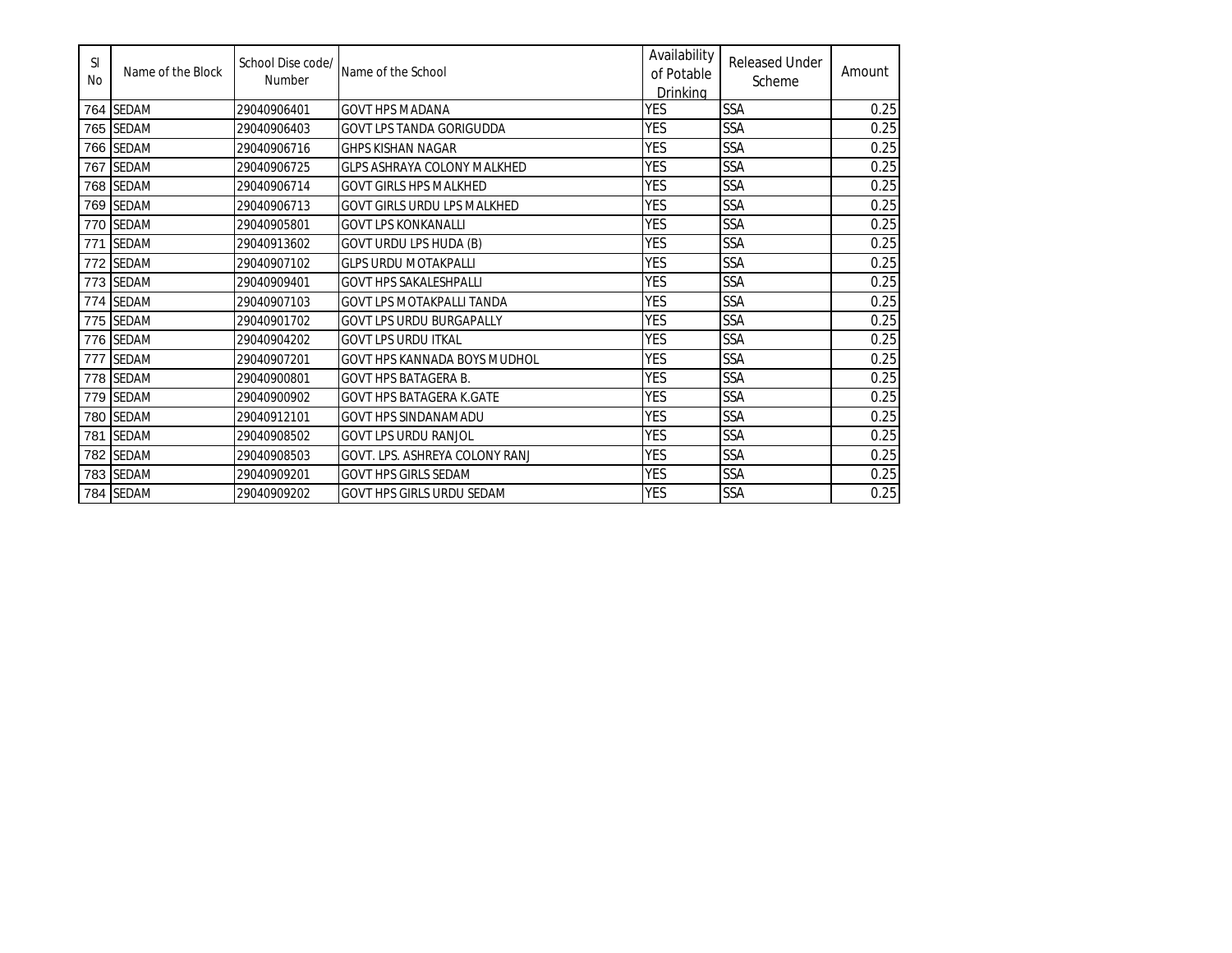| Sl No | Name of the Block | School Dise code/ Number | Name of the School | Availability of Potable Drinking | Released Under Scheme | Amount |
|---|---|---|---|---|---|---|
| 764 | SEDAM | 29040906401 | GOVT HPS MADANA | YES | SSA | 0.25 |
| 765 | SEDAM | 29040906403 | GOVT LPS TANDA GORIGUDDA | YES | SSA | 0.25 |
| 766 | SEDAM | 29040906716 | GHPS KISHAN NAGAR | YES | SSA | 0.25 |
| 767 | SEDAM | 29040906725 | GLPS ASHRAYA COLONY MALKHED | YES | SSA | 0.25 |
| 768 | SEDAM | 29040906714 | GOVT GIRLS HPS MALKHED | YES | SSA | 0.25 |
| 769 | SEDAM | 29040906713 | GOVT GIRLS URDU LPS MALKHED | YES | SSA | 0.25 |
| 770 | SEDAM | 29040905801 | GOVT LPS KONKANALLI | YES | SSA | 0.25 |
| 771 | SEDAM | 29040913602 | GOVT URDU LPS HUDA (B) | YES | SSA | 0.25 |
| 772 | SEDAM | 29040907102 | GLPS URDU MOTAKPALLI | YES | SSA | 0.25 |
| 773 | SEDAM | 29040909401 | GOVT HPS SAKALESHPALLI | YES | SSA | 0.25 |
| 774 | SEDAM | 29040907103 | GOVT LPS MOTAKPALLI TANDA | YES | SSA | 0.25 |
| 775 | SEDAM | 29040901702 | GOVT LPS URDU BURGAPALLY | YES | SSA | 0.25 |
| 776 | SEDAM | 29040904202 | GOVT LPS URDU ITKAL | YES | SSA | 0.25 |
| 777 | SEDAM | 29040907201 | GOVT HPS KANNADA BOYS MUDHOL | YES | SSA | 0.25 |
| 778 | SEDAM | 29040900801 | GOVT HPS BATAGERA B. | YES | SSA | 0.25 |
| 779 | SEDAM | 29040900902 | GOVT HPS BATAGERA K.GATE | YES | SSA | 0.25 |
| 780 | SEDAM | 29040912101 | GOVT HPS SINDANAMADU | YES | SSA | 0.25 |
| 781 | SEDAM | 29040908502 | GOVT LPS URDU RANJOL | YES | SSA | 0.25 |
| 782 | SEDAM | 29040908503 | GOVT. LPS. ASHREYA COLONY RANJ | YES | SSA | 0.25 |
| 783 | SEDAM | 29040909201 | GOVT HPS GIRLS SEDAM | YES | SSA | 0.25 |
| 784 | SEDAM | 29040909202 | GOVT HPS GIRLS URDU SEDAM | YES | SSA | 0.25 |